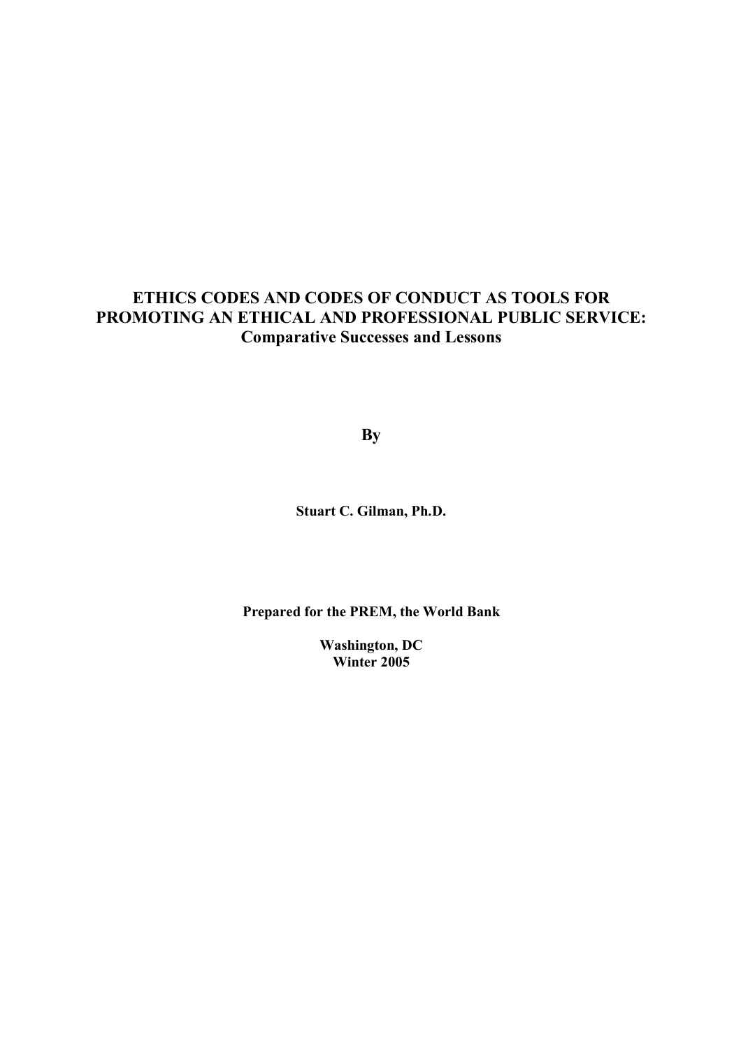# ETHICS CODES AND CODES OF CONDUCT AS TOOLS FOR PROMOTING AN ETHICAL AND PROFESSIONAL PUBLIC SERVICE: Comparative Successes and Lessons

**By**

**Stuart C. Gilman, Ph.D.**

**Prepared for the PREM, the World Bank**

**Washington, DC**
**Winter 2005**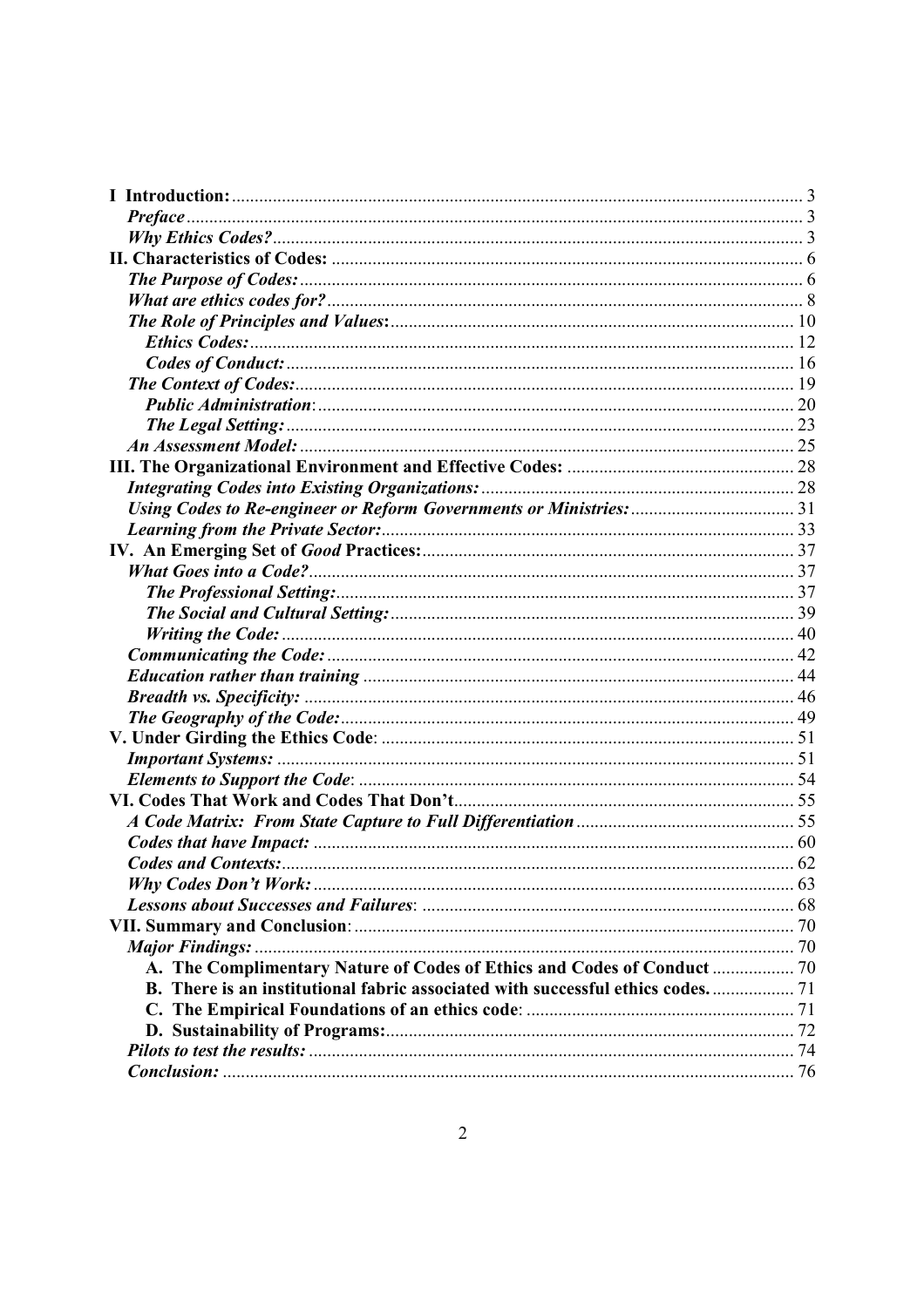**I Introduction:** 3
*Preface* 3
*Why Ethics Codes?* 3
**II. Characteristics of Codes:** 6
*The Purpose of Codes:* 6
*What are ethics codes for?* 8
*The Role of Principles and Values:* 10
*Ethics Codes:* 12
*Codes of Conduct:* 16
*The Context of Codes:* 19
*Public Administration:* 20
*The Legal Setting:* 23
*An Assessment Model:* 25
**III. The Organizational Environment and Effective Codes:** 28
*Integrating Codes into Existing Organizations:* 28
*Using Codes to Re-engineer or Reform Governments or Ministries:* 31
*Learning from the Private Sector:* 33
**IV. An Emerging Set of *Good* Practices:** 37
*What Goes into a Code?* 37
*The Professional Setting:* 37
*The Social and Cultural Setting:* 39
*Writing the Code:* 40
*Communicating the Code:* 42
*Education rather than training* 44
*Breadth vs. Specificity:* 46
*The Geography of the Code:* 49
**V. Under Girding the Ethics Code:** 51
*Important Systems:* 51
*Elements to Support the Code:* 54
**VI. Codes That Work and Codes That Don't** 55
*A Code Matrix: From State Capture to Full Differentiation* 55
*Codes that have Impact:* 60
*Codes and Contexts:* 62
*Why Codes Don't Work:* 63
*Lessons about Successes and Failures:* 68
**VII. Summary and Conclusion:** 70
*Major Findings:* 70
**A. The Complimentary Nature of Codes of Ethics and Codes of Conduct** 70
**B. There is an institutional fabric associated with successful ethics codes.** 71
**C. The Empirical Foundations of an ethics code:** 71
**D. Sustainability of Programs:** 72
*Pilots to test the results:* 74
*Conclusion:* 76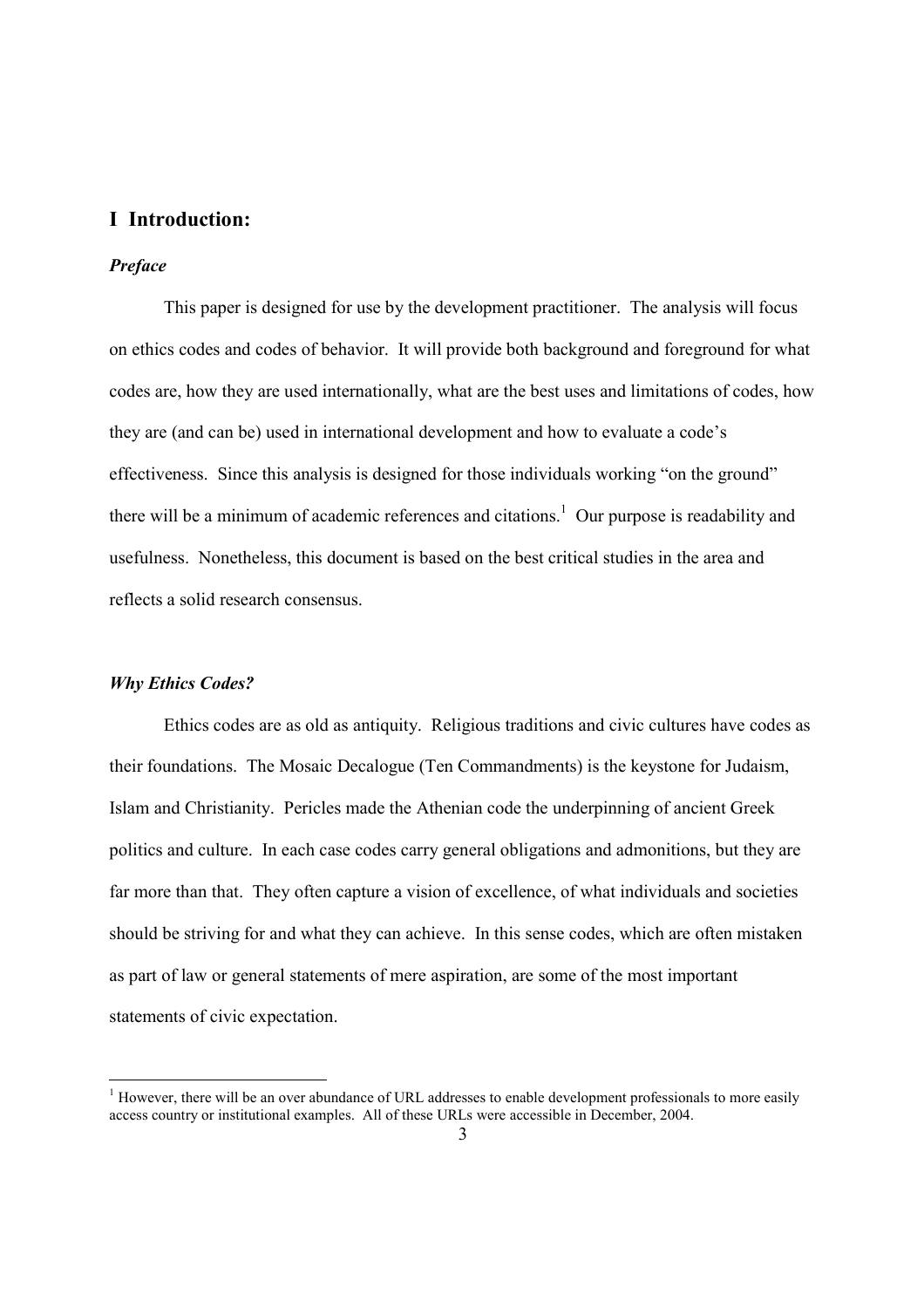## I Introduction:

### *Preface*

This paper is designed for use by the development practitioner. The analysis will focus on ethics codes and codes of behavior. It will provide both background and foreground for what codes are, how they are used internationally, what are the best uses and limitations of codes, how they are (and can be) used in international development and how to evaluate a code's effectiveness. Since this analysis is designed for those individuals working "on the ground" there will be a minimum of academic references and citations.[1] Our purpose is readability and usefulness. Nonetheless, this document is based on the best critical studies in the area and reflects a solid research consensus.

### *Why Ethics Codes?*

Ethics codes are as old as antiquity. Religious traditions and civic cultures have codes as their foundations. The Mosaic Decalogue (Ten Commandments) is the keystone for Judaism, Islam and Christianity. Pericles made the Athenian code the underpinning of ancient Greek politics and culture. In each case codes carry general obligations and admonitions, but they are far more than that. They often capture a vision of excellence, of what individuals and societies should be striving for and what they can achieve. In this sense codes, which are often mistaken as part of law or general statements of mere aspiration, are some of the most important statements of civic expectation.

---

[1] However, there will be an over abundance of URL addresses to enable development professionals to more easily access country or institutional examples. All of these URLs were accessible in December, 2004.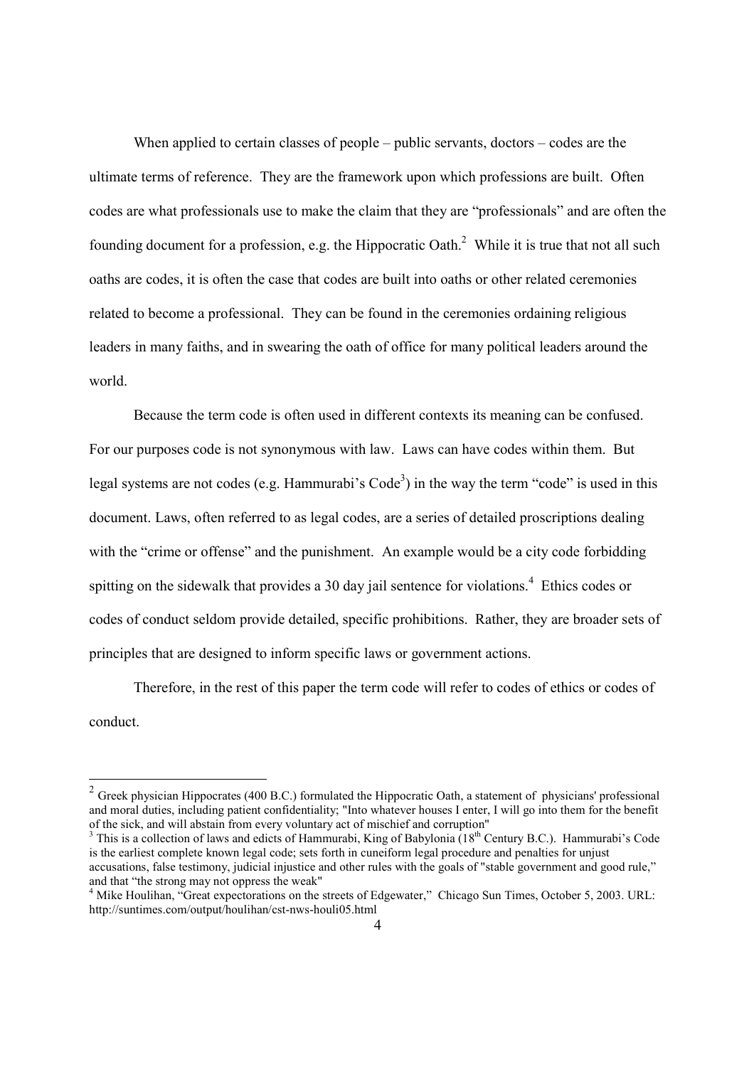When applied to certain classes of people – public servants, doctors – codes are the ultimate terms of reference. They are the framework upon which professions are built. Often codes are what professionals use to make the claim that they are "professionals" and are often the founding document for a profession, e.g. the Hippocratic Oath.[2] While it is true that not all such oaths are codes, it is often the case that codes are built into oaths or other related ceremonies related to become a professional. They can be found in the ceremonies ordaining religious leaders in many faiths, and in swearing the oath of office for many political leaders around the world.

Because the term code is often used in different contexts its meaning can be confused. For our purposes code is not synonymous with law. Laws can have codes within them. But legal systems are not codes (e.g. Hammurabi's Code[3]) in the way the term "code" is used in this document. Laws, often referred to as legal codes, are a series of detailed proscriptions dealing with the "crime or offense" and the punishment. An example would be a city code forbidding spitting on the sidewalk that provides a 30 day jail sentence for violations.[4] Ethics codes or codes of conduct seldom provide detailed, specific prohibitions. Rather, they are broader sets of principles that are designed to inform specific laws or government actions.

Therefore, in the rest of this paper the term code will refer to codes of ethics or codes of conduct.

---

[2] Greek physician Hippocrates (400 B.C.) formulated the Hippocratic Oath, a statement of physicians' professional and moral duties, including patient confidentiality; "Into whatever houses I enter, I will go into them for the benefit of the sick, and will abstain from every voluntary act of mischief and corruption"

[3] This is a collection of laws and edicts of Hammurabi, King of Babylonia (18th Century B.C.). Hammurabi's Code is the earliest complete known legal code; sets forth in cuneiform legal procedure and penalties for unjust accusations, false testimony, judicial injustice and other rules with the goals of "stable government and good rule," and that "the strong may not oppress the weak"

[4] Mike Houlihan, "Great expectorations on the streets of Edgewater," Chicago Sun Times, October 5, 2003. URL: http://suntimes.com/output/houlihan/cst-nws-houli05.html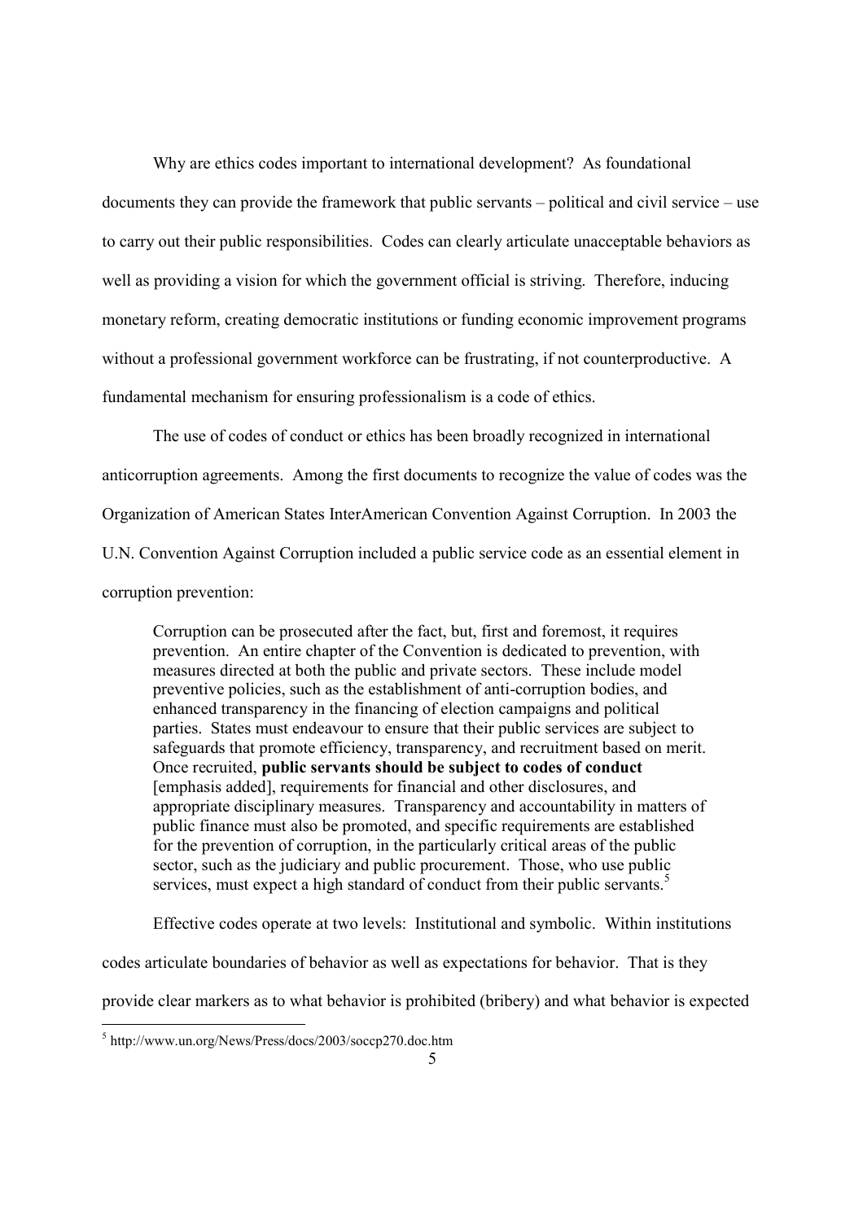Why are ethics codes important to international development? As foundational documents they can provide the framework that public servants – political and civil service – use to carry out their public responsibilities. Codes can clearly articulate unacceptable behaviors as well as providing a vision for which the government official is striving. Therefore, inducing monetary reform, creating democratic institutions or funding economic improvement programs without a professional government workforce can be frustrating, if not counterproductive. A fundamental mechanism for ensuring professionalism is a code of ethics.

The use of codes of conduct or ethics has been broadly recognized in international anticorruption agreements. Among the first documents to recognize the value of codes was the Organization of American States InterAmerican Convention Against Corruption. In 2003 the U.N. Convention Against Corruption included a public service code as an essential element in corruption prevention:

> Corruption can be prosecuted after the fact, but, first and foremost, it requires prevention. An entire chapter of the Convention is dedicated to prevention, with measures directed at both the public and private sectors. These include model preventive policies, such as the establishment of anti-corruption bodies, and enhanced transparency in the financing of election campaigns and political parties. States must endeavour to ensure that their public services are subject to safeguards that promote efficiency, transparency, and recruitment based on merit. Once recruited, **public servants should be subject to codes of conduct** [emphasis added], requirements for financial and other disclosures, and appropriate disciplinary measures. Transparency and accountability in matters of public finance must also be promoted, and specific requirements are established for the prevention of corruption, in the particularly critical areas of the public sector, such as the judiciary and public procurement. Those, who use public services, must expect a high standard of conduct from their public servants.[5]

Effective codes operate at two levels: Institutional and symbolic. Within institutions codes articulate boundaries of behavior as well as expectations for behavior. That is they provide clear markers as to what behavior is prohibited (bribery) and what behavior is expected

[5] http://www.un.org/News/Press/docs/2003/soccp270.doc.htm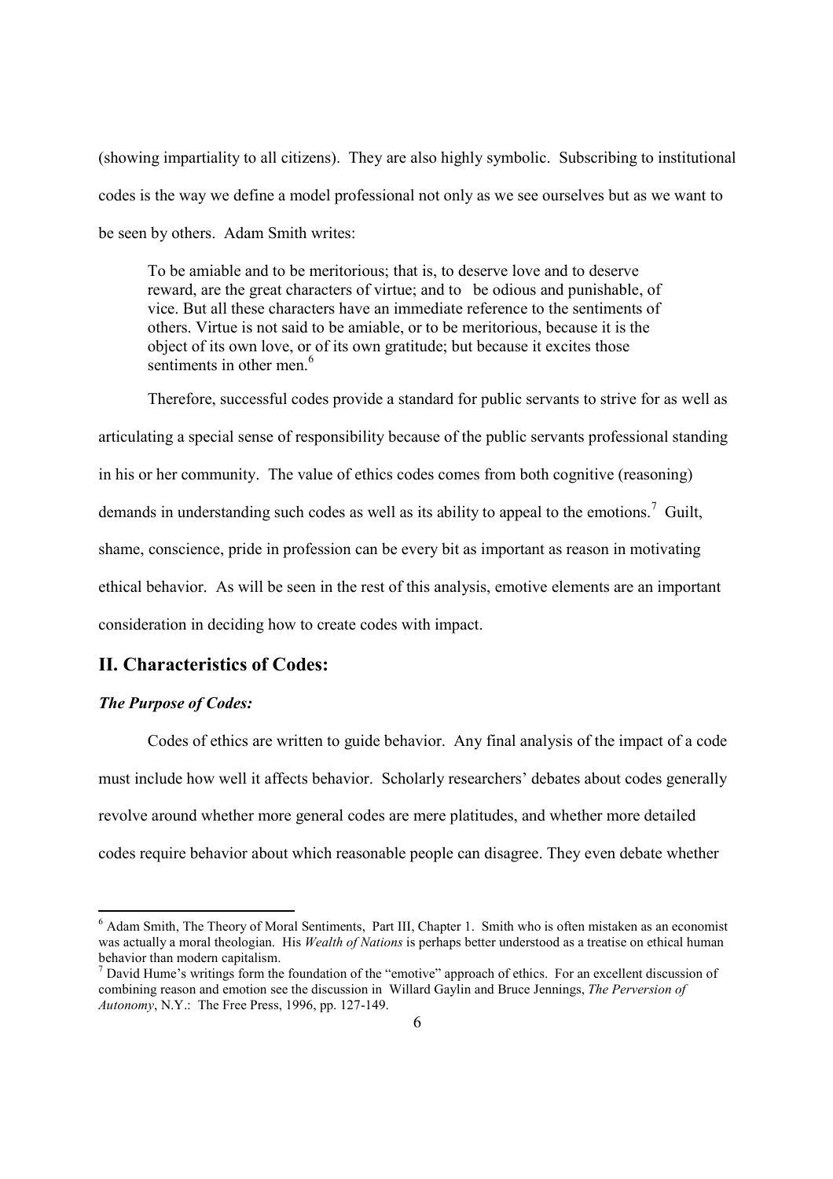(showing impartiality to all citizens). They are also highly symbolic. Subscribing to institutional codes is the way we define a model professional not only as we see ourselves but as we want to be seen by others. Adam Smith writes:

> To be amiable and to be meritorious; that is, to deserve love and to deserve reward, are the great characters of virtue; and to be odious and punishable, of vice. But all these characters have an immediate reference to the sentiments of others. Virtue is not said to be amiable, or to be meritorious, because it is the object of its own love, or of its own gratitude; but because it excites those sentiments in other men.[6]

Therefore, successful codes provide a standard for public servants to strive for as well as articulating a special sense of responsibility because of the public servants professional standing in his or her community. The value of ethics codes comes from both cognitive (reasoning) demands in understanding such codes as well as its ability to appeal to the emotions.[7] Guilt, shame, conscience, pride in profession can be every bit as important as reason in motivating ethical behavior. As will be seen in the rest of this analysis, emotive elements are an important consideration in deciding how to create codes with impact.

## II. Characteristics of Codes:

### *The Purpose of Codes:*

Codes of ethics are written to guide behavior. Any final analysis of the impact of a code must include how well it affects behavior. Scholarly researchers' debates about codes generally revolve around whether more general codes are mere platitudes, and whether more detailed codes require behavior about which reasonable people can disagree. They even debate whether

---

[6] Adam Smith, The Theory of Moral Sentiments, Part III, Chapter 1. Smith who is often mistaken as an economist was actually a moral theologian. His *Wealth of Nations* is perhaps better understood as a treatise on ethical human behavior than modern capitalism.

[7] David Hume's writings form the foundation of the "emotive" approach of ethics. For an excellent discussion of combining reason and emotion see the discussion in Willard Gaylin and Bruce Jennings, *The Perversion of Autonomy*, N.Y.: The Free Press, 1996, pp. 127-149.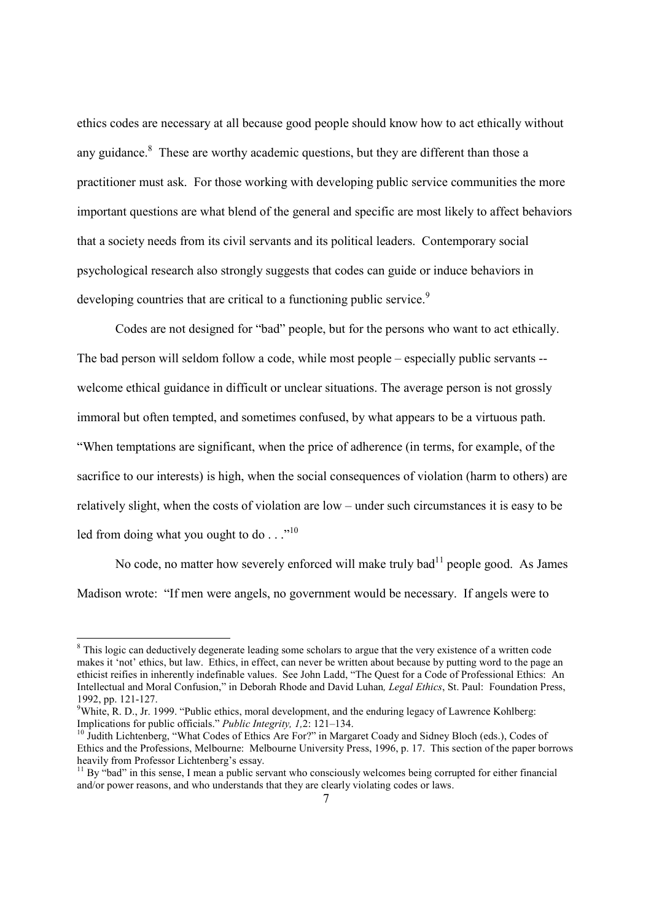ethics codes are necessary at all because good people should know how to act ethically without any guidance.[8] These are worthy academic questions, but they are different than those a practitioner must ask. For those working with developing public service communities the more important questions are what blend of the general and specific are most likely to affect behaviors that a society needs from its civil servants and its political leaders. Contemporary social psychological research also strongly suggests that codes can guide or induce behaviors in developing countries that are critical to a functioning public service.[9]

Codes are not designed for "bad" people, but for the persons who want to act ethically. The bad person will seldom follow a code, while most people – especially public servants -- welcome ethical guidance in difficult or unclear situations. The average person is not grossly immoral but often tempted, and sometimes confused, by what appears to be a virtuous path. "When temptations are significant, when the price of adherence (in terms, for example, of the sacrifice to our interests) is high, when the social consequences of violation (harm to others) are relatively slight, when the costs of violation are low – under such circumstances it is easy to be led from doing what you ought to do . . ."[10]

No code, no matter how severely enforced will make truly bad[11] people good. As James Madison wrote: "If men were angels, no government would be necessary. If angels were to

---

[8] This logic can deductively degenerate leading some scholars to argue that the very existence of a written code makes it 'not' ethics, but law. Ethics, in effect, can never be written about because by putting word to the page an ethicist reifies in inherently indefinable values. See John Ladd, "The Quest for a Code of Professional Ethics: An Intellectual and Moral Confusion," in Deborah Rhode and David Luhan*, Legal Ethics*, St. Paul: Foundation Press, 1992, pp. 121-127.

[9] White, R. D., Jr. 1999. "Public ethics, moral development, and the enduring legacy of Lawrence Kohlberg: Implications for public officials." *Public Integrity, 1*,2: 121–134.

[10] Judith Lichtenberg, "What Codes of Ethics Are For?" in Margaret Coady and Sidney Bloch (eds.), Codes of Ethics and the Professions, Melbourne: Melbourne University Press, 1996, p. 17. This section of the paper borrows heavily from Professor Lichtenberg's essay.

[11] By "bad" in this sense, I mean a public servant who consciously welcomes being corrupted for either financial and/or power reasons, and who understands that they are clearly violating codes or laws.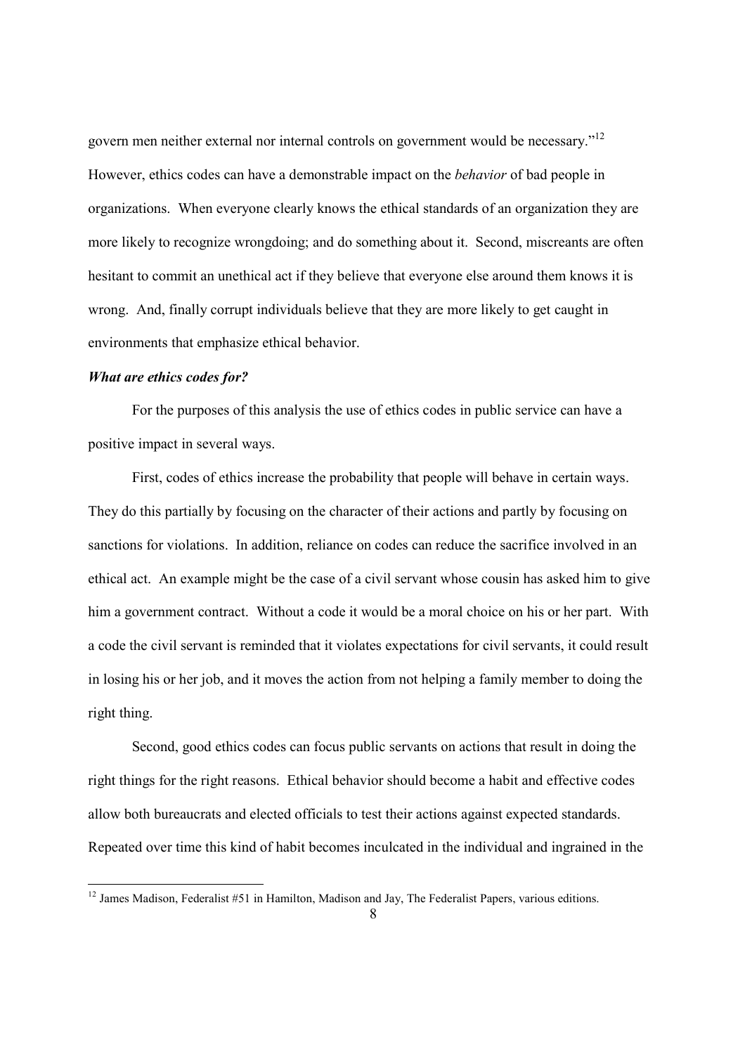govern men neither external nor internal controls on government would be necessary."[12] However, ethics codes can have a demonstrable impact on the *behavior* of bad people in organizations. When everyone clearly knows the ethical standards of an organization they are more likely to recognize wrongdoing; and do something about it. Second, miscreants are often hesitant to commit an unethical act if they believe that everyone else around them knows it is wrong. And, finally corrupt individuals believe that they are more likely to get caught in environments that emphasize ethical behavior.

***What are ethics codes for?***

For the purposes of this analysis the use of ethics codes in public service can have a positive impact in several ways.

First, codes of ethics increase the probability that people will behave in certain ways. They do this partially by focusing on the character of their actions and partly by focusing on sanctions for violations. In addition, reliance on codes can reduce the sacrifice involved in an ethical act. An example might be the case of a civil servant whose cousin has asked him to give him a government contract. Without a code it would be a moral choice on his or her part. With a code the civil servant is reminded that it violates expectations for civil servants, it could result in losing his or her job, and it moves the action from not helping a family member to doing the right thing.

Second, good ethics codes can focus public servants on actions that result in doing the right things for the right reasons. Ethical behavior should become a habit and effective codes allow both bureaucrats and elected officials to test their actions against expected standards. Repeated over time this kind of habit becomes inculcated in the individual and ingrained in the

[12] James Madison, Federalist #51 in Hamilton, Madison and Jay, The Federalist Papers, various editions.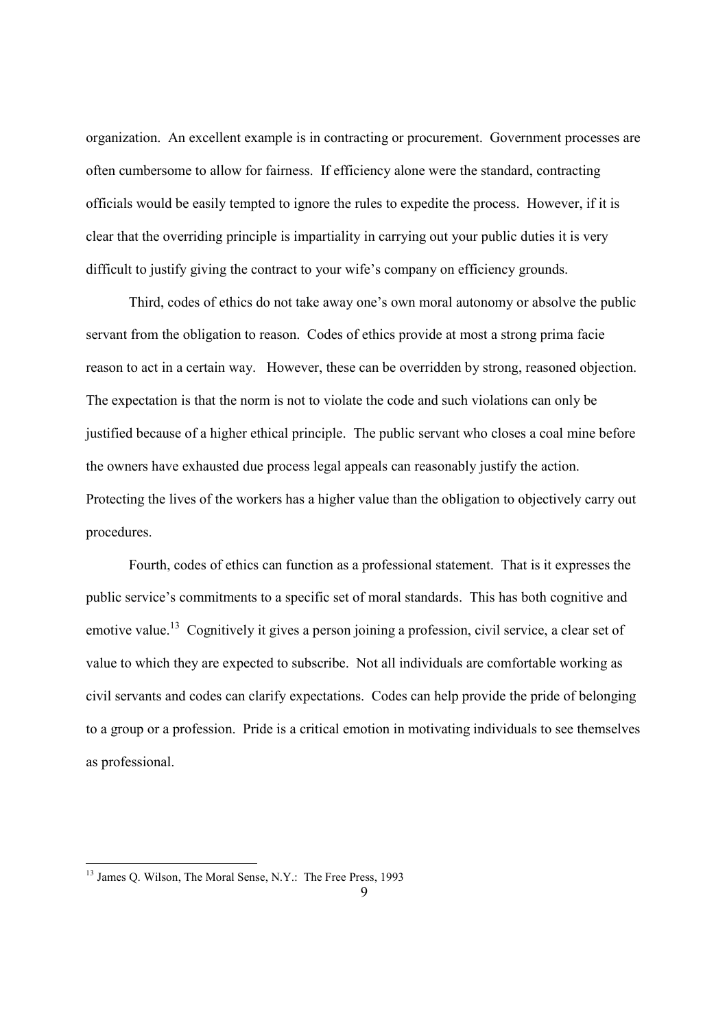organization. An excellent example is in contracting or procurement. Government processes are often cumbersome to allow for fairness. If efficiency alone were the standard, contracting officials would be easily tempted to ignore the rules to expedite the process. However, if it is clear that the overriding principle is impartiality in carrying out your public duties it is very difficult to justify giving the contract to your wife's company on efficiency grounds.

Third, codes of ethics do not take away one's own moral autonomy or absolve the public servant from the obligation to reason. Codes of ethics provide at most a strong prima facie reason to act in a certain way. However, these can be overridden by strong, reasoned objection. The expectation is that the norm is not to violate the code and such violations can only be justified because of a higher ethical principle. The public servant who closes a coal mine before the owners have exhausted due process legal appeals can reasonably justify the action. Protecting the lives of the workers has a higher value than the obligation to objectively carry out procedures.

Fourth, codes of ethics can function as a professional statement. That is it expresses the public service's commitments to a specific set of moral standards. This has both cognitive and emotive value.[13] Cognitively it gives a person joining a profession, civil service, a clear set of value to which they are expected to subscribe. Not all individuals are comfortable working as civil servants and codes can clarify expectations. Codes can help provide the pride of belonging to a group or a profession. Pride is a critical emotion in motivating individuals to see themselves as professional.

---

[13] James Q. Wilson, The Moral Sense, N.Y.: The Free Press, 1993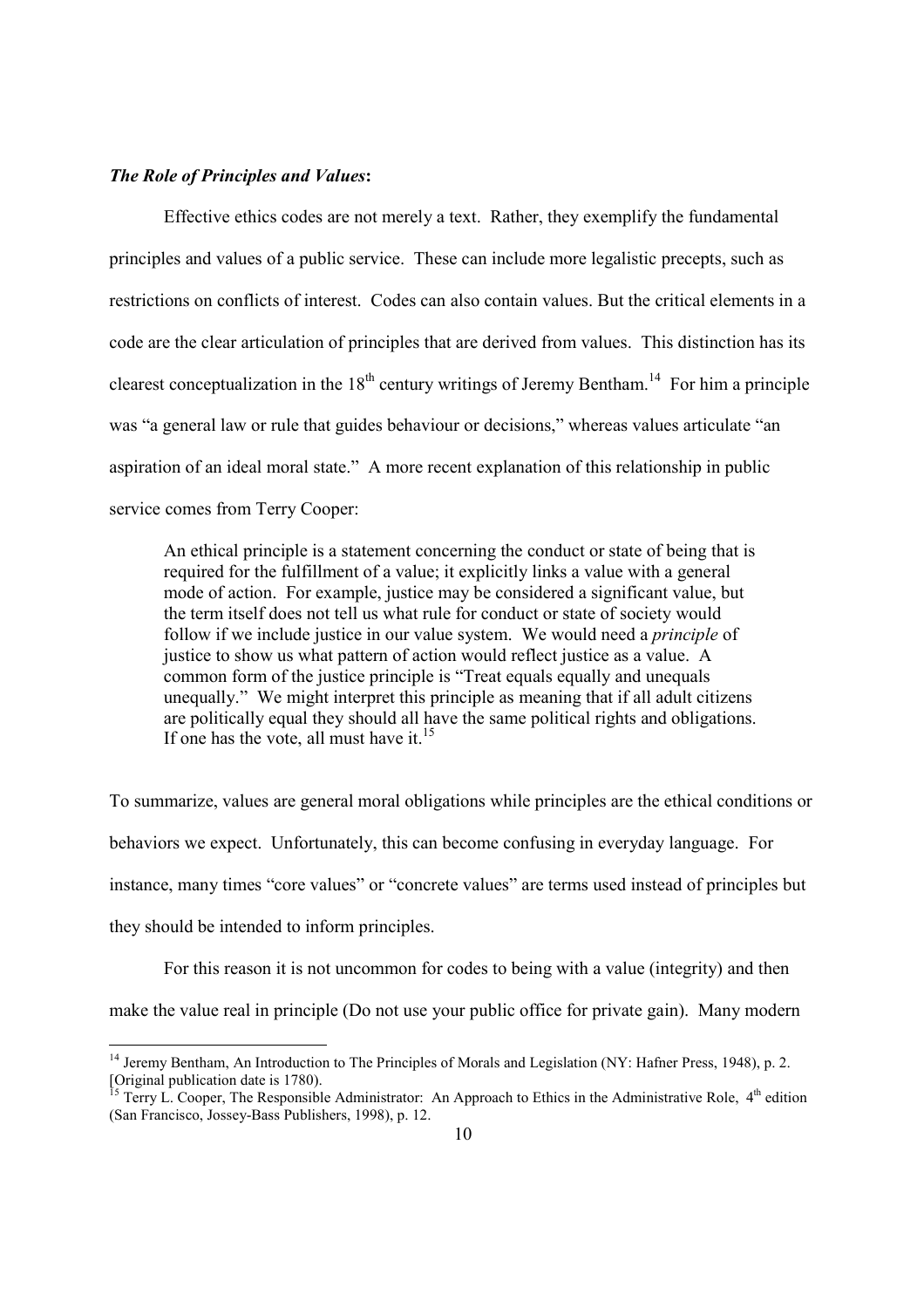***The Role of Principles and Values*:**

Effective ethics codes are not merely a text. Rather, they exemplify the fundamental principles and values of a public service. These can include more legalistic precepts, such as restrictions on conflicts of interest. Codes can also contain values. But the critical elements in a code are the clear articulation of principles that are derived from values. This distinction has its clearest conceptualization in the 18th century writings of Jeremy Bentham.[14] For him a principle was "a general law or rule that guides behaviour or decisions," whereas values articulate "an aspiration of an ideal moral state." A more recent explanation of this relationship in public service comes from Terry Cooper:

> An ethical principle is a statement concerning the conduct or state of being that is required for the fulfillment of a value; it explicitly links a value with a general mode of action. For example, justice may be considered a significant value, but the term itself does not tell us what rule for conduct or state of society would follow if we include justice in our value system. We would need a *principle* of justice to show us what pattern of action would reflect justice as a value. A common form of the justice principle is "Treat equals equally and unequals unequally." We might interpret this principle as meaning that if all adult citizens are politically equal they should all have the same political rights and obligations. If one has the vote, all must have it.[15]

To summarize, values are general moral obligations while principles are the ethical conditions or behaviors we expect. Unfortunately, this can become confusing in everyday language. For instance, many times "core values" or "concrete values" are terms used instead of principles but they should be intended to inform principles.

For this reason it is not uncommon for codes to being with a value (integrity) and then make the value real in principle (Do not use your public office for private gain). Many modern

---

[14] Jeremy Bentham, An Introduction to The Principles of Morals and Legislation (NY: Hafner Press, 1948), p. 2. [Original publication date is 1780).

[15] Terry L. Cooper, The Responsible Administrator: An Approach to Ethics in the Administrative Role, 4th edition (San Francisco, Jossey-Bass Publishers, 1998), p. 12.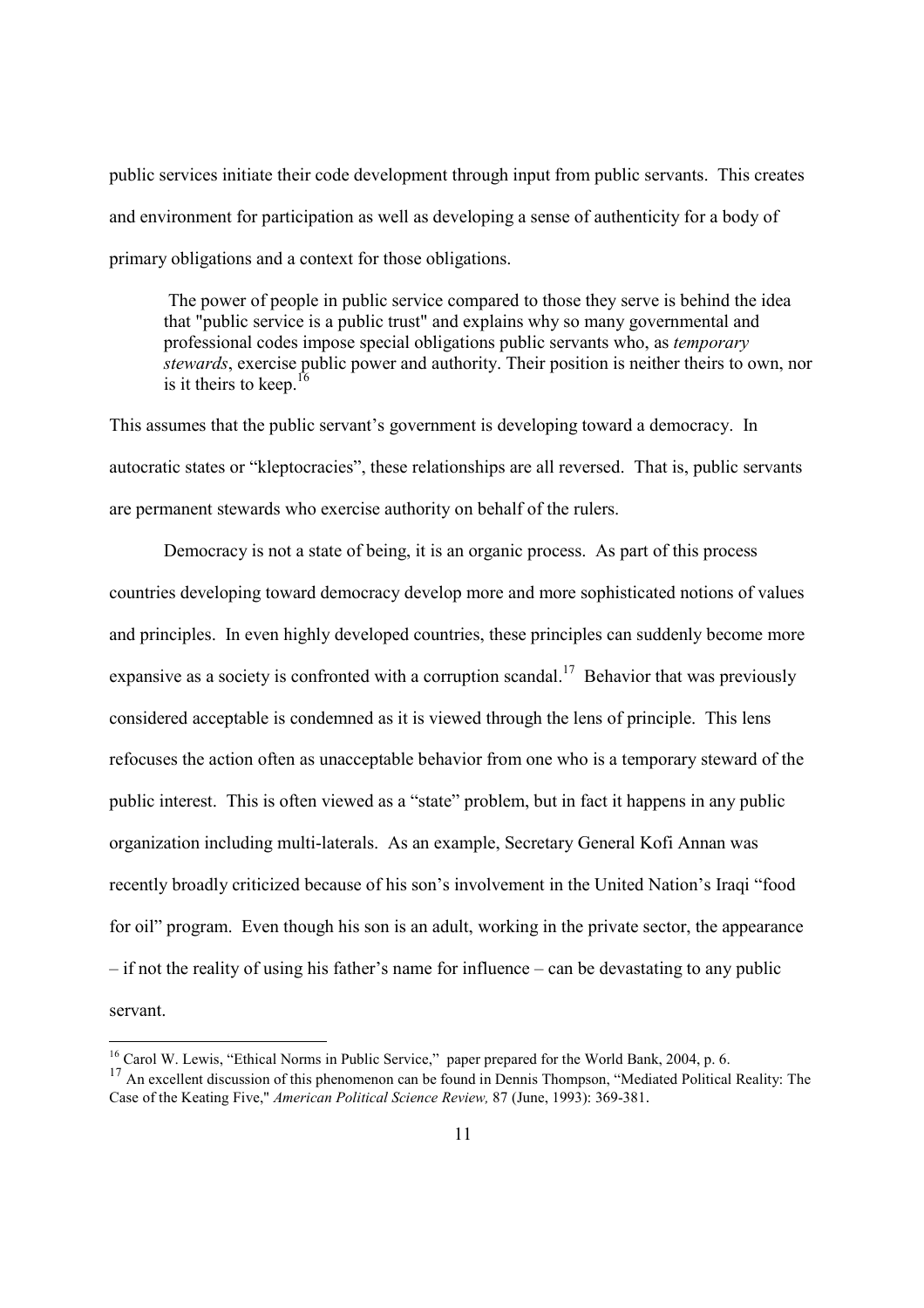public services initiate their code development through input from public servants. This creates and environment for participation as well as developing a sense of authenticity for a body of primary obligations and a context for those obligations.

> The power of people in public service compared to those they serve is behind the idea that "public service is a public trust" and explains why so many governmental and professional codes impose special obligations public servants who, as *temporary stewards*, exercise public power and authority. Their position is neither theirs to own, nor is it theirs to keep.[16]

This assumes that the public servant's government is developing toward a democracy. In autocratic states or "kleptocracies", these relationships are all reversed. That is, public servants are permanent stewards who exercise authority on behalf of the rulers.

Democracy is not a state of being, it is an organic process. As part of this process countries developing toward democracy develop more and more sophisticated notions of values and principles. In even highly developed countries, these principles can suddenly become more expansive as a society is confronted with a corruption scandal.[17] Behavior that was previously considered acceptable is condemned as it is viewed through the lens of principle. This lens refocuses the action often as unacceptable behavior from one who is a temporary steward of the public interest. This is often viewed as a "state" problem, but in fact it happens in any public organization including multi-laterals. As an example, Secretary General Kofi Annan was recently broadly criticized because of his son's involvement in the United Nation's Iraqi "food for oil" program. Even though his son is an adult, working in the private sector, the appearance – if not the reality of using his father's name for influence – can be devastating to any public servant.

---

[16] Carol W. Lewis, "Ethical Norms in Public Service," paper prepared for the World Bank, 2004, p. 6.

[17] An excellent discussion of this phenomenon can be found in Dennis Thompson, "Mediated Political Reality: The Case of the Keating Five," *American Political Science Review,* 87 (June, 1993): 369-381.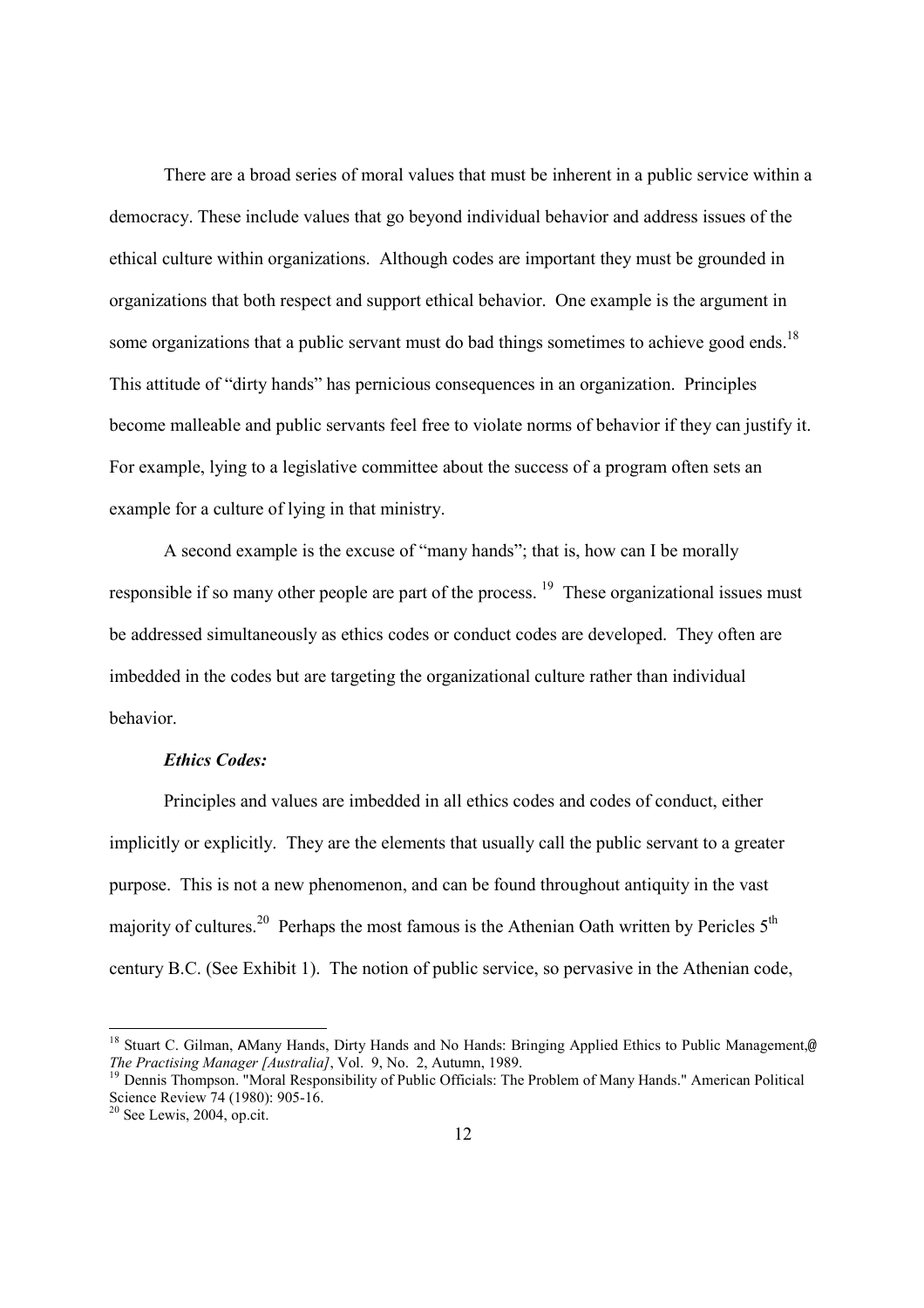There are a broad series of moral values that must be inherent in a public service within a democracy. These include values that go beyond individual behavior and address issues of the ethical culture within organizations. Although codes are important they must be grounded in organizations that both respect and support ethical behavior. One example is the argument in some organizations that a public servant must do bad things sometimes to achieve good ends.[18] This attitude of "dirty hands" has pernicious consequences in an organization. Principles become malleable and public servants feel free to violate norms of behavior if they can justify it. For example, lying to a legislative committee about the success of a program often sets an example for a culture of lying in that ministry.

A second example is the excuse of "many hands"; that is, how can I be morally responsible if so many other people are part of the process. [19] These organizational issues must be addressed simultaneously as ethics codes or conduct codes are developed. They often are imbedded in the codes but are targeting the organizational culture rather than individual behavior.

***Ethics Codes:***

Principles and values are imbedded in all ethics codes and codes of conduct, either implicitly or explicitly. They are the elements that usually call the public servant to a greater purpose. This is not a new phenomenon, and can be found throughout antiquity in the vast majority of cultures.[20] Perhaps the most famous is the Athenian Oath written by Pericles 5th century B.C. (See Exhibit 1). The notion of public service, so pervasive in the Athenian code,

---

[18] Stuart C. Gilman, AMany Hands, Dirty Hands and No Hands: Bringing Applied Ethics to Public Management,@ *The Practising Manager [Australia]*, Vol. 9, No. 2, Autumn, 1989.

[19] Dennis Thompson. "Moral Responsibility of Public Officials: The Problem of Many Hands." American Political Science Review 74 (1980): 905-16.

[20] See Lewis, 2004, op.cit.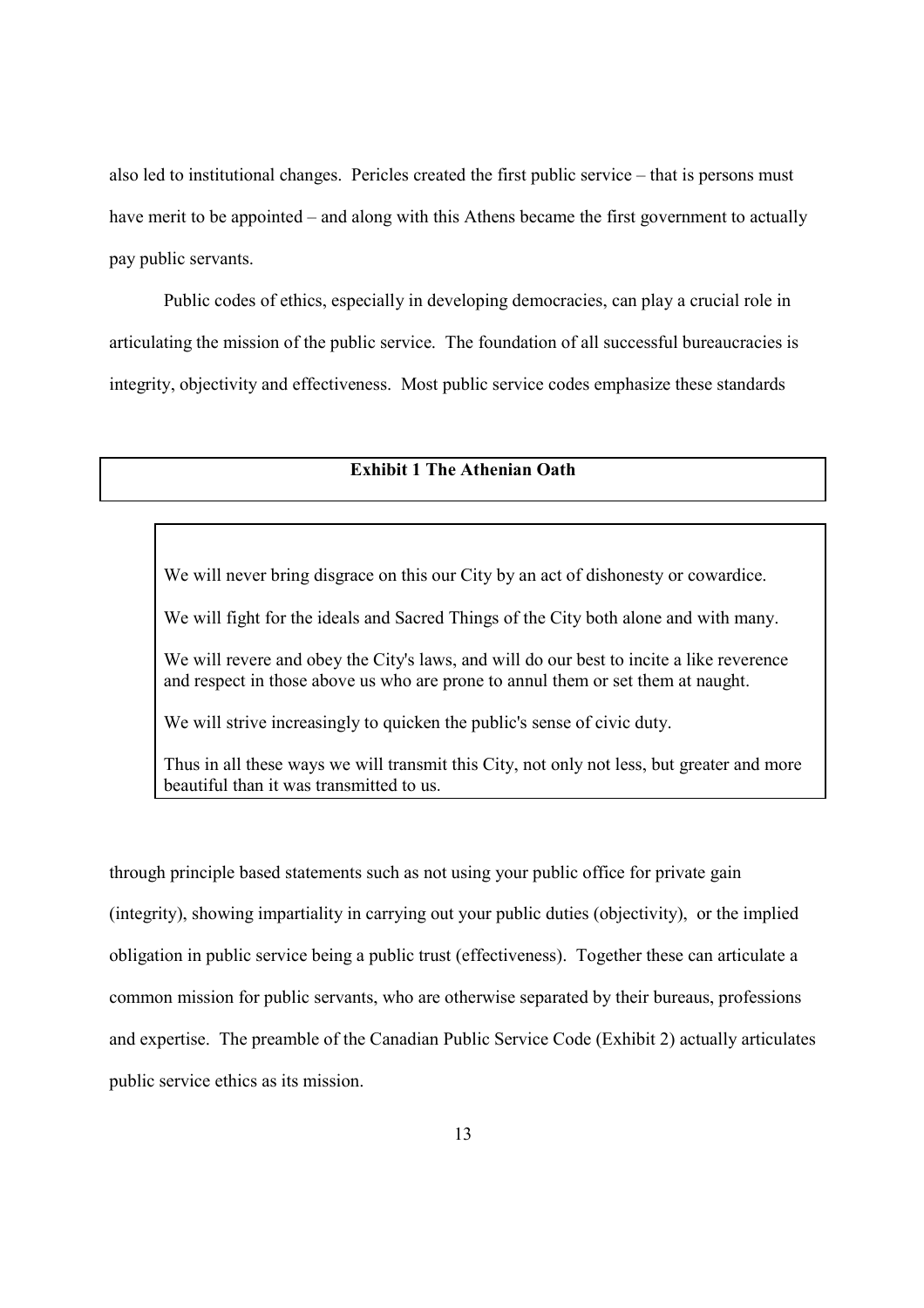also led to institutional changes. Pericles created the first public service – that is persons must have merit to be appointed – and along with this Athens became the first government to actually pay public servants.

Public codes of ethics, especially in developing democracies, can play a crucial role in articulating the mission of the public service. The foundation of all successful bureaucracies is integrity, objectivity and effectiveness. Most public service codes emphasize these standards through principle based statements such as not using your public office for private gain (integrity), showing impartiality in carrying out your public duties (objectivity), or the implied obligation in public service being a public trust (effectiveness). Together these can articulate a common mission for public servants, who are otherwise separated by their bureaus, professions and expertise. The preamble of the Canadian Public Service Code (Exhibit 2) actually articulates public service ethics as its mission.

**Exhibit 1 The Athenian Oath**

> We will never bring disgrace on this our City by an act of dishonesty or cowardice.
>
> We will fight for the ideals and Sacred Things of the City both alone and with many.
>
> We will revere and obey the City's laws, and will do our best to incite a like reverence and respect in those above us who are prone to annul them or set them at naught.
>
> We will strive increasingly to quicken the public's sense of civic duty.
>
> Thus in all these ways we will transmit this City, not only not less, but greater and more beautiful than it was transmitted to us.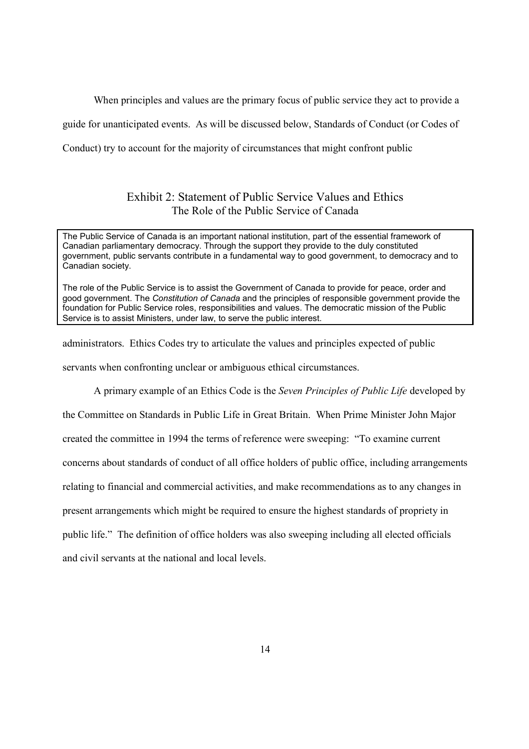When principles and values are the primary focus of public service they act to provide a guide for unanticipated events. As will be discussed below, Standards of Conduct (or Codes of Conduct) try to account for the majority of circumstances that might confront public administrators. Ethics Codes try to articulate the values and principles expected of public servants when confronting unclear or ambiguous ethical circumstances.

### Exhibit 2: Statement of Public Service Values and Ethics
The Role of the Public Service of Canada

> The Public Service of Canada is an important national institution, part of the essential framework of Canadian parliamentary democracy. Through the support they provide to the duly constituted government, public servants contribute in a fundamental way to good government, to democracy and to Canadian society.
>
> The role of the Public Service is to assist the Government of Canada to provide for peace, order and good government. The *Constitution of Canada* and the principles of responsible government provide the foundation for Public Service roles, responsibilities and values. The democratic mission of the Public Service is to assist Ministers, under law, to serve the public interest.

A primary example of an Ethics Code is the *Seven Principles of Public Life* developed by the Committee on Standards in Public Life in Great Britain. When Prime Minister John Major created the committee in 1994 the terms of reference were sweeping: "To examine current concerns about standards of conduct of all office holders of public office, including arrangements relating to financial and commercial activities, and make recommendations as to any changes in present arrangements which might be required to ensure the highest standards of propriety in public life." The definition of office holders was also sweeping including all elected officials and civil servants at the national and local levels.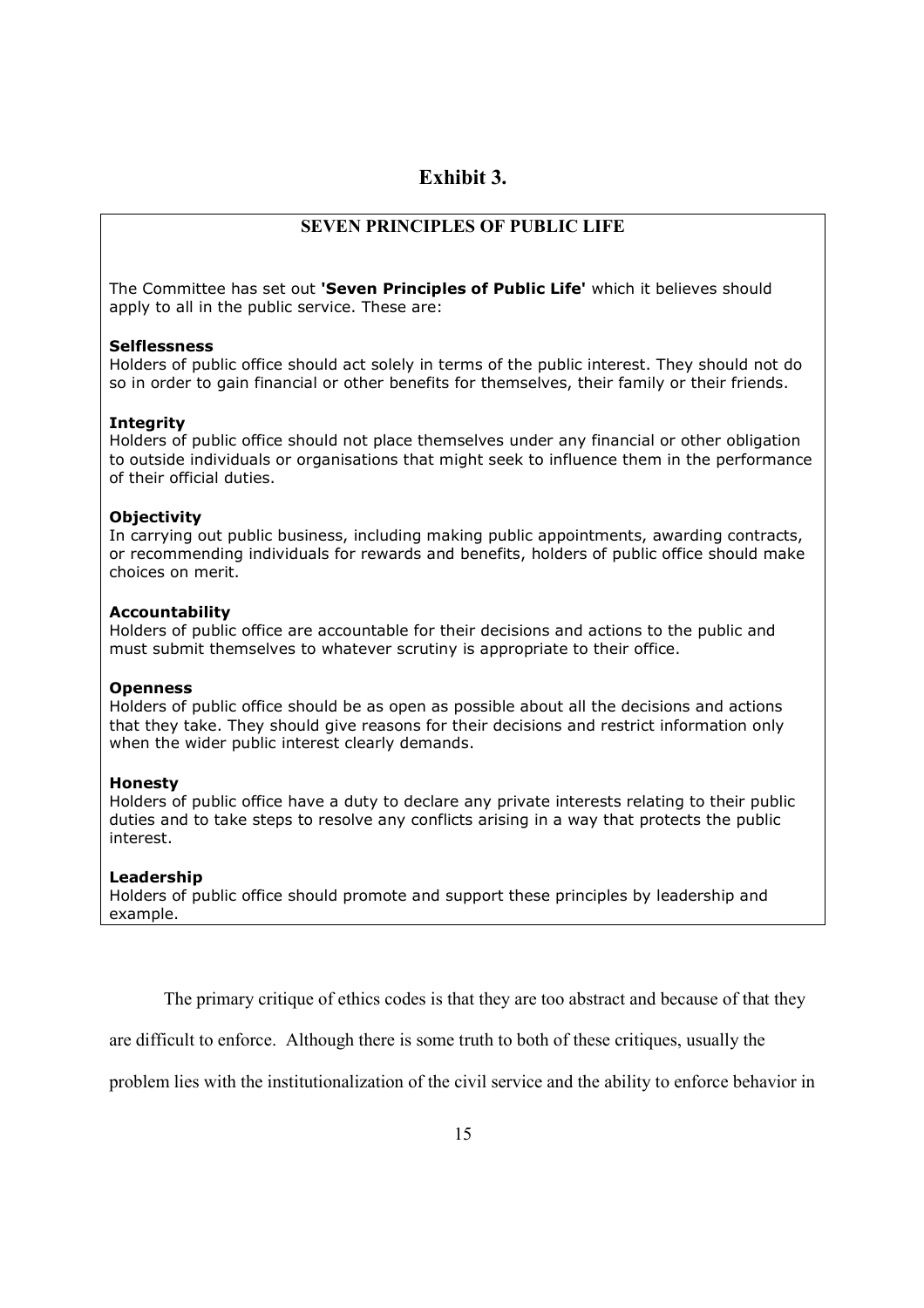## Exhibit 3.

### SEVEN PRINCIPLES OF PUBLIC LIFE

The Committee has set out **'Seven Principles of Public Life'** which it believes should apply to all in the public service. These are:

**Selflessness**
Holders of public office should act solely in terms of the public interest. They should not do so in order to gain financial or other benefits for themselves, their family or their friends.

**Integrity**
Holders of public office should not place themselves under any financial or other obligation to outside individuals or organisations that might seek to influence them in the performance of their official duties.

**Objectivity**
In carrying out public business, including making public appointments, awarding contracts, or recommending individuals for rewards and benefits, holders of public office should make choices on merit.

**Accountability**
Holders of public office are accountable for their decisions and actions to the public and must submit themselves to whatever scrutiny is appropriate to their office.

**Openness**
Holders of public office should be as open as possible about all the decisions and actions that they take. They should give reasons for their decisions and restrict information only when the wider public interest clearly demands.

**Honesty**
Holders of public office have a duty to declare any private interests relating to their public duties and to take steps to resolve any conflicts arising in a way that protects the public interest.

**Leadership**
Holders of public office should promote and support these principles by leadership and example.

The primary critique of ethics codes is that they are too abstract and because of that they are difficult to enforce. Although there is some truth to both of these critiques, usually the problem lies with the institutionalization of the civil service and the ability to enforce behavior in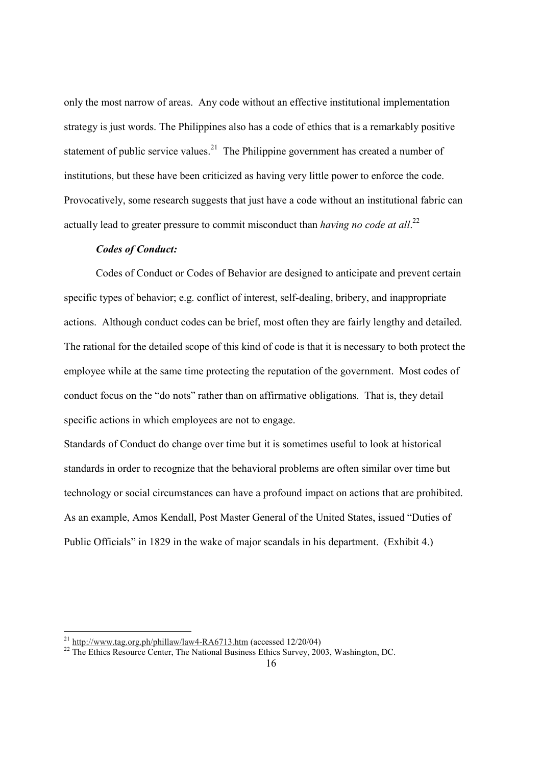only the most narrow of areas. Any code without an effective institutional implementation strategy is just words. The Philippines also has a code of ethics that is a remarkably positive statement of public service values.[21] The Philippine government has created a number of institutions, but these have been criticized as having very little power to enforce the code. Provocatively, some research suggests that just have a code without an institutional fabric can actually lead to greater pressure to commit misconduct than *having no code at all*.[22]

***Codes of Conduct:***

Codes of Conduct or Codes of Behavior are designed to anticipate and prevent certain specific types of behavior; e.g. conflict of interest, self-dealing, bribery, and inappropriate actions. Although conduct codes can be brief, most often they are fairly lengthy and detailed. The rational for the detailed scope of this kind of code is that it is necessary to both protect the employee while at the same time protecting the reputation of the government. Most codes of conduct focus on the "do nots" rather than on affirmative obligations. That is, they detail specific actions in which employees are not to engage.

Standards of Conduct do change over time but it is sometimes useful to look at historical standards in order to recognize that the behavioral problems are often similar over time but technology or social circumstances can have a profound impact on actions that are prohibited. As an example, Amos Kendall, Post Master General of the United States, issued "Duties of Public Officials" in 1829 in the wake of major scandals in his department. (Exhibit 4.)

---

[21] http://www.tag.org.ph/phillaw/law4-RA6713.htm (accessed 12/20/04)

[22] The Ethics Resource Center, The National Business Ethics Survey, 2003, Washington, DC.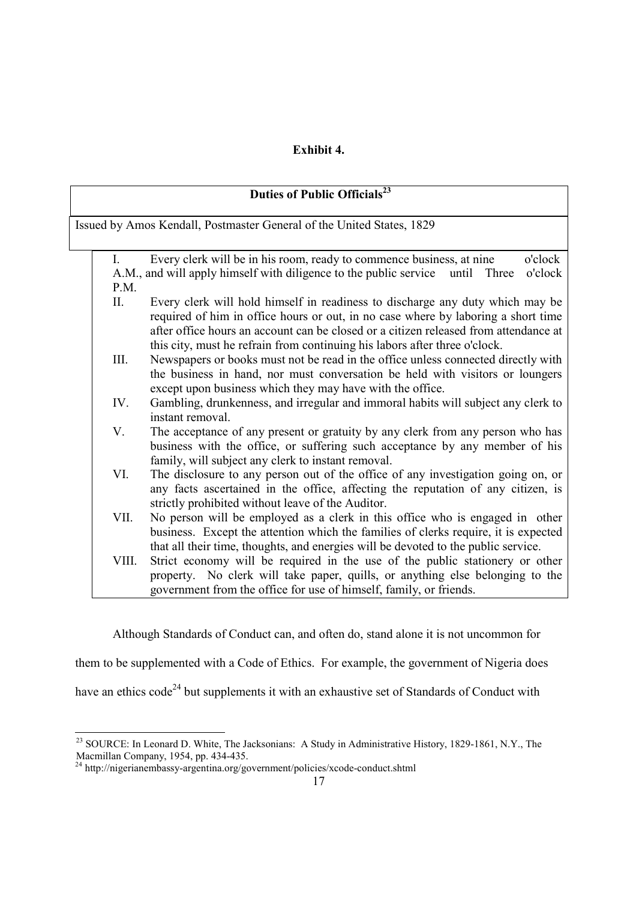**Exhibit 4.**

**Duties of Public Officials**[23]

Issued by Amos Kendall, Postmaster General of the United States, 1829

I. Every clerk will be in his room, ready to commence business, at nine o'clock A.M., and will apply himself with diligence to the public service until Three o'clock P.M.

II. Every clerk will hold himself in readiness to discharge any duty which may be required of him in office hours or out, in no case where by laboring a short time after office hours an account can be closed or a citizen released from attendance at this city, must he refrain from continuing his labors after three o'clock.

III. Newspapers or books must not be read in the office unless connected directly with the business in hand, nor must conversation be held with visitors or loungers except upon business which they may have with the office.

IV. Gambling, drunkenness, and irregular and immoral habits will subject any clerk to instant removal.

V. The acceptance of any present or gratuity by any clerk from any person who has business with the office, or suffering such acceptance by any member of his family, will subject any clerk to instant removal.

VI. The disclosure to any person out of the office of any investigation going on, or any facts ascertained in the office, affecting the reputation of any citizen, is strictly prohibited without leave of the Auditor.

VII. No person will be employed as a clerk in this office who is engaged in other business. Except the attention which the families of clerks require, it is expected that all their time, thoughts, and energies will be devoted to the public service.

VIII. Strict economy will be required in the use of the public stationery or other property. No clerk will take paper, quills, or anything else belonging to the government from the office for use of himself, family, or friends.

Although Standards of Conduct can, and often do, stand alone it is not uncommon for them to be supplemented with a Code of Ethics. For example, the government of Nigeria does have an ethics code[24] but supplements it with an exhaustive set of Standards of Conduct with

[23] SOURCE: In Leonard D. White, The Jacksonians: A Study in Administrative History, 1829-1861, N.Y., The Macmillan Company, 1954, pp. 434-435.

[24] http://nigerianembassy-argentina.org/government/policies/xcode-conduct.shtml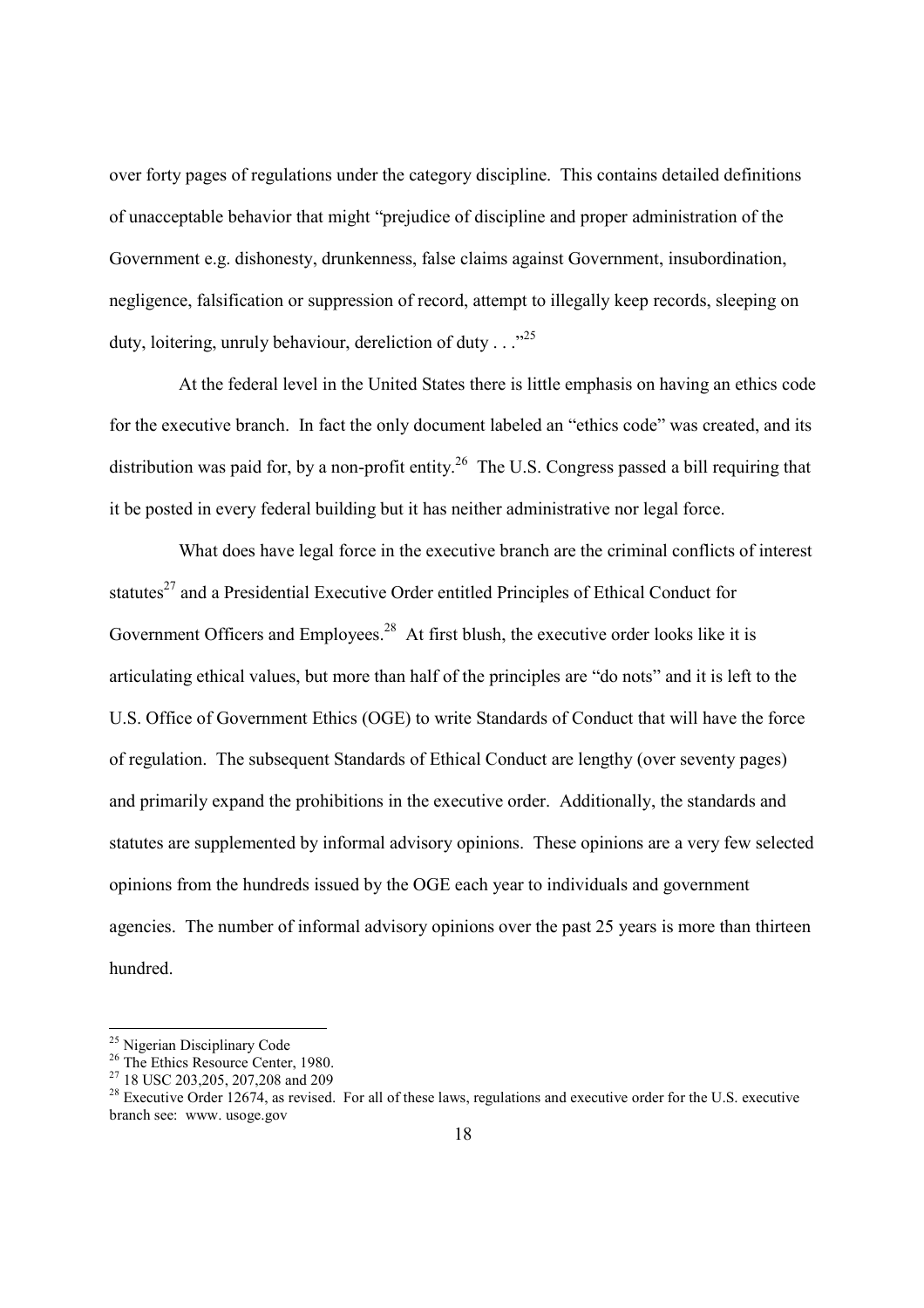over forty pages of regulations under the category discipline. This contains detailed definitions of unacceptable behavior that might "prejudice of discipline and proper administration of the Government e.g. dishonesty, drunkenness, false claims against Government, insubordination, negligence, falsification or suppression of record, attempt to illegally keep records, sleeping on duty, loitering, unruly behaviour, dereliction of duty . . ."[25]

At the federal level in the United States there is little emphasis on having an ethics code for the executive branch. In fact the only document labeled an "ethics code" was created, and its distribution was paid for, by a non-profit entity.[26] The U.S. Congress passed a bill requiring that it be posted in every federal building but it has neither administrative nor legal force.

What does have legal force in the executive branch are the criminal conflicts of interest statutes[27] and a Presidential Executive Order entitled Principles of Ethical Conduct for Government Officers and Employees.[28] At first blush, the executive order looks like it is articulating ethical values, but more than half of the principles are "do nots" and it is left to the U.S. Office of Government Ethics (OGE) to write Standards of Conduct that will have the force of regulation. The subsequent Standards of Ethical Conduct are lengthy (over seventy pages) and primarily expand the prohibitions in the executive order. Additionally, the standards and statutes are supplemented by informal advisory opinions. These opinions are a very few selected opinions from the hundreds issued by the OGE each year to individuals and government agencies. The number of informal advisory opinions over the past 25 years is more than thirteen hundred.

---

[25] Nigerian Disciplinary Code

[26] The Ethics Resource Center, 1980.

[27] 18 USC 203,205, 207,208 and 209

[28] Executive Order 12674, as revised. For all of these laws, regulations and executive order for the U.S. executive branch see: www. usoge.gov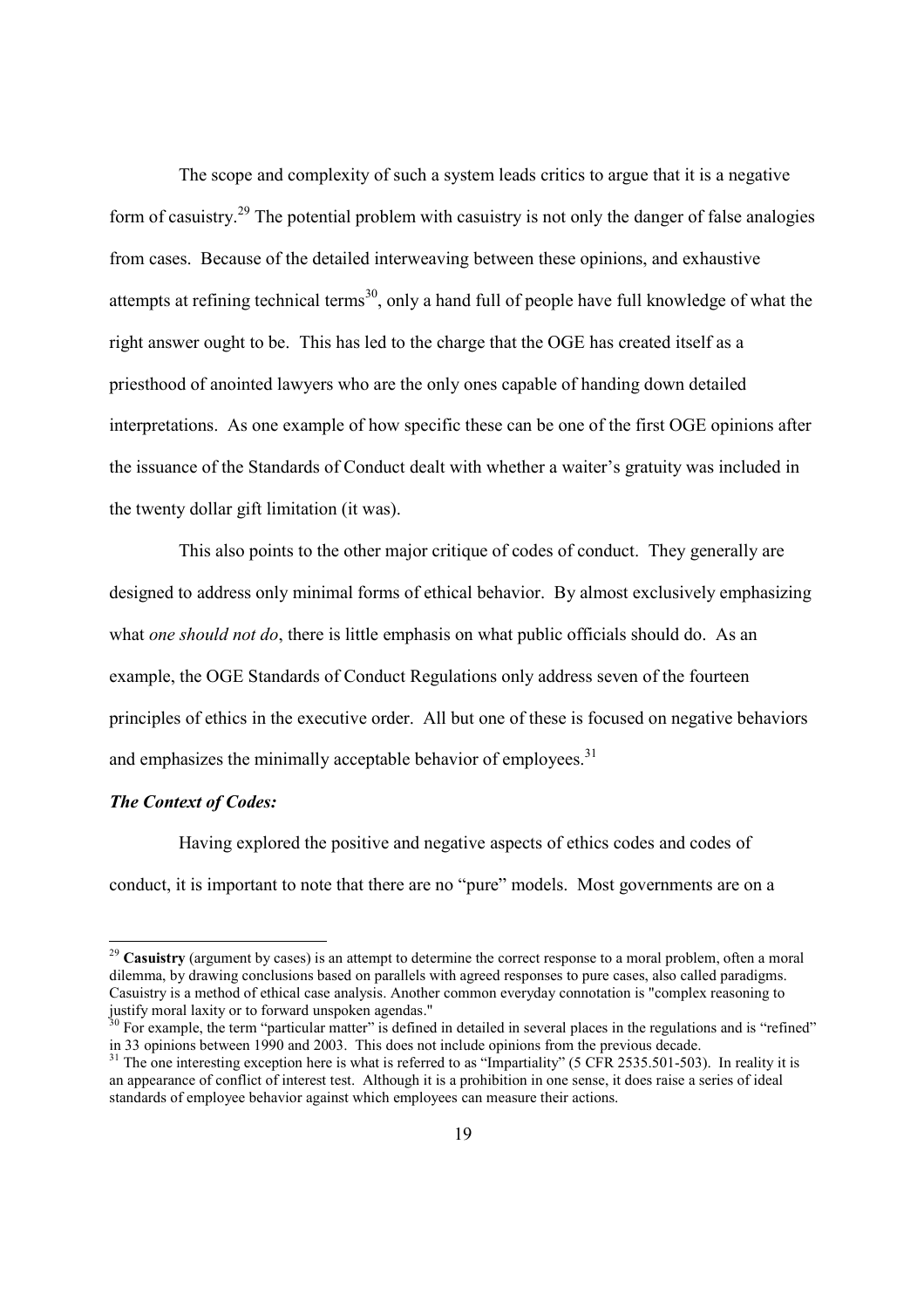The scope and complexity of such a system leads critics to argue that it is a negative form of casuistry.[29] The potential problem with casuistry is not only the danger of false analogies from cases. Because of the detailed interweaving between these opinions, and exhaustive attempts at refining technical terms[30], only a hand full of people have full knowledge of what the right answer ought to be. This has led to the charge that the OGE has created itself as a priesthood of anointed lawyers who are the only ones capable of handing down detailed interpretations. As one example of how specific these can be one of the first OGE opinions after the issuance of the Standards of Conduct dealt with whether a waiter's gratuity was included in the twenty dollar gift limitation (it was).

This also points to the other major critique of codes of conduct. They generally are designed to address only minimal forms of ethical behavior. By almost exclusively emphasizing what *one should not do*, there is little emphasis on what public officials should do. As an example, the OGE Standards of Conduct Regulations only address seven of the fourteen principles of ethics in the executive order. All but one of these is focused on negative behaviors and emphasizes the minimally acceptable behavior of employees.[31]

***The Context of Codes:***

Having explored the positive and negative aspects of ethics codes and codes of conduct, it is important to note that there are no "pure" models. Most governments are on a

---

[29] **Casuistry** (argument by cases) is an attempt to determine the correct response to a moral problem, often a moral dilemma, by drawing conclusions based on parallels with agreed responses to pure cases, also called paradigms. Casuistry is a method of ethical case analysis. Another common everyday connotation is "complex reasoning to justify moral laxity or to forward unspoken agendas."

[30] For example, the term "particular matter" is defined in detailed in several places in the regulations and is "refined" in 33 opinions between 1990 and 2003. This does not include opinions from the previous decade.

[31] The one interesting exception here is what is referred to as "Impartiality" (5 CFR 2535.501-503). In reality it is an appearance of conflict of interest test. Although it is a prohibition in one sense, it does raise a series of ideal standards of employee behavior against which employees can measure their actions.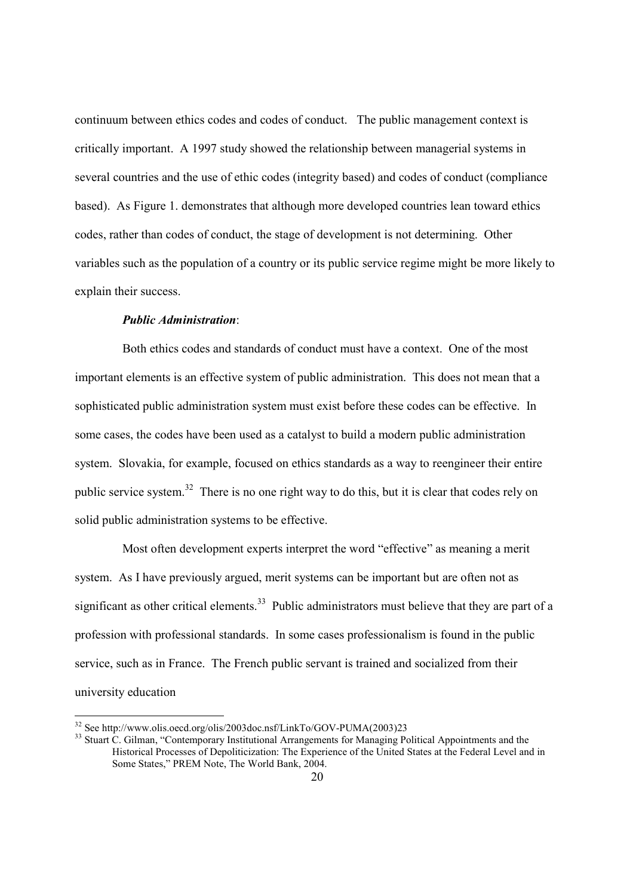continuum between ethics codes and codes of conduct. The public management context is critically important. A 1997 study showed the relationship between managerial systems in several countries and the use of ethic codes (integrity based) and codes of conduct (compliance based). As Figure 1. demonstrates that although more developed countries lean toward ethics codes, rather than codes of conduct, the stage of development is not determining. Other variables such as the population of a country or its public service regime might be more likely to explain their success.

***Public Administration***:

Both ethics codes and standards of conduct must have a context. One of the most important elements is an effective system of public administration. This does not mean that a sophisticated public administration system must exist before these codes can be effective. In some cases, the codes have been used as a catalyst to build a modern public administration system. Slovakia, for example, focused on ethics standards as a way to reengineer their entire public service system.[32] There is no one right way to do this, but it is clear that codes rely on solid public administration systems to be effective.

Most often development experts interpret the word "effective" as meaning a merit system. As I have previously argued, merit systems can be important but are often not as significant as other critical elements.[33] Public administrators must believe that they are part of a profession with professional standards. In some cases professionalism is found in the public service, such as in France. The French public servant is trained and socialized from their university education

---

[32] See http://www.olis.oecd.org/olis/2003doc.nsf/LinkTo/GOV-PUMA(2003)23

[33] Stuart C. Gilman, "Contemporary Institutional Arrangements for Managing Political Appointments and the Historical Processes of Depoliticization: The Experience of the United States at the Federal Level and in Some States," PREM Note, The World Bank, 2004.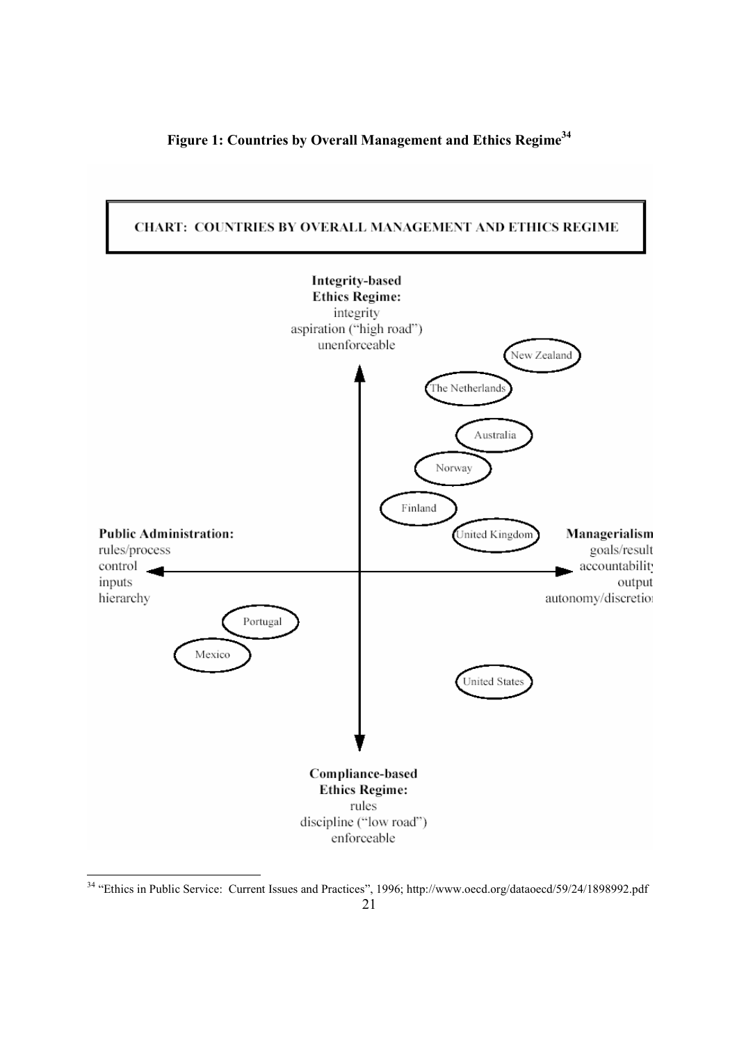**Figure 1: Countries by Overall Management and Ethics Regime**[34]

**CHART: COUNTRIES BY OVERALL MANAGEMENT AND ETHICS REGIME**

**Integrity-based Ethics Regime:**
integrity
aspiration ("high road")
unenforceable

**Public Administration:**
rules/process
control
inputs
hierarchy

**Managerialism**
goals/result
accountability
output
autonomy/discretion

**Compliance-based Ethics Regime:**
rules
discipline ("low road")
enforceable

New Zealand

The Netherlands

Australia

Norway

Finland

United Kingdom

Portugal

Mexico

United States

---

[34] "Ethics in Public Service: Current Issues and Practices", 1996; http://www.oecd.org/dataoecd/59/24/1898992.pdf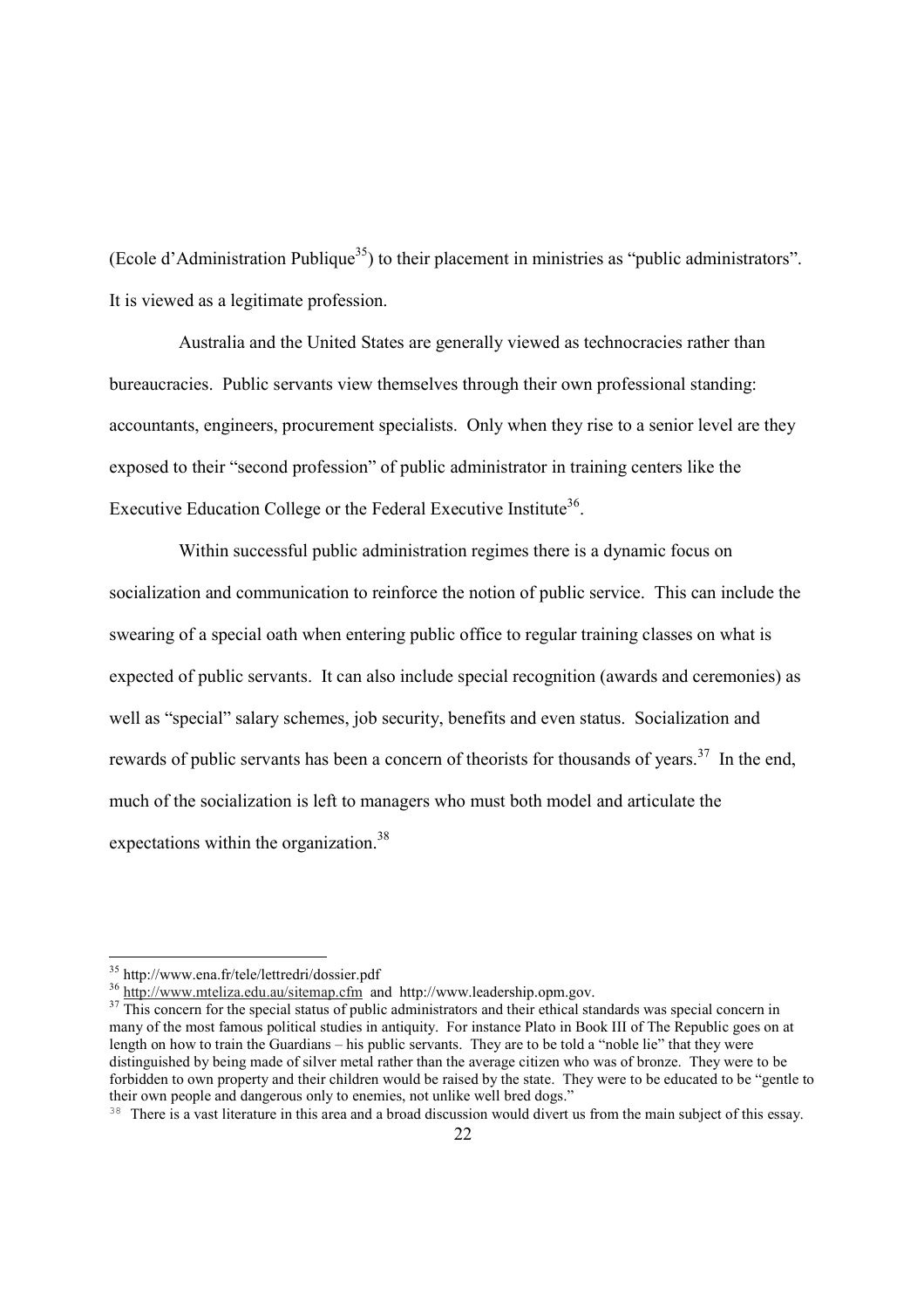(Ecole d'Administration Publique[35]) to their placement in ministries as "public administrators". It is viewed as a legitimate profession.

Australia and the United States are generally viewed as technocracies rather than bureaucracies. Public servants view themselves through their own professional standing: accountants, engineers, procurement specialists. Only when they rise to a senior level are they exposed to their "second profession" of public administrator in training centers like the Executive Education College or the Federal Executive Institute[36].

Within successful public administration regimes there is a dynamic focus on socialization and communication to reinforce the notion of public service. This can include the swearing of a special oath when entering public office to regular training classes on what is expected of public servants. It can also include special recognition (awards and ceremonies) as well as "special" salary schemes, job security, benefits and even status. Socialization and rewards of public servants has been a concern of theorists for thousands of years.[37] In the end, much of the socialization is left to managers who must both model and articulate the expectations within the organization.[38]

---

[35] http://www.ena.fr/tele/lettredri/dossier.pdf

[36] http://www.mteliza.edu.au/sitemap.cfm and http://www.leadership.opm.gov.

[37] This concern for the special status of public administrators and their ethical standards was special concern in many of the most famous political studies in antiquity. For instance Plato in Book III of The Republic goes on at length on how to train the Guardians – his public servants. They are to be told a "noble lie" that they were distinguished by being made of silver metal rather than the average citizen who was of bronze. They were to be forbidden to own property and their children would be raised by the state. They were to be educated to be "gentle to their own people and dangerous only to enemies, not unlike well bred dogs."

[38] There is a vast literature in this area and a broad discussion would divert us from the main subject of this essay.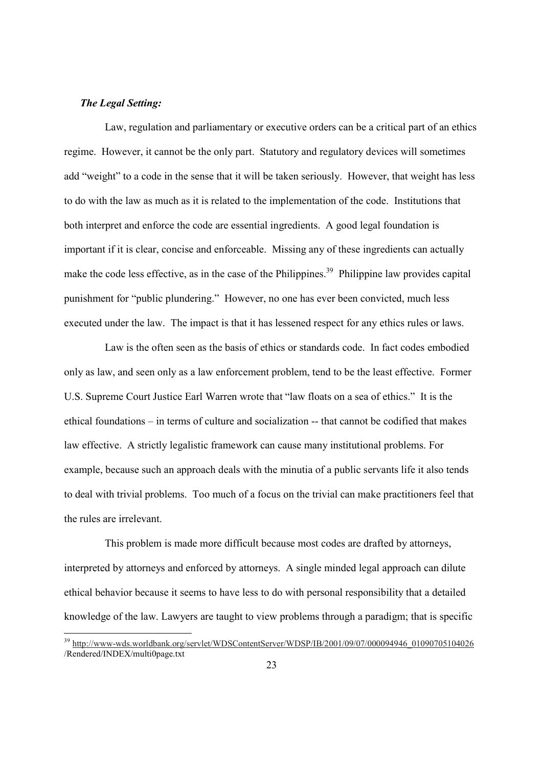***The Legal Setting:***

Law, regulation and parliamentary or executive orders can be a critical part of an ethics regime. However, it cannot be the only part. Statutory and regulatory devices will sometimes add "weight" to a code in the sense that it will be taken seriously. However, that weight has less to do with the law as much as it is related to the implementation of the code. Institutions that both interpret and enforce the code are essential ingredients. A good legal foundation is important if it is clear, concise and enforceable. Missing any of these ingredients can actually make the code less effective, as in the case of the Philippines.[39] Philippine law provides capital punishment for "public plundering." However, no one has ever been convicted, much less executed under the law. The impact is that it has lessened respect for any ethics rules or laws.

Law is the often seen as the basis of ethics or standards code. In fact codes embodied only as law, and seen only as a law enforcement problem, tend to be the least effective. Former U.S. Supreme Court Justice Earl Warren wrote that "law floats on a sea of ethics." It is the ethical foundations – in terms of culture and socialization -- that cannot be codified that makes law effective. A strictly legalistic framework can cause many institutional problems. For example, because such an approach deals with the minutia of a public servants life it also tends to deal with trivial problems. Too much of a focus on the trivial can make practitioners feel that the rules are irrelevant.

This problem is made more difficult because most codes are drafted by attorneys, interpreted by attorneys and enforced by attorneys. A single minded legal approach can dilute ethical behavior because it seems to have less to do with personal responsibility that a detailed knowledge of the law. Lawyers are taught to view problems through a paradigm; that is specific

[39] http://www-wds.worldbank.org/servlet/WDSContentServer/WDSP/IB/2001/09/07/000094946_01090705104026/Rendered/INDEX/multi0page.txt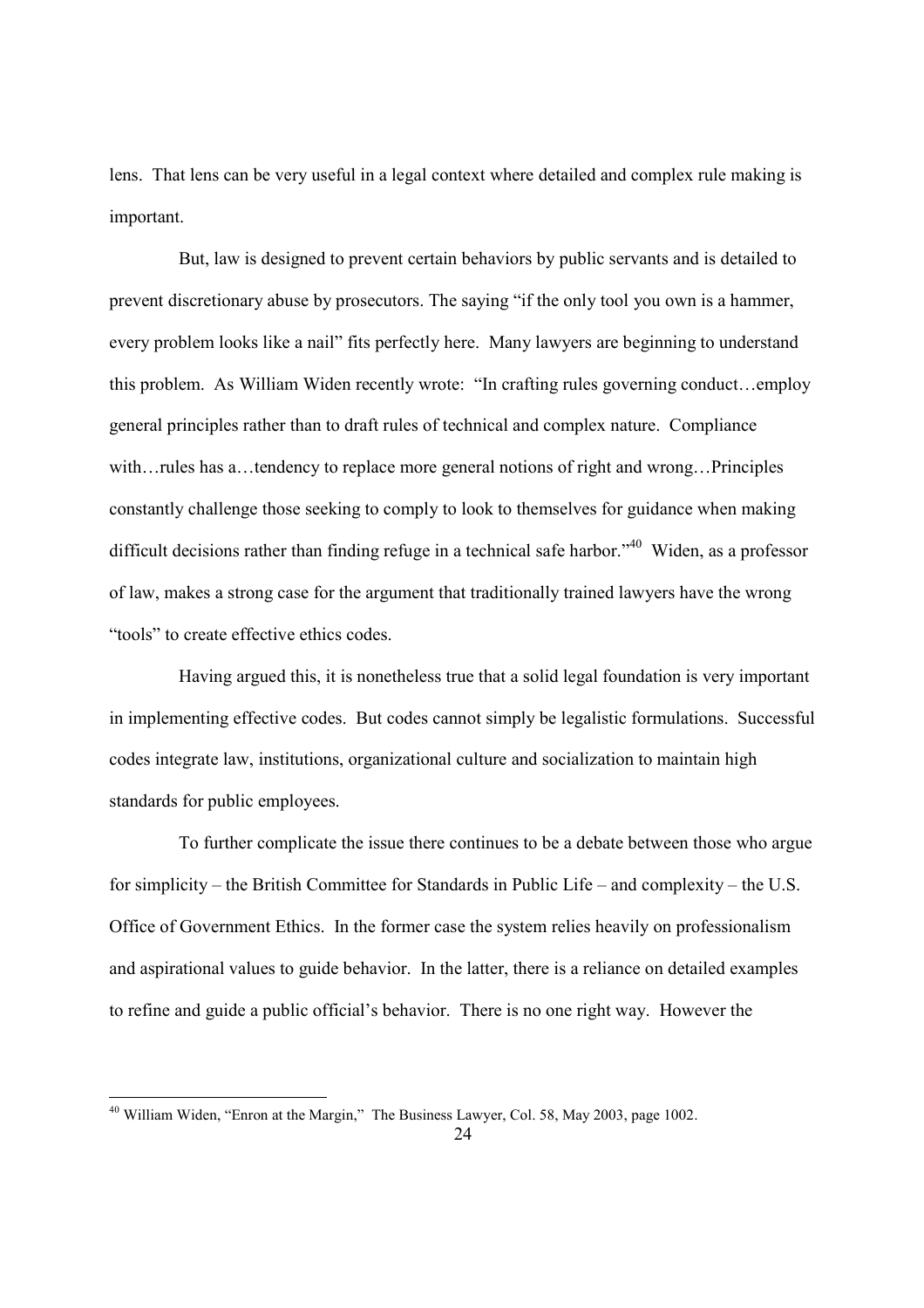lens. That lens can be very useful in a legal context where detailed and complex rule making is important.

But, law is designed to prevent certain behaviors by public servants and is detailed to prevent discretionary abuse by prosecutors. The saying "if the only tool you own is a hammer, every problem looks like a nail" fits perfectly here. Many lawyers are beginning to understand this problem. As William Widen recently wrote: "In crafting rules governing conduct…employ general principles rather than to draft rules of technical and complex nature. Compliance with…rules has a…tendency to replace more general notions of right and wrong…Principles constantly challenge those seeking to comply to look to themselves for guidance when making difficult decisions rather than finding refuge in a technical safe harbor."[40] Widen, as a professor of law, makes a strong case for the argument that traditionally trained lawyers have the wrong "tools" to create effective ethics codes.

Having argued this, it is nonetheless true that a solid legal foundation is very important in implementing effective codes. But codes cannot simply be legalistic formulations. Successful codes integrate law, institutions, organizational culture and socialization to maintain high standards for public employees.

To further complicate the issue there continues to be a debate between those who argue for simplicity – the British Committee for Standards in Public Life – and complexity – the U.S. Office of Government Ethics. In the former case the system relies heavily on professionalism and aspirational values to guide behavior. In the latter, there is a reliance on detailed examples to refine and guide a public official's behavior. There is no one right way. However the

[40] William Widen, "Enron at the Margin," The Business Lawyer, Col. 58, May 2003, page 1002.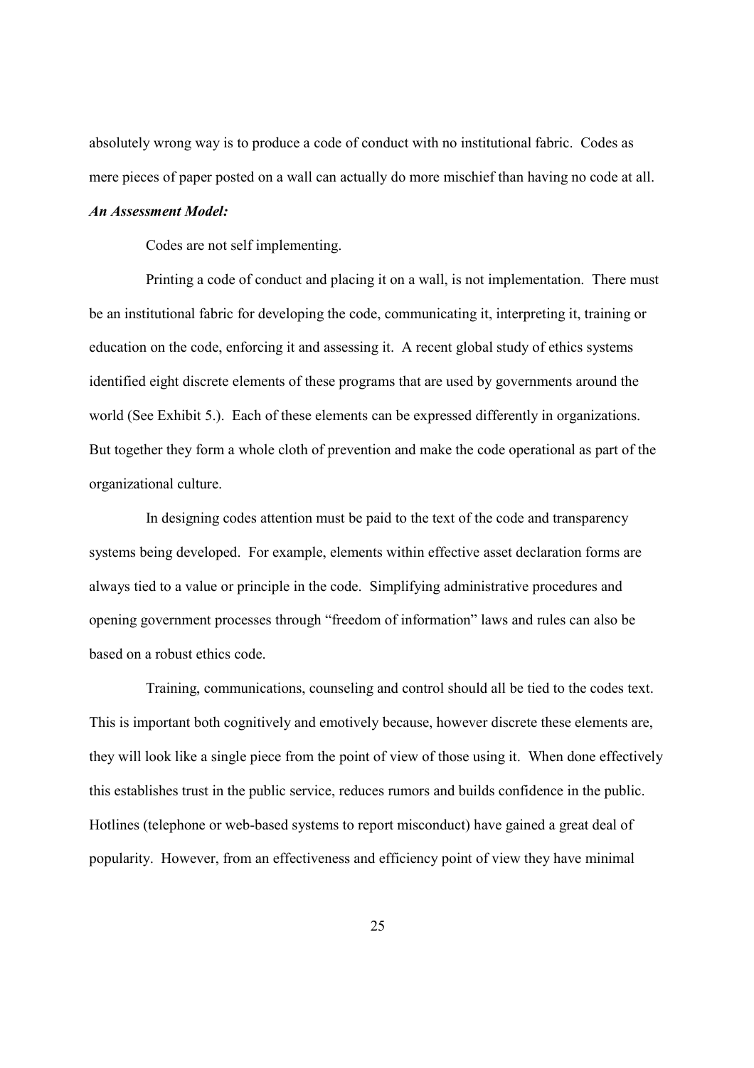absolutely wrong way is to produce a code of conduct with no institutional fabric. Codes as mere pieces of paper posted on a wall can actually do more mischief than having no code at all.

***An Assessment Model:***

Codes are not self implementing.

Printing a code of conduct and placing it on a wall, is not implementation. There must be an institutional fabric for developing the code, communicating it, interpreting it, training or education on the code, enforcing it and assessing it. A recent global study of ethics systems identified eight discrete elements of these programs that are used by governments around the world (See Exhibit 5.). Each of these elements can be expressed differently in organizations. But together they form a whole cloth of prevention and make the code operational as part of the organizational culture.

In designing codes attention must be paid to the text of the code and transparency systems being developed. For example, elements within effective asset declaration forms are always tied to a value or principle in the code. Simplifying administrative procedures and opening government processes through "freedom of information" laws and rules can also be based on a robust ethics code.

Training, communications, counseling and control should all be tied to the codes text. This is important both cognitively and emotively because, however discrete these elements are, they will look like a single piece from the point of view of those using it. When done effectively this establishes trust in the public service, reduces rumors and builds confidence in the public. Hotlines (telephone or web-based systems to report misconduct) have gained a great deal of popularity. However, from an effectiveness and efficiency point of view they have minimal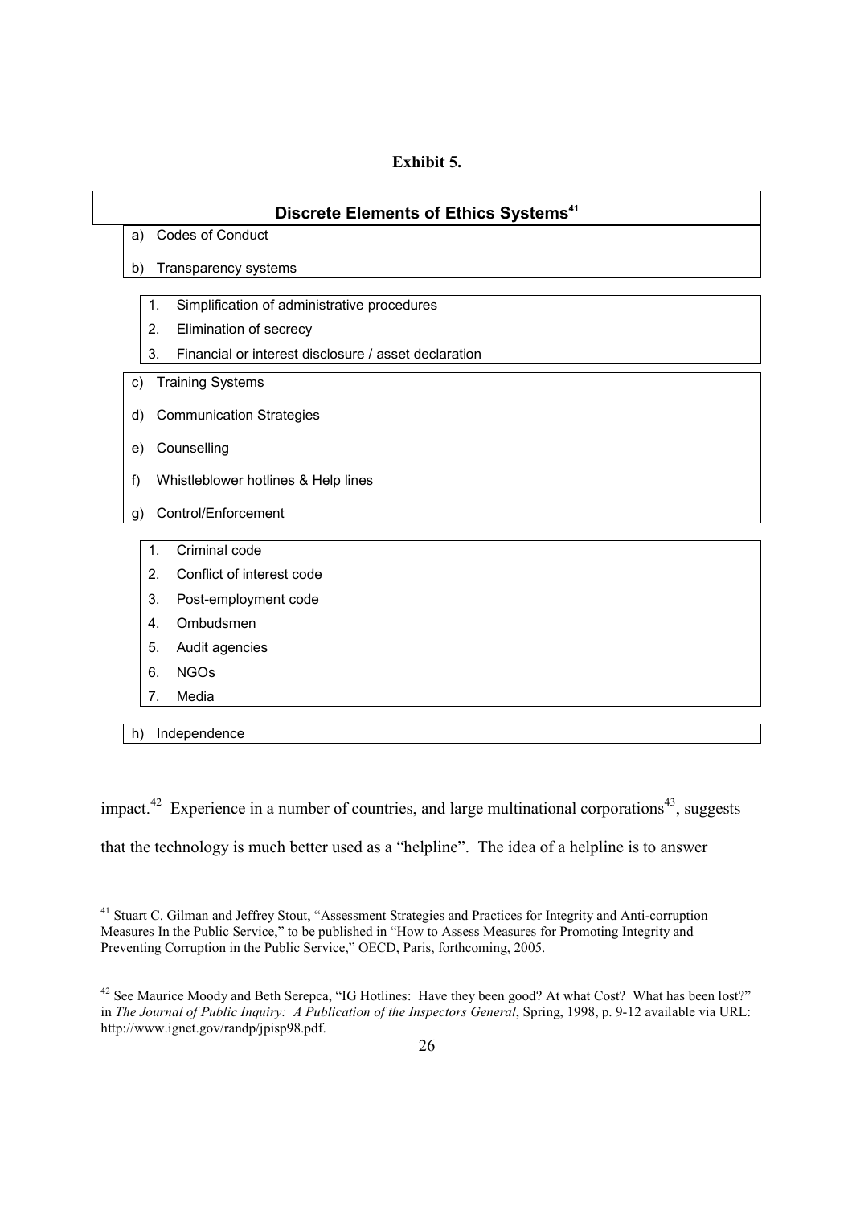**Exhibit 5.**

**Discrete Elements of Ethics Systems**[41]

a) Codes of Conduct

b) Transparency systems

1. Simplification of administrative procedures
2. Elimination of secrecy
3. Financial or interest disclosure / asset declaration

c) Training Systems

d) Communication Strategies

e) Counselling

f) Whistleblower hotlines & Help lines

g) Control/Enforcement

1. Criminal code
2. Conflict of interest code
3. Post-employment code
4. Ombudsmen
5. Audit agencies
6. NGOs
7. Media

h) Independence

impact.[42] Experience in a number of countries, and large multinational corporations[43], suggests that the technology is much better used as a "helpline". The idea of a helpline is to answer

---

[41] Stuart C. Gilman and Jeffrey Stout, "Assessment Strategies and Practices for Integrity and Anti-corruption Measures In the Public Service," to be published in "How to Assess Measures for Promoting Integrity and Preventing Corruption in the Public Service," OECD, Paris, forthcoming, 2005.

[42] See Maurice Moody and Beth Serepca, "IG Hotlines: Have they been good? At what Cost? What has been lost?" in *The Journal of Public Inquiry: A Publication of the Inspectors General*, Spring, 1998, p. 9-12 available via URL: http://www.ignet.gov/randp/jpisp98.pdf.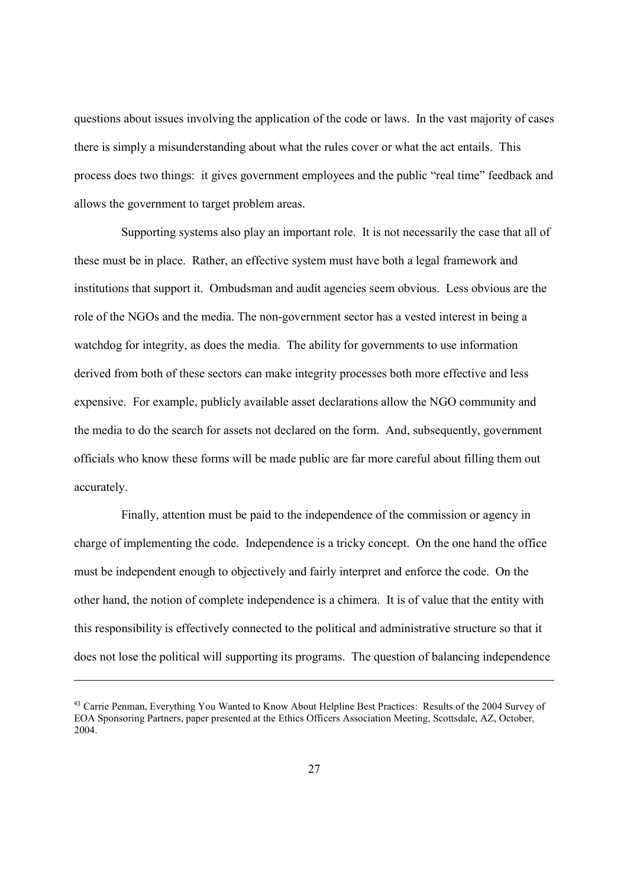questions about issues involving the application of the code or laws. In the vast majority of cases there is simply a misunderstanding about what the rules cover or what the act entails. This process does two things: it gives government employees and the public "real time" feedback and allows the government to target problem areas.

Supporting systems also play an important role. It is not necessarily the case that all of these must be in place. Rather, an effective system must have both a legal framework and institutions that support it. Ombudsman and audit agencies seem obvious. Less obvious are the role of the NGOs and the media. The non-government sector has a vested interest in being a watchdog for integrity, as does the media. The ability for governments to use information derived from both of these sectors can make integrity processes both more effective and less expensive. For example, publicly available asset declarations allow the NGO community and the media to do the search for assets not declared on the form. And, subsequently, government officials who know these forms will be made public are far more careful about filling them out accurately.

Finally, attention must be paid to the independence of the commission or agency in charge of implementing the code. Independence is a tricky concept. On the one hand the office must be independent enough to objectively and fairly interpret and enforce the code. On the other hand, the notion of complete independence is a chimera. It is of value that the entity with this responsibility is effectively connected to the political and administrative structure so that it does not lose the political will supporting its programs. The question of balancing independence

---

[43] Carrie Penman, Everything You Wanted to Know About Helpline Best Practices: Results of the 2004 Survey of EOA Sponsoring Partners, paper presented at the Ethics Officers Association Meeting, Scottsdale, AZ, October, 2004.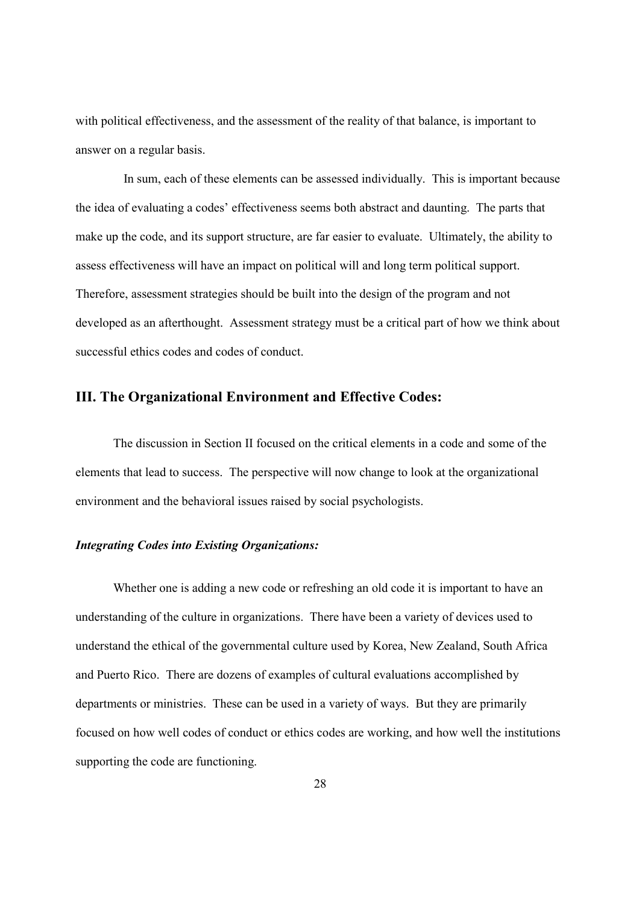with political effectiveness, and the assessment of the reality of that balance, is important to answer on a regular basis.

In sum, each of these elements can be assessed individually. This is important because the idea of evaluating a codes' effectiveness seems both abstract and daunting. The parts that make up the code, and its support structure, are far easier to evaluate. Ultimately, the ability to assess effectiveness will have an impact on political will and long term political support. Therefore, assessment strategies should be built into the design of the program and not developed as an afterthought. Assessment strategy must be a critical part of how we think about successful ethics codes and codes of conduct.

## III. The Organizational Environment and Effective Codes:

The discussion in Section II focused on the critical elements in a code and some of the elements that lead to success. The perspective will now change to look at the organizational environment and the behavioral issues raised by social psychologists.

### *Integrating Codes into Existing Organizations:*

Whether one is adding a new code or refreshing an old code it is important to have an understanding of the culture in organizations. There have been a variety of devices used to understand the ethical of the governmental culture used by Korea, New Zealand, South Africa and Puerto Rico. There are dozens of examples of cultural evaluations accomplished by departments or ministries. These can be used in a variety of ways. But they are primarily focused on how well codes of conduct or ethics codes are working, and how well the institutions supporting the code are functioning.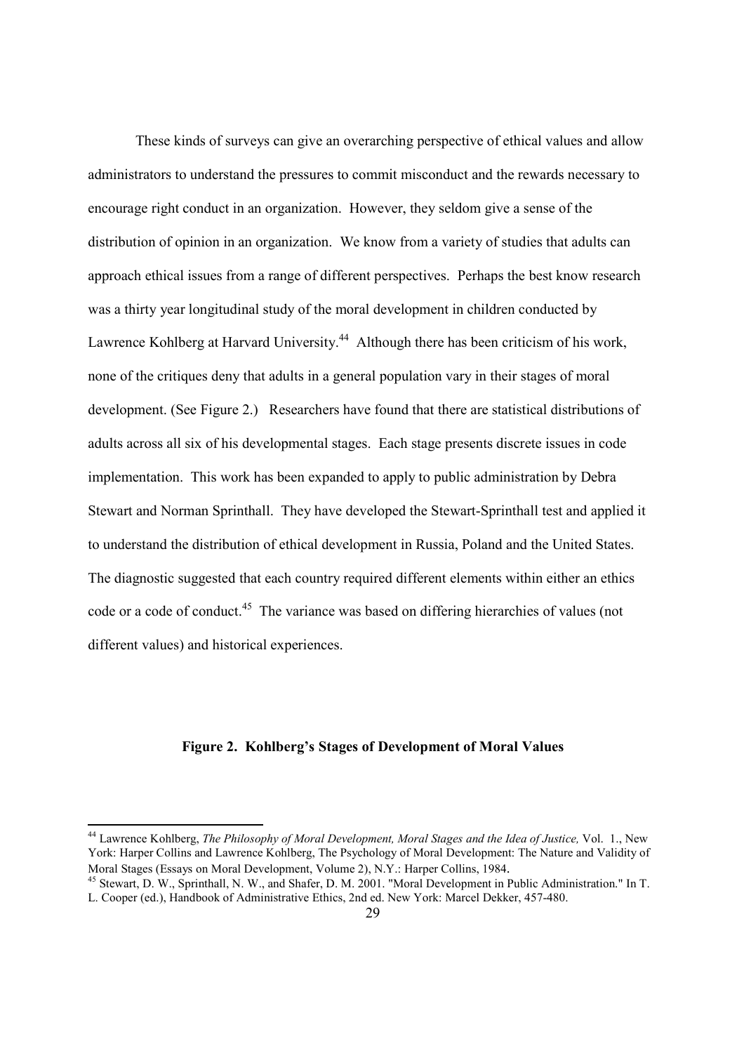These kinds of surveys can give an overarching perspective of ethical values and allow administrators to understand the pressures to commit misconduct and the rewards necessary to encourage right conduct in an organization. However, they seldom give a sense of the distribution of opinion in an organization. We know from a variety of studies that adults can approach ethical issues from a range of different perspectives. Perhaps the best know research was a thirty year longitudinal study of the moral development in children conducted by Lawrence Kohlberg at Harvard University.[44] Although there has been criticism of his work, none of the critiques deny that adults in a general population vary in their stages of moral development. (See Figure 2.) Researchers have found that there are statistical distributions of adults across all six of his developmental stages. Each stage presents discrete issues in code implementation. This work has been expanded to apply to public administration by Debra Stewart and Norman Sprinthall. They have developed the Stewart-Sprinthall test and applied it to understand the distribution of ethical development in Russia, Poland and the United States. The diagnostic suggested that each country required different elements within either an ethics code or a code of conduct.[45] The variance was based on differing hierarchies of values (not different values) and historical experiences.

**Figure 2. Kohlberg's Stages of Development of Moral Values**

---

[44] Lawrence Kohlberg, *The Philosophy of Moral Development, Moral Stages and the Idea of Justice,* Vol. 1., New York: Harper Collins and Lawrence Kohlberg, The Psychology of Moral Development: The Nature and Validity of Moral Stages (Essays on Moral Development, Volume 2), N.Y.: Harper Collins, 1984.

[45] Stewart, D. W., Sprinthall, N. W., and Shafer, D. M. 2001. "Moral Development in Public Administration." In T. L. Cooper (ed.), Handbook of Administrative Ethics, 2nd ed. New York: Marcel Dekker, 457-480.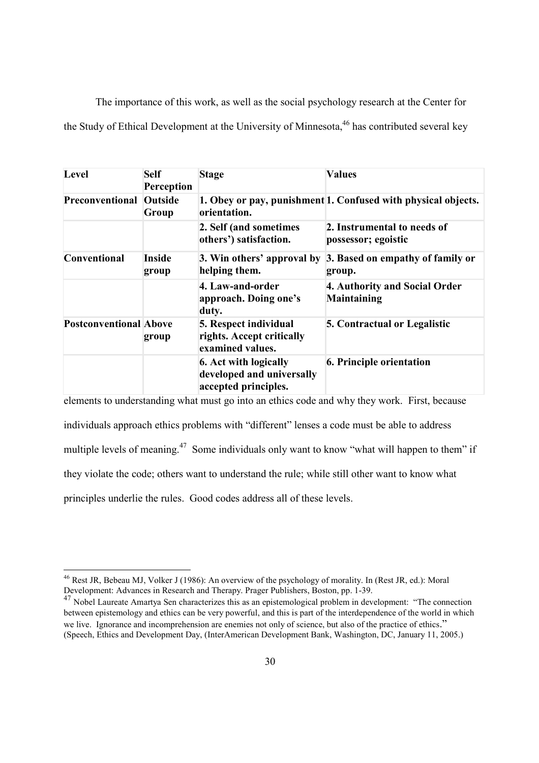The importance of this work, as well as the social psychology research at the Center for the Study of Ethical Development at the University of Minnesota,[46] has contributed several key

| Level | Self Perception | Stage | Values |
|---|---|---|---|
| **Preconventional** | **Outside Group** | **1. Obey or pay, punishment orientation.** | **1. Confused with physical objects.** |
| | | **2. Self (and sometimes others') satisfaction.** | **2. Instrumental to needs of possessor; egoistic** |
| **Conventional** | **Inside group** | **3. Win others' approval by helping them.** | **3. Based on empathy of family or group.** |
| | | **4. Law-and-order approach. Doing one's duty.** | **4. Authority and Social Order Maintaining** |
| **Postconventional** | **Above group** | **5. Respect individual rights. Accept critically examined values.** | **5. Contractual or Legalistic** |
| | | **6. Act with logically developed and universally accepted principles.** | **6. Principle orientation** |

elements to understanding what must go into an ethics code and why they work. First, because individuals approach ethics problems with "different" lenses a code must be able to address multiple levels of meaning.[47] Some individuals only want to know "what will happen to them" if they violate the code; others want to understand the rule; while still other want to know what principles underlie the rules. Good codes address all of these levels.

---

[46] Rest JR, Bebeau MJ, Volker J (1986): An overview of the psychology of morality. In (Rest JR, ed.): Moral Development: Advances in Research and Therapy. Prager Publishers, Boston, pp. 1-39.

[47] Nobel Laureate Amartya Sen characterizes this as an epistemological problem in development: "The connection between epistemology and ethics can be very powerful, and this is part of the interdependence of the world in which we live. Ignorance and incomprehension are enemies not only of science, but also of the practice of ethics." (Speech, Ethics and Development Day, (InterAmerican Development Bank, Washington, DC, January 11, 2005.)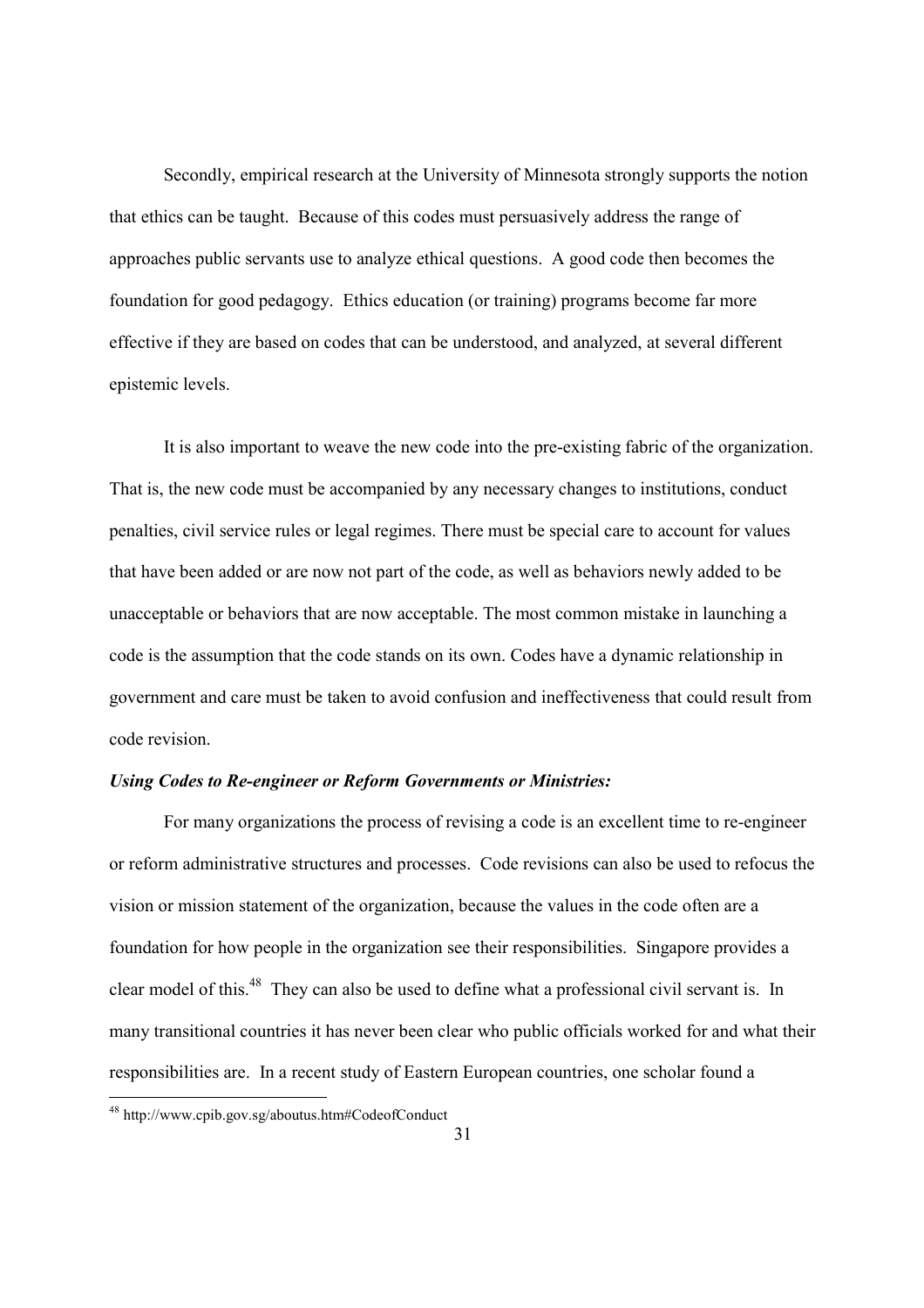Secondly, empirical research at the University of Minnesota strongly supports the notion that ethics can be taught. Because of this codes must persuasively address the range of approaches public servants use to analyze ethical questions. A good code then becomes the foundation for good pedagogy. Ethics education (or training) programs become far more effective if they are based on codes that can be understood, and analyzed, at several different epistemic levels.

It is also important to weave the new code into the pre-existing fabric of the organization. That is, the new code must be accompanied by any necessary changes to institutions, conduct penalties, civil service rules or legal regimes. There must be special care to account for values that have been added or are now not part of the code, as well as behaviors newly added to be unacceptable or behaviors that are now acceptable. The most common mistake in launching a code is the assumption that the code stands on its own. Codes have a dynamic relationship in government and care must be taken to avoid confusion and ineffectiveness that could result from code revision.

***Using Codes to Re-engineer or Reform Governments or Ministries:***

For many organizations the process of revising a code is an excellent time to re-engineer or reform administrative structures and processes. Code revisions can also be used to refocus the vision or mission statement of the organization, because the values in the code often are a foundation for how people in the organization see their responsibilities. Singapore provides a clear model of this.[48] They can also be used to define what a professional civil servant is. In many transitional countries it has never been clear who public officials worked for and what their responsibilities are. In a recent study of Eastern European countries, one scholar found a

[48] http://www.cpib.gov.sg/aboutus.htm#CodeofConduct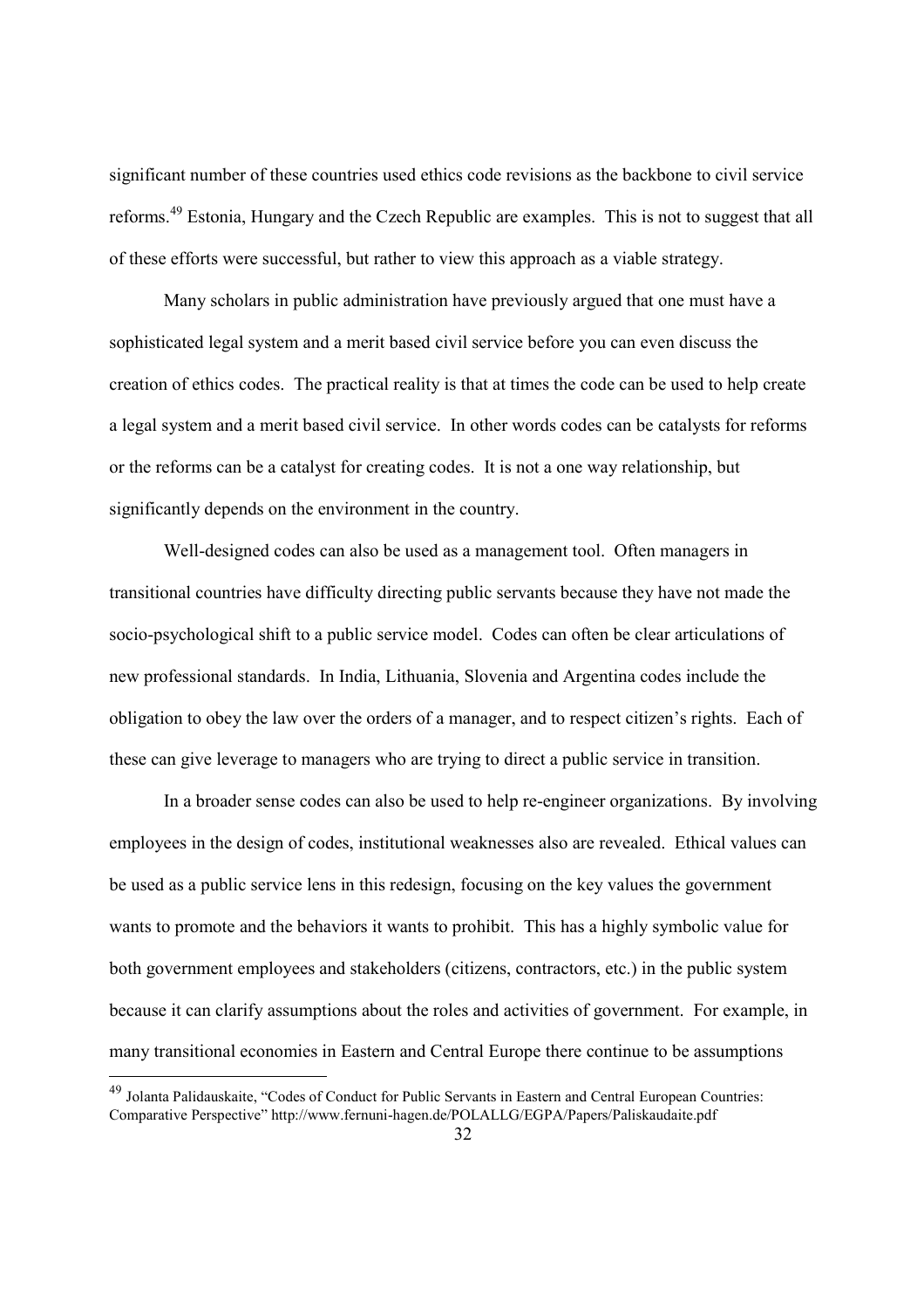significant number of these countries used ethics code revisions as the backbone to civil service reforms.[49] Estonia, Hungary and the Czech Republic are examples. This is not to suggest that all of these efforts were successful, but rather to view this approach as a viable strategy.

Many scholars in public administration have previously argued that one must have a sophisticated legal system and a merit based civil service before you can even discuss the creation of ethics codes. The practical reality is that at times the code can be used to help create a legal system and a merit based civil service. In other words codes can be catalysts for reforms or the reforms can be a catalyst for creating codes. It is not a one way relationship, but significantly depends on the environment in the country.

Well-designed codes can also be used as a management tool. Often managers in transitional countries have difficulty directing public servants because they have not made the socio-psychological shift to a public service model. Codes can often be clear articulations of new professional standards. In India, Lithuania, Slovenia and Argentina codes include the obligation to obey the law over the orders of a manager, and to respect citizen's rights. Each of these can give leverage to managers who are trying to direct a public service in transition.

In a broader sense codes can also be used to help re-engineer organizations. By involving employees in the design of codes, institutional weaknesses also are revealed. Ethical values can be used as a public service lens in this redesign, focusing on the key values the government wants to promote and the behaviors it wants to prohibit. This has a highly symbolic value for both government employees and stakeholders (citizens, contractors, etc.) in the public system because it can clarify assumptions about the roles and activities of government. For example, in many transitional economies in Eastern and Central Europe there continue to be assumptions

---

[49] Jolanta Palidauskaite, "Codes of Conduct for Public Servants in Eastern and Central European Countries: Comparative Perspective" http://www.fernuni-hagen.de/POLALLG/EGPA/Papers/Paliskaudaite.pdf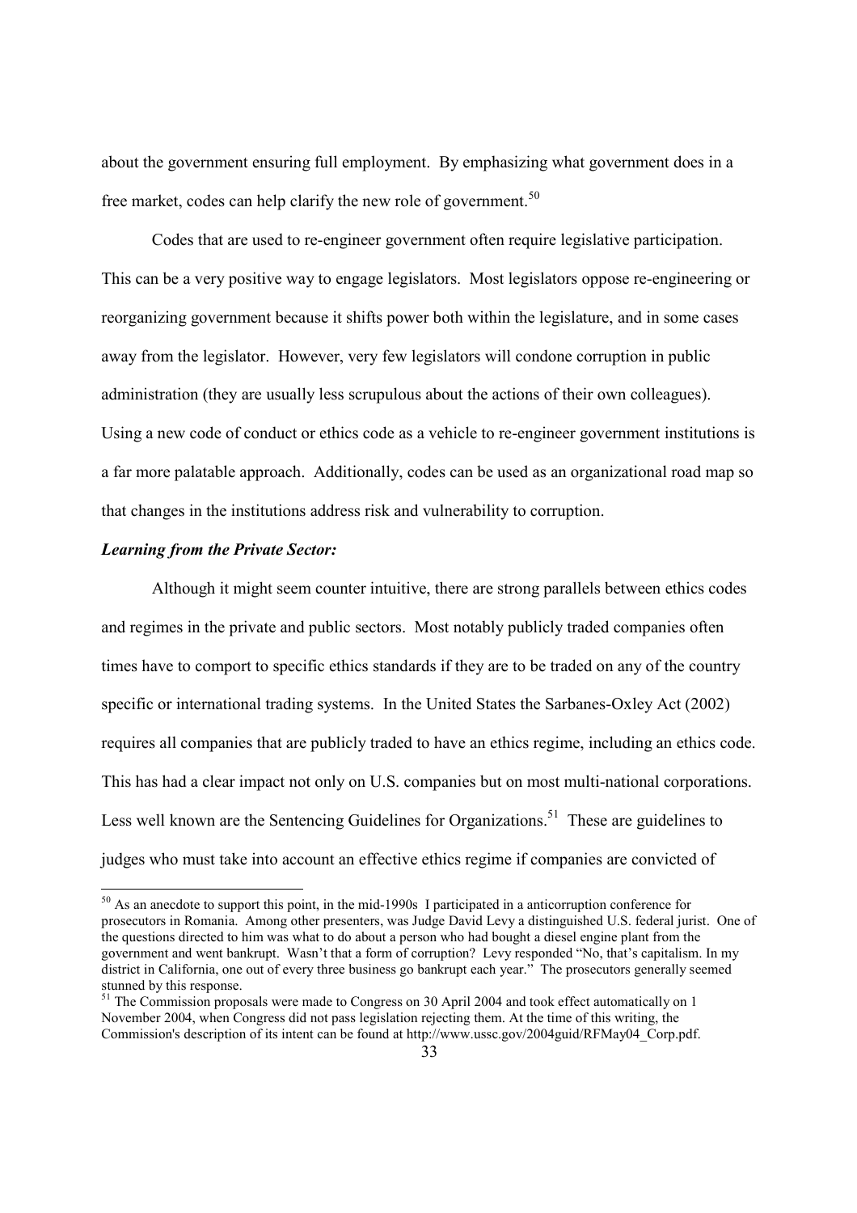about the government ensuring full employment. By emphasizing what government does in a free market, codes can help clarify the new role of government.[50]

Codes that are used to re-engineer government often require legislative participation. This can be a very positive way to engage legislators. Most legislators oppose re-engineering or reorganizing government because it shifts power both within the legislature, and in some cases away from the legislator. However, very few legislators will condone corruption in public administration (they are usually less scrupulous about the actions of their own colleagues). Using a new code of conduct or ethics code as a vehicle to re-engineer government institutions is a far more palatable approach. Additionally, codes can be used as an organizational road map so that changes in the institutions address risk and vulnerability to corruption.

***Learning from the Private Sector:***

Although it might seem counter intuitive, there are strong parallels between ethics codes and regimes in the private and public sectors. Most notably publicly traded companies often times have to comport to specific ethics standards if they are to be traded on any of the country specific or international trading systems. In the United States the Sarbanes-Oxley Act (2002) requires all companies that are publicly traded to have an ethics regime, including an ethics code. This has had a clear impact not only on U.S. companies but on most multi-national corporations. Less well known are the Sentencing Guidelines for Organizations.[51] These are guidelines to judges who must take into account an effective ethics regime if companies are convicted of

---

[50] As an anecdote to support this point, in the mid-1990s I participated in a anticorruption conference for prosecutors in Romania. Among other presenters, was Judge David Levy a distinguished U.S. federal jurist. One of the questions directed to him was what to do about a person who had bought a diesel engine plant from the government and went bankrupt. Wasn't that a form of corruption? Levy responded "No, that's capitalism. In my district in California, one out of every three business go bankrupt each year." The prosecutors generally seemed stunned by this response.

[51] The Commission proposals were made to Congress on 30 April 2004 and took effect automatically on 1 November 2004, when Congress did not pass legislation rejecting them. At the time of this writing, the Commission's description of its intent can be found at http://www.ussc.gov/2004guid/RFMay04_Corp.pdf.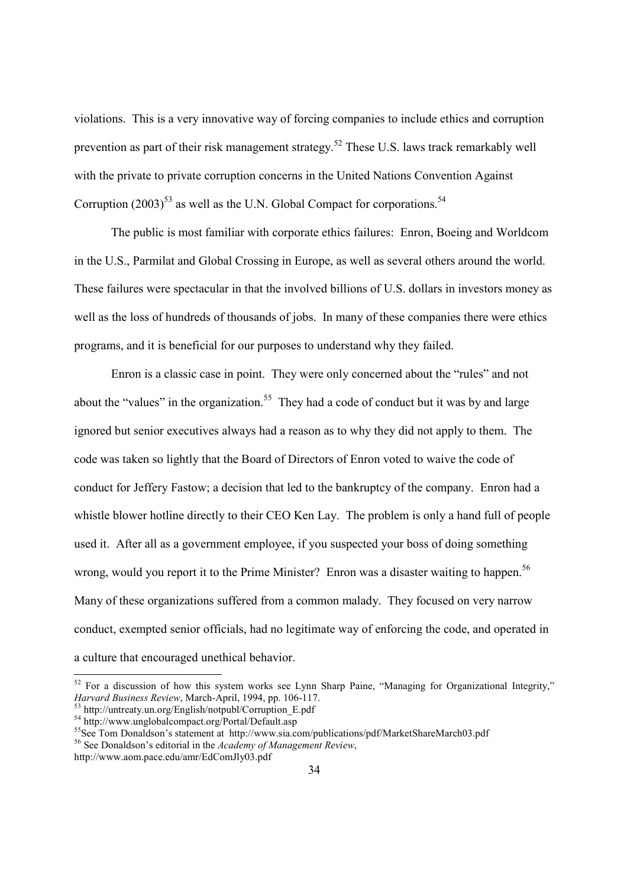violations. This is a very innovative way of forcing companies to include ethics and corruption prevention as part of their risk management strategy.[52] These U.S. laws track remarkably well with the private to private corruption concerns in the United Nations Convention Against Corruption (2003)[53] as well as the U.N. Global Compact for corporations.[54]

The public is most familiar with corporate ethics failures: Enron, Boeing and Worldcom in the U.S., Parmilat and Global Crossing in Europe, as well as several others around the world. These failures were spectacular in that the involved billions of U.S. dollars in investors money as well as the loss of hundreds of thousands of jobs. In many of these companies there were ethics programs, and it is beneficial for our purposes to understand why they failed.

Enron is a classic case in point. They were only concerned about the "rules" and not about the "values" in the organization.[55] They had a code of conduct but it was by and large ignored but senior executives always had a reason as to why they did not apply to them. The code was taken so lightly that the Board of Directors of Enron voted to waive the code of conduct for Jeffery Fastow; a decision that led to the bankruptcy of the company. Enron had a whistle blower hotline directly to their CEO Ken Lay. The problem is only a hand full of people used it. After all as a government employee, if you suspected your boss of doing something wrong, would you report it to the Prime Minister? Enron was a disaster waiting to happen.[56] Many of these organizations suffered from a common malady. They focused on very narrow conduct, exempted senior officials, had no legitimate way of enforcing the code, and operated in a culture that encouraged unethical behavior.

---

[52] For a discussion of how this system works see Lynn Sharp Paine, "Managing for Organizational Integrity," *Harvard Business Review*, March-April, 1994, pp. 106-117.

[53] http://untreaty.un.org/English/notpubl/Corruption_E.pdf

[54] http://www.unglobalcompact.org/Portal/Default.asp

[55] See Tom Donaldson's statement at http://www.sia.com/publications/pdf/MarketShareMarch03.pdf

[56] See Donaldson's editorial in the *Academy of Management Review*, http://www.aom.pace.edu/amr/EdComJly03.pdf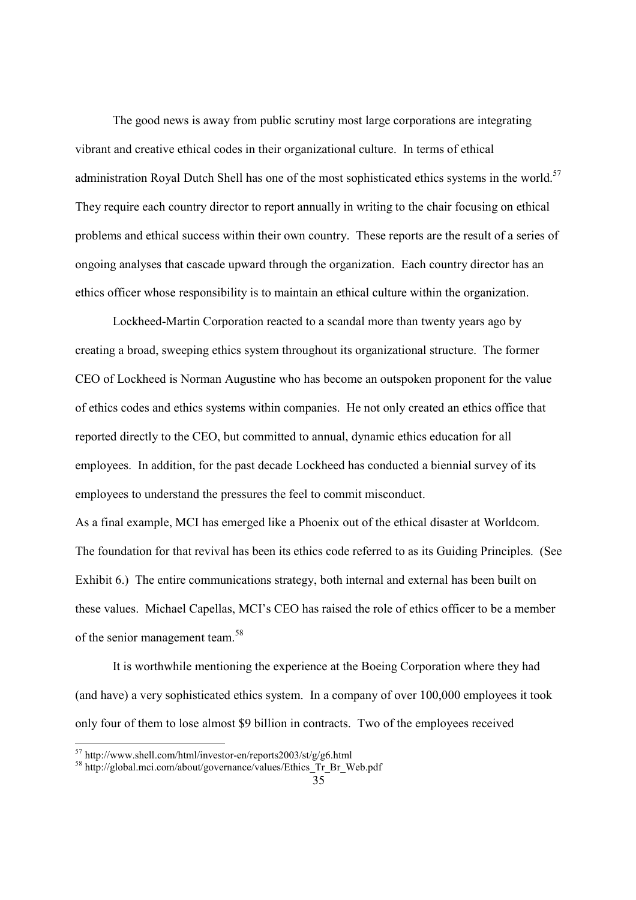The good news is away from public scrutiny most large corporations are integrating vibrant and creative ethical codes in their organizational culture. In terms of ethical administration Royal Dutch Shell has one of the most sophisticated ethics systems in the world.[57] They require each country director to report annually in writing to the chair focusing on ethical problems and ethical success within their own country. These reports are the result of a series of ongoing analyses that cascade upward through the organization. Each country director has an ethics officer whose responsibility is to maintain an ethical culture within the organization.

Lockheed-Martin Corporation reacted to a scandal more than twenty years ago by creating a broad, sweeping ethics system throughout its organizational structure. The former CEO of Lockheed is Norman Augustine who has become an outspoken proponent for the value of ethics codes and ethics systems within companies. He not only created an ethics office that reported directly to the CEO, but committed to annual, dynamic ethics education for all employees. In addition, for the past decade Lockheed has conducted a biennial survey of its employees to understand the pressures the feel to commit misconduct.

As a final example, MCI has emerged like a Phoenix out of the ethical disaster at Worldcom. The foundation for that revival has been its ethics code referred to as its Guiding Principles. (See Exhibit 6.) The entire communications strategy, both internal and external has been built on these values. Michael Capellas, MCI's CEO has raised the role of ethics officer to be a member of the senior management team.[58]

It is worthwhile mentioning the experience at the Boeing Corporation where they had (and have) a very sophisticated ethics system. In a company of over 100,000 employees it took only four of them to lose almost $9 billion in contracts. Two of the employees received

---

[57] http://www.shell.com/html/investor-en/reports2003/st/g/g6.html

[58] http://global.mci.com/about/governance/values/Ethics_Tr_Br_Web.pdf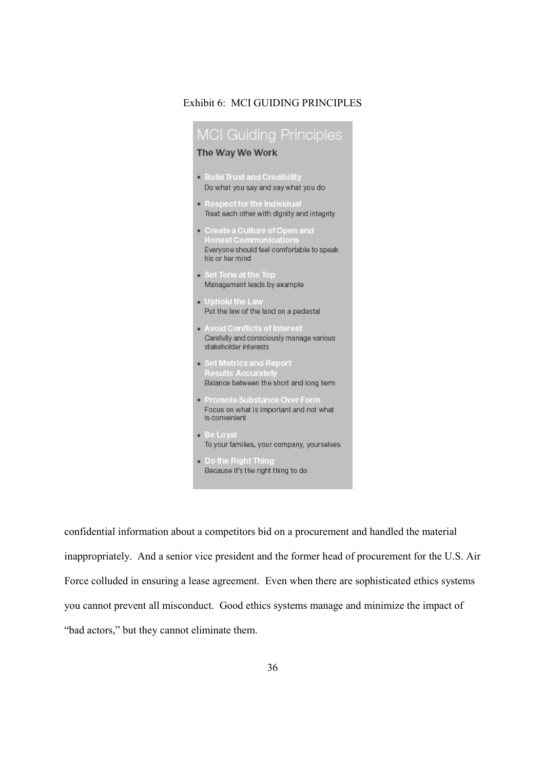Exhibit 6: MCI GUIDING PRINCIPLES

## MCI Guiding Principles

### The Way We Work

- **Build Trust and Credibility**
  Do what you say and say what you do
- **Respect for the Individual**
  Treat each other with dignity and integrity
- **Create a Culture of Open and Honest Communications**
  Everyone should feel comfortable to speak his or her mind
- **Set Tone at the Top**
  Management leads by example
- **Uphold the Law**
  Put the law of the land on a pedestal
- **Avoid Conflicts of Interest**
  Carefully and consciously manage various stakeholder interests
- **Set Metrics and Report Results Accurately**
  Balance between the short and long term
- **Promote Substance Over Form**
  Focus on what is important and not what is convenient
- **Be Loyal**
  To your families, your company, yourselves
- **Do the Right Thing**
  Because it's the right thing to do

confidential information about a competitors bid on a procurement and handled the material inappropriately. And a senior vice president and the former head of procurement for the U.S. Air Force colluded in ensuring a lease agreement. Even when there are sophisticated ethics systems you cannot prevent all misconduct. Good ethics systems manage and minimize the impact of "bad actors," but they cannot eliminate them.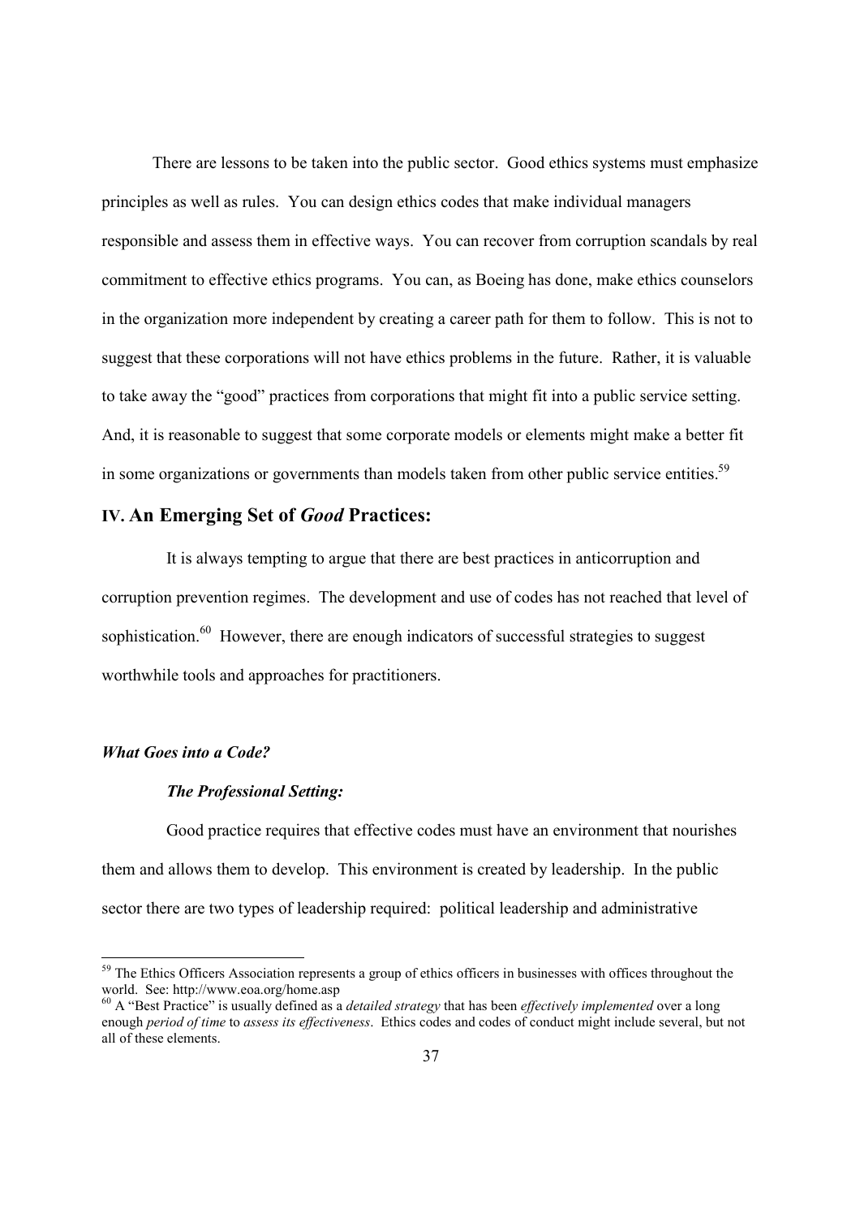There are lessons to be taken into the public sector. Good ethics systems must emphasize principles as well as rules. You can design ethics codes that make individual managers responsible and assess them in effective ways. You can recover from corruption scandals by real commitment to effective ethics programs. You can, as Boeing has done, make ethics counselors in the organization more independent by creating a career path for them to follow. This is not to suggest that these corporations will not have ethics problems in the future. Rather, it is valuable to take away the "good" practices from corporations that might fit into a public service setting. And, it is reasonable to suggest that some corporate models or elements might make a better fit in some organizations or governments than models taken from other public service entities.[59]

## IV. An Emerging Set of *Good* Practices:

It is always tempting to argue that there are best practices in anticorruption and corruption prevention regimes. The development and use of codes has not reached that level of sophistication.[60] However, there are enough indicators of successful strategies to suggest worthwhile tools and approaches for practitioners.

### *What Goes into a Code?*

#### *The Professional Setting:*

Good practice requires that effective codes must have an environment that nourishes them and allows them to develop. This environment is created by leadership. In the public sector there are two types of leadership required: political leadership and administrative

---

[59] The Ethics Officers Association represents a group of ethics officers in businesses with offices throughout the world. See: http://www.eoa.org/home.asp

[60] A "Best Practice" is usually defined as a *detailed strategy* that has been *effectively implemented* over a long enough *period of time* to *assess its effectiveness*. Ethics codes and codes of conduct might include several, but not all of these elements.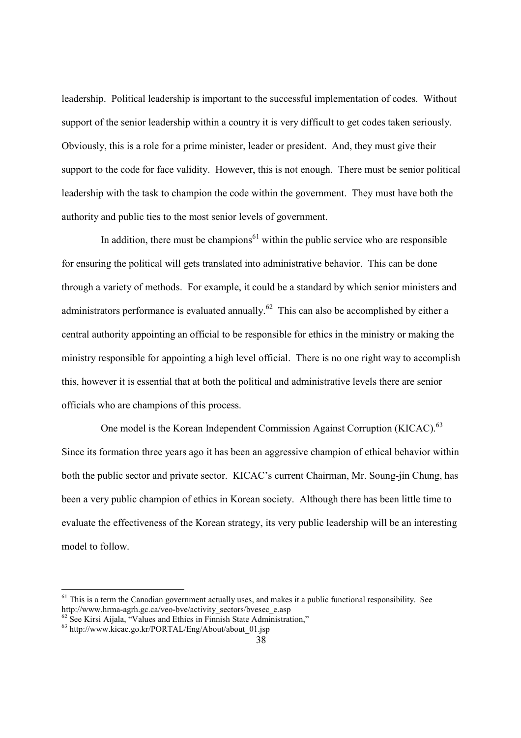leadership. Political leadership is important to the successful implementation of codes. Without support of the senior leadership within a country it is very difficult to get codes taken seriously. Obviously, this is a role for a prime minister, leader or president. And, they must give their support to the code for face validity. However, this is not enough. There must be senior political leadership with the task to champion the code within the government. They must have both the authority and public ties to the most senior levels of government.

In addition, there must be champions[61] within the public service who are responsible for ensuring the political will gets translated into administrative behavior. This can be done through a variety of methods. For example, it could be a standard by which senior ministers and administrators performance is evaluated annually.[62] This can also be accomplished by either a central authority appointing an official to be responsible for ethics in the ministry or making the ministry responsible for appointing a high level official. There is no one right way to accomplish this, however it is essential that at both the political and administrative levels there are senior officials who are champions of this process.

One model is the Korean Independent Commission Against Corruption (KICAC).[63] Since its formation three years ago it has been an aggressive champion of ethical behavior within both the public sector and private sector. KICAC's current Chairman, Mr. Soung-jin Chung, has been a very public champion of ethics in Korean society. Although there has been little time to evaluate the effectiveness of the Korean strategy, its very public leadership will be an interesting model to follow.

---

[61] This is a term the Canadian government actually uses, and makes it a public functional responsibility. See http://www.hrma-agrh.gc.ca/veo-bve/activity_sectors/bvesec_e.asp

[62] See Kirsi Aijala, "Values and Ethics in Finnish State Administration,"

[63] http://www.kicac.go.kr/PORTAL/Eng/About/about_01.jsp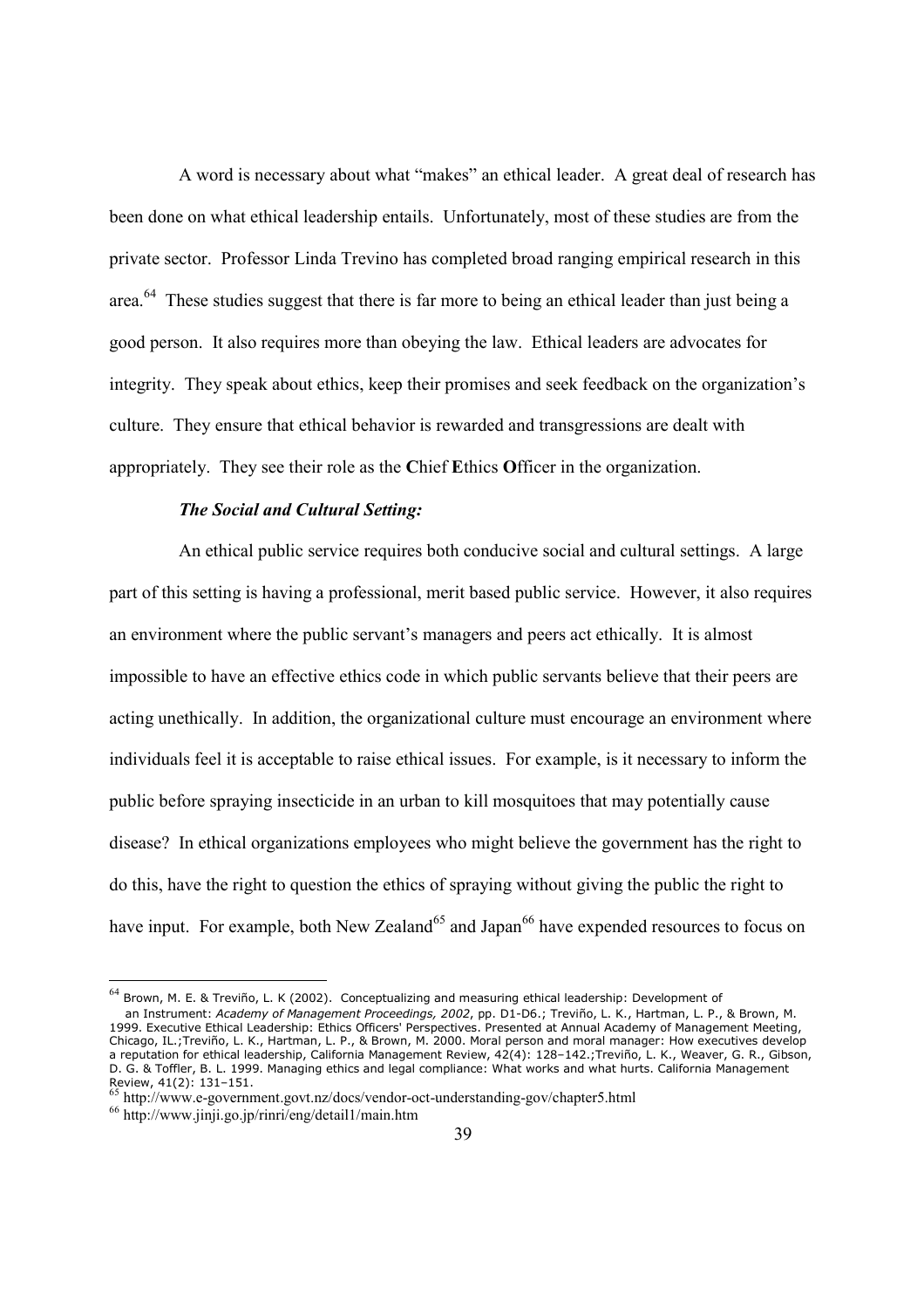A word is necessary about what "makes" an ethical leader. A great deal of research has been done on what ethical leadership entails. Unfortunately, most of these studies are from the private sector. Professor Linda Trevino has completed broad ranging empirical research in this area.[64] These studies suggest that there is far more to being an ethical leader than just being a good person. It also requires more than obeying the law. Ethical leaders are advocates for integrity. They speak about ethics, keep their promises and seek feedback on the organization's culture. They ensure that ethical behavior is rewarded and transgressions are dealt with appropriately. They see their role as the **C**hief **E**thics **O**fficer in the organization.

***The Social and Cultural Setting:***

An ethical public service requires both conducive social and cultural settings. A large part of this setting is having a professional, merit based public service. However, it also requires an environment where the public servant's managers and peers act ethically. It is almost impossible to have an effective ethics code in which public servants believe that their peers are acting unethically. In addition, the organizational culture must encourage an environment where individuals feel it is acceptable to raise ethical issues. For example, is it necessary to inform the public before spraying insecticide in an urban to kill mosquitoes that may potentially cause disease? In ethical organizations employees who might believe the government has the right to do this, have the right to question the ethics of spraying without giving the public the right to have input. For example, both New Zealand[65] and Japan[66] have expended resources to focus on

---

[64] Brown, M. E. & Treviño, L. K (2002). Conceptualizing and measuring ethical leadership: Development of an Instrument: *Academy of Management Proceedings, 2002*, pp. D1-D6.; Treviño, L. K., Hartman, L. P., & Brown, M. 1999. Executive Ethical Leadership: Ethics Officers' Perspectives. Presented at Annual Academy of Management Meeting, Chicago, IL.;Treviño, L. K., Hartman, L. P., & Brown, M. 2000. Moral person and moral manager: How executives develop a reputation for ethical leadership, California Management Review, 42(4): 128–142.;Treviño, L. K., Weaver, G. R., Gibson, D. G. & Toffler, B. L. 1999. Managing ethics and legal compliance: What works and what hurts. California Management Review, 41(2): 131–151.

[65] http://www.e-government.govt.nz/docs/vendor-oct-understanding-gov/chapter5.html

[66] http://www.jinji.go.jp/rinri/eng/detail1/main.htm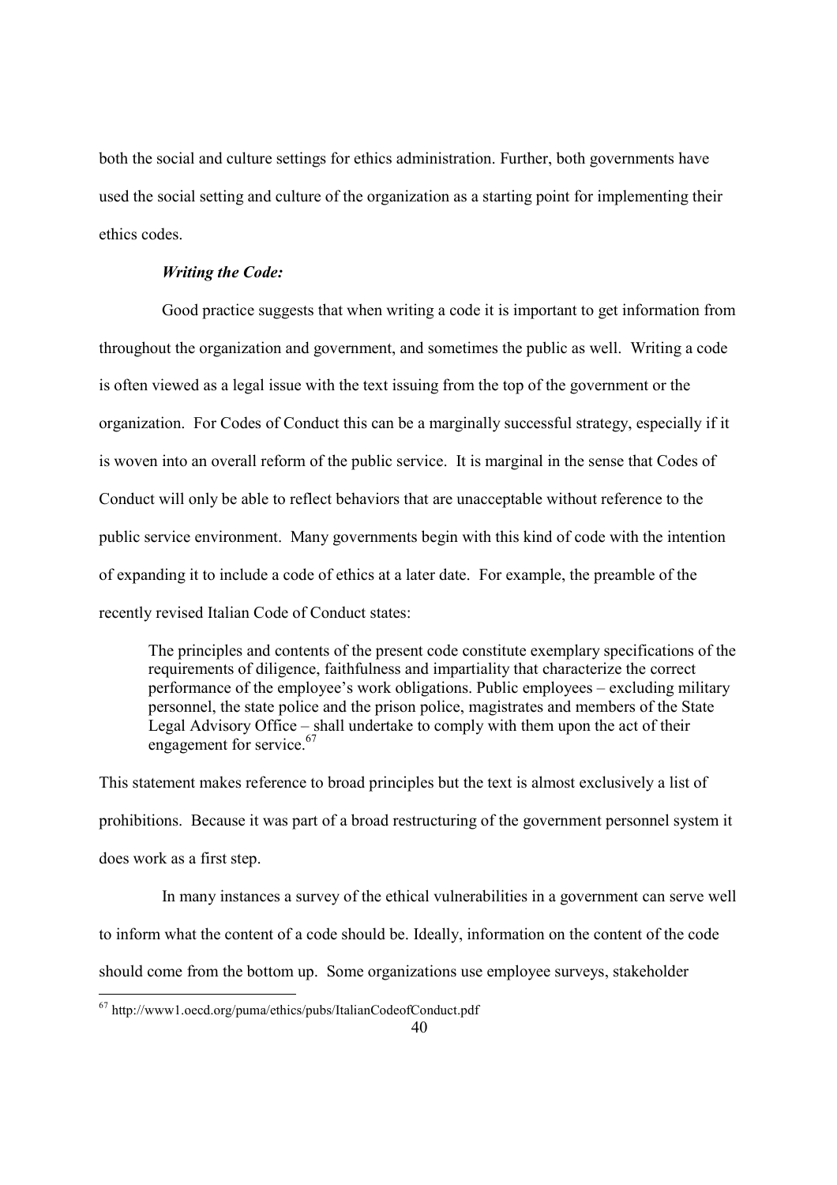both the social and culture settings for ethics administration. Further, both governments have used the social setting and culture of the organization as a starting point for implementing their ethics codes.

***Writing the Code:***

Good practice suggests that when writing a code it is important to get information from throughout the organization and government, and sometimes the public as well. Writing a code is often viewed as a legal issue with the text issuing from the top of the government or the organization. For Codes of Conduct this can be a marginally successful strategy, especially if it is woven into an overall reform of the public service. It is marginal in the sense that Codes of Conduct will only be able to reflect behaviors that are unacceptable without reference to the public service environment. Many governments begin with this kind of code with the intention of expanding it to include a code of ethics at a later date. For example, the preamble of the recently revised Italian Code of Conduct states:

> The principles and contents of the present code constitute exemplary specifications of the requirements of diligence, faithfulness and impartiality that characterize the correct performance of the employee's work obligations. Public employees – excluding military personnel, the state police and the prison police, magistrates and members of the State Legal Advisory Office – shall undertake to comply with them upon the act of their engagement for service.[67]

This statement makes reference to broad principles but the text is almost exclusively a list of prohibitions. Because it was part of a broad restructuring of the government personnel system it does work as a first step.

In many instances a survey of the ethical vulnerabilities in a government can serve well to inform what the content of a code should be. Ideally, information on the content of the code should come from the bottom up. Some organizations use employee surveys, stakeholder

---

[67] http://www1.oecd.org/puma/ethics/pubs/ItalianCodeofConduct.pdf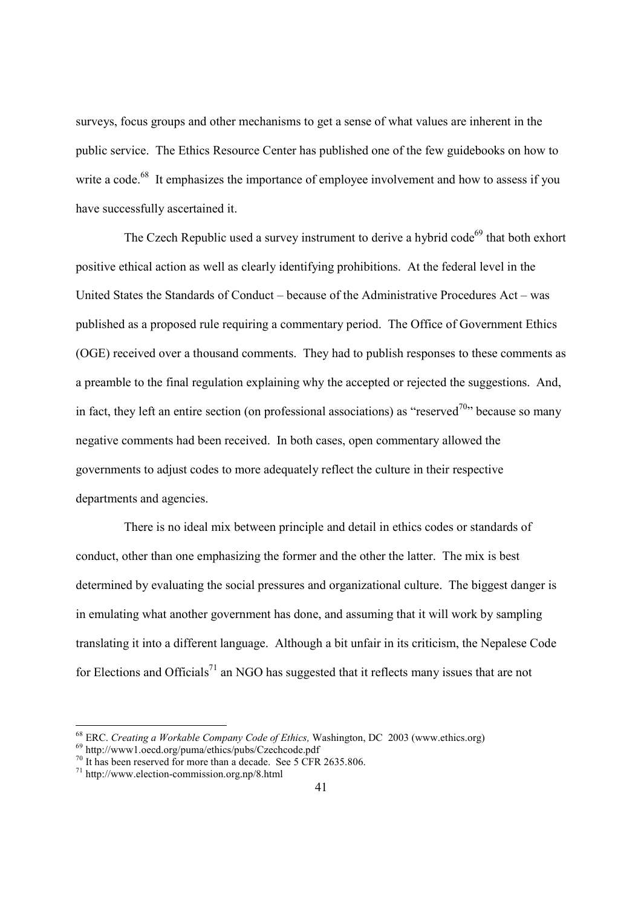surveys, focus groups and other mechanisms to get a sense of what values are inherent in the public service. The Ethics Resource Center has published one of the few guidebooks on how to write a code.[68] It emphasizes the importance of employee involvement and how to assess if you have successfully ascertained it.

The Czech Republic used a survey instrument to derive a hybrid code[69] that both exhort positive ethical action as well as clearly identifying prohibitions. At the federal level in the United States the Standards of Conduct – because of the Administrative Procedures Act – was published as a proposed rule requiring a commentary period. The Office of Government Ethics (OGE) received over a thousand comments. They had to publish responses to these comments as a preamble to the final regulation explaining why the accepted or rejected the suggestions. And, in fact, they left an entire section (on professional associations) as "reserved[70]" because so many negative comments had been received. In both cases, open commentary allowed the governments to adjust codes to more adequately reflect the culture in their respective departments and agencies.

There is no ideal mix between principle and detail in ethics codes or standards of conduct, other than one emphasizing the former and the other the latter. The mix is best determined by evaluating the social pressures and organizational culture. The biggest danger is in emulating what another government has done, and assuming that it will work by sampling translating it into a different language. Although a bit unfair in its criticism, the Nepalese Code for Elections and Officials[71] an NGO has suggested that it reflects many issues that are not

---

[68] ERC. *Creating a Workable Company Code of Ethics,* Washington, DC 2003 (www.ethics.org)

[69] http://www1.oecd.org/puma/ethics/pubs/Czechcode.pdf

[70] It has been reserved for more than a decade. See 5 CFR 2635.806.

[71] http://www.election-commission.org.np/8.html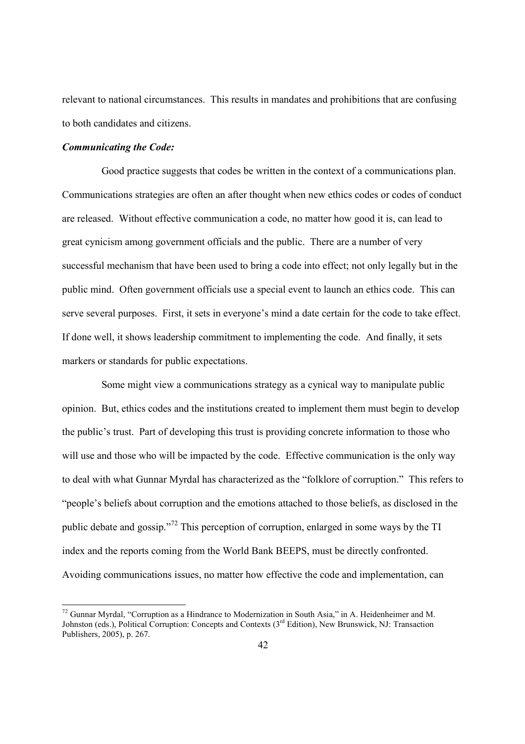relevant to national circumstances. This results in mandates and prohibitions that are confusing to both candidates and citizens.

***Communicating the Code:***

Good practice suggests that codes be written in the context of a communications plan. Communications strategies are often an after thought when new ethics codes or codes of conduct are released. Without effective communication a code, no matter how good it is, can lead to great cynicism among government officials and the public. There are a number of very successful mechanism that have been used to bring a code into effect; not only legally but in the public mind. Often government officials use a special event to launch an ethics code. This can serve several purposes. First, it sets in everyone's mind a date certain for the code to take effect. If done well, it shows leadership commitment to implementing the code. And finally, it sets markers or standards for public expectations.

Some might view a communications strategy as a cynical way to manipulate public opinion. But, ethics codes and the institutions created to implement them must begin to develop the public's trust. Part of developing this trust is providing concrete information to those who will use and those who will be impacted by the code. Effective communication is the only way to deal with what Gunnar Myrdal has characterized as the "folklore of corruption." This refers to "people's beliefs about corruption and the emotions attached to those beliefs, as disclosed in the public debate and gossip."[72] This perception of corruption, enlarged in some ways by the TI index and the reports coming from the World Bank BEEPS, must be directly confronted. Avoiding communications issues, no matter how effective the code and implementation, can

---

[72] Gunnar Myrdal, "Corruption as a Hindrance to Modernization in South Asia," in A. Heidenheimer and M. Johnston (eds.), Political Corruption: Concepts and Contexts (3rd Edition), New Brunswick, NJ: Transaction Publishers, 2005), p. 267.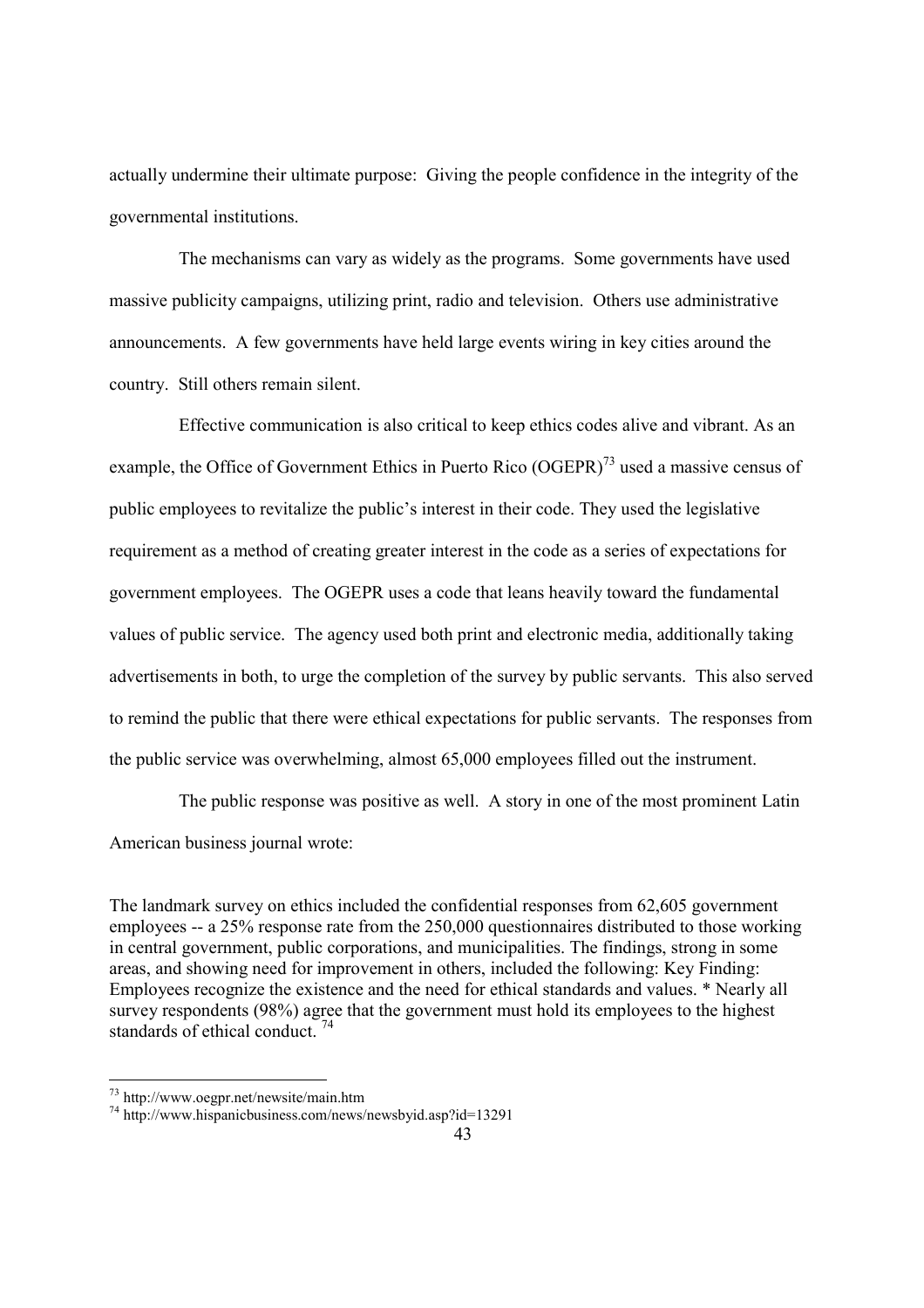actually undermine their ultimate purpose: Giving the people confidence in the integrity of the governmental institutions.

The mechanisms can vary as widely as the programs. Some governments have used massive publicity campaigns, utilizing print, radio and television. Others use administrative announcements. A few governments have held large events wiring in key cities around the country. Still others remain silent.

Effective communication is also critical to keep ethics codes alive and vibrant. As an example, the Office of Government Ethics in Puerto Rico (OGEPR)[73] used a massive census of public employees to revitalize the public's interest in their code. They used the legislative requirement as a method of creating greater interest in the code as a series of expectations for government employees. The OGEPR uses a code that leans heavily toward the fundamental values of public service. The agency used both print and electronic media, additionally taking advertisements in both, to urge the completion of the survey by public servants. This also served to remind the public that there were ethical expectations for public servants. The responses from the public service was overwhelming, almost 65,000 employees filled out the instrument.

The public response was positive as well. A story in one of the most prominent Latin American business journal wrote:

The landmark survey on ethics included the confidential responses from 62,605 government employees -- a 25% response rate from the 250,000 questionnaires distributed to those working in central government, public corporations, and municipalities. The findings, strong in some areas, and showing need for improvement in others, included the following: Key Finding: Employees recognize the existence and the need for ethical standards and values. * Nearly all survey respondents (98%) agree that the government must hold its employees to the highest standards of ethical conduct. [74]

---

[73] http://www.oegpr.net/newsite/main.htm

[74] http://www.hispanicbusiness.com/news/newsbyid.asp?id=13291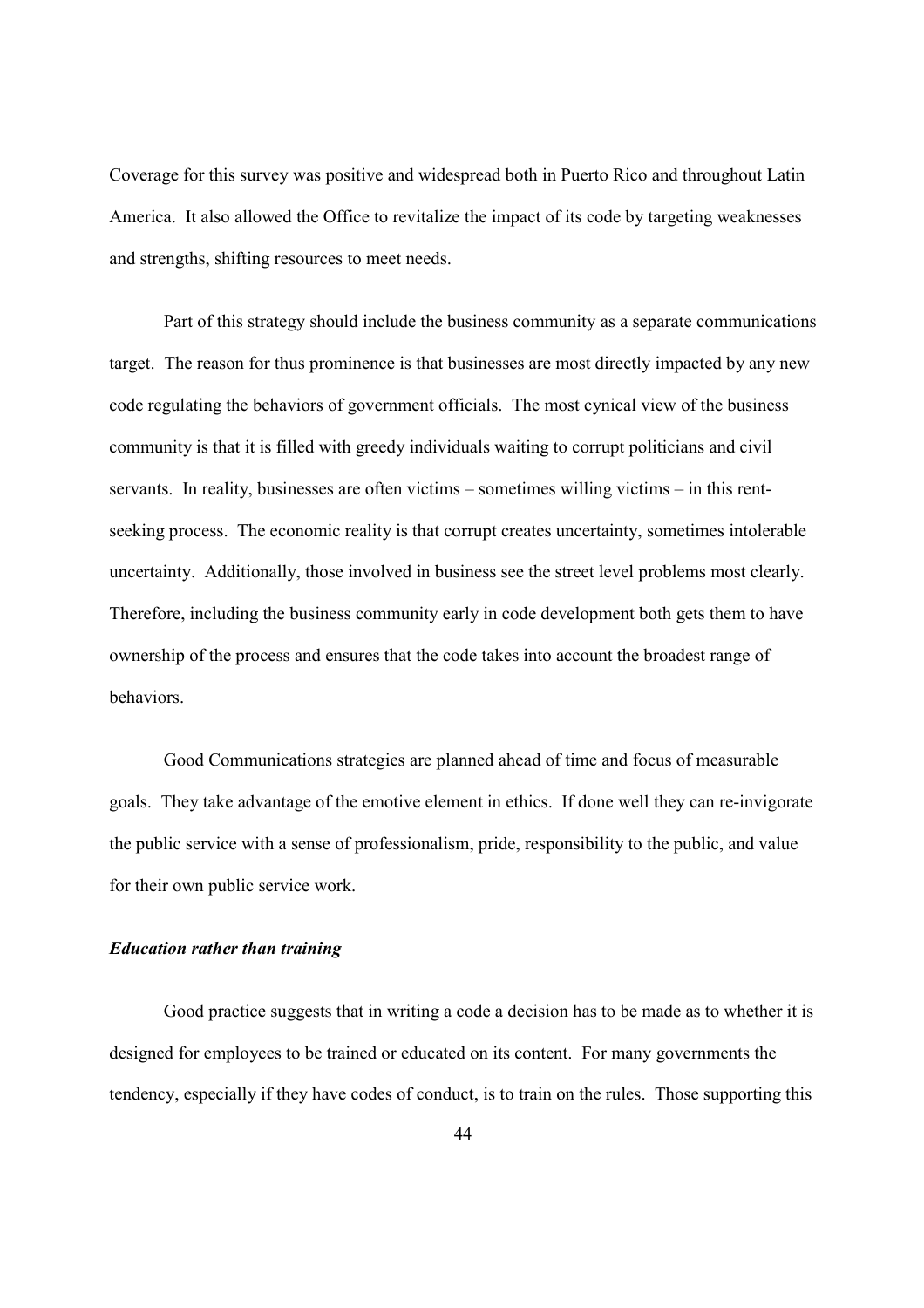Coverage for this survey was positive and widespread both in Puerto Rico and throughout Latin America. It also allowed the Office to revitalize the impact of its code by targeting weaknesses and strengths, shifting resources to meet needs.

Part of this strategy should include the business community as a separate communications target. The reason for thus prominence is that businesses are most directly impacted by any new code regulating the behaviors of government officials. The most cynical view of the business community is that it is filled with greedy individuals waiting to corrupt politicians and civil servants. In reality, businesses are often victims – sometimes willing victims – in this rent-seeking process. The economic reality is that corrupt creates uncertainty, sometimes intolerable uncertainty. Additionally, those involved in business see the street level problems most clearly. Therefore, including the business community early in code development both gets them to have ownership of the process and ensures that the code takes into account the broadest range of behaviors.

Good Communications strategies are planned ahead of time and focus of measurable goals. They take advantage of the emotive element in ethics. If done well they can re-invigorate the public service with a sense of professionalism, pride, responsibility to the public, and value for their own public service work.

***Education rather than training***

Good practice suggests that in writing a code a decision has to be made as to whether it is designed for employees to be trained or educated on its content. For many governments the tendency, especially if they have codes of conduct, is to train on the rules. Those supporting this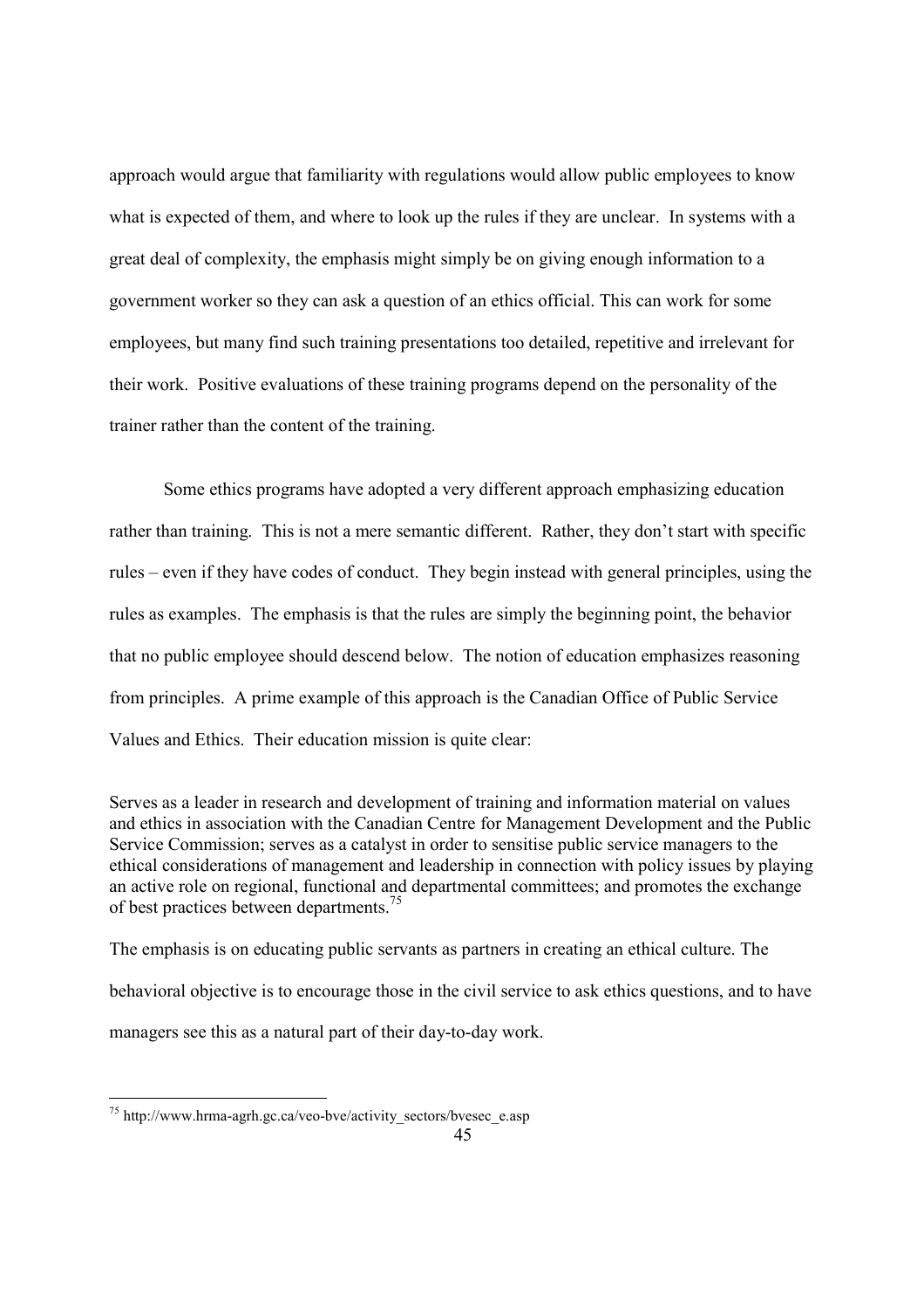approach would argue that familiarity with regulations would allow public employees to know what is expected of them, and where to look up the rules if they are unclear. In systems with a great deal of complexity, the emphasis might simply be on giving enough information to a government worker so they can ask a question of an ethics official. This can work for some employees, but many find such training presentations too detailed, repetitive and irrelevant for their work. Positive evaluations of these training programs depend on the personality of the trainer rather than the content of the training.

Some ethics programs have adopted a very different approach emphasizing education rather than training. This is not a mere semantic different. Rather, they don't start with specific rules – even if they have codes of conduct. They begin instead with general principles, using the rules as examples. The emphasis is that the rules are simply the beginning point, the behavior that no public employee should descend below. The notion of education emphasizes reasoning from principles. A prime example of this approach is the Canadian Office of Public Service Values and Ethics. Their education mission is quite clear:

> Serves as a leader in research and development of training and information material on values and ethics in association with the Canadian Centre for Management Development and the Public Service Commission; serves as a catalyst in order to sensitise public service managers to the ethical considerations of management and leadership in connection with policy issues by playing an active role on regional, functional and departmental committees; and promotes the exchange of best practices between departments.[75]

The emphasis is on educating public servants as partners in creating an ethical culture. The behavioral objective is to encourage those in the civil service to ask ethics questions, and to have managers see this as a natural part of their day-to-day work.

---

[75] http://www.hrma-agrh.gc.ca/veo-bve/activity_sectors/bvesec_e.asp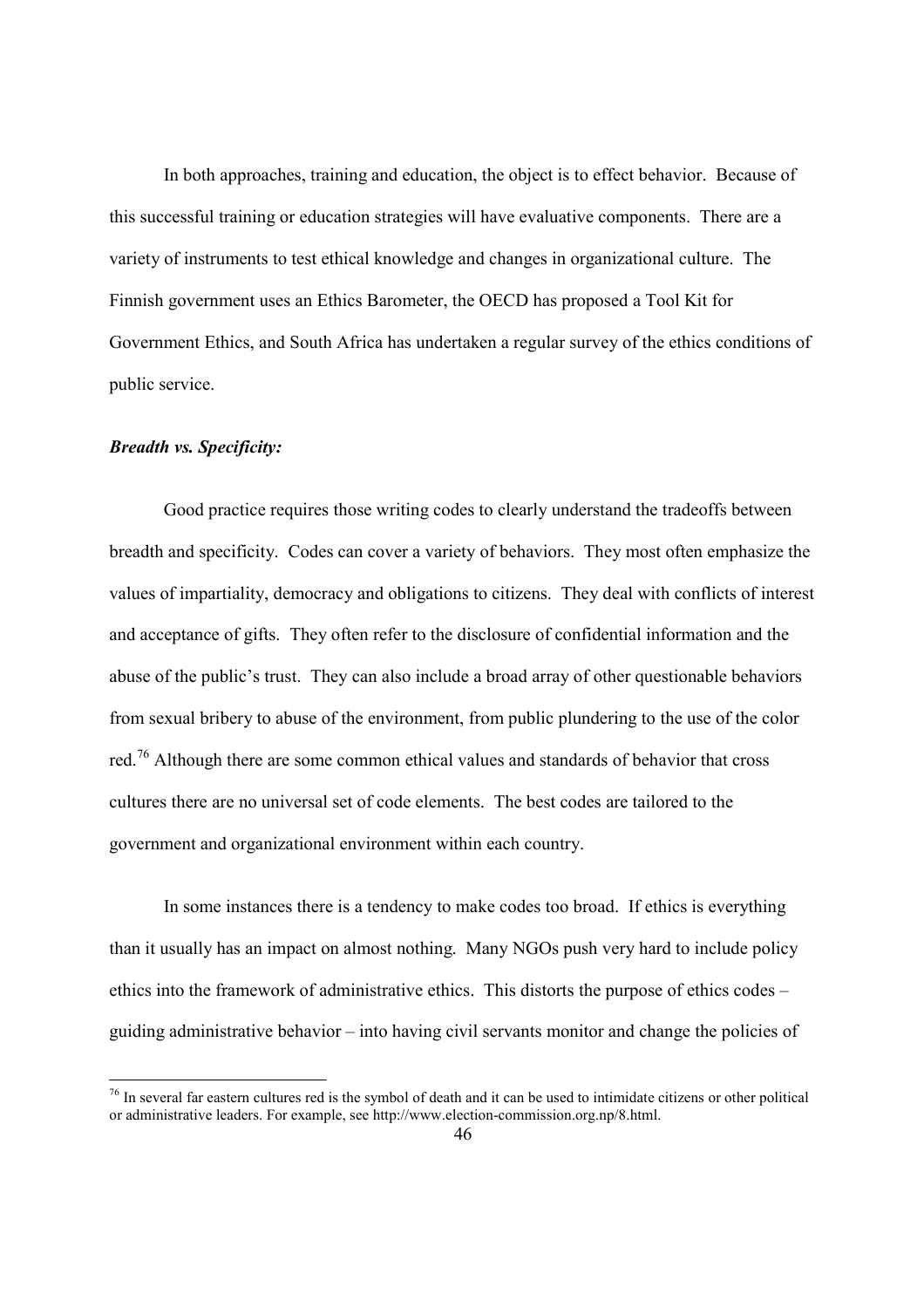In both approaches, training and education, the object is to effect behavior. Because of this successful training or education strategies will have evaluative components. There are a variety of instruments to test ethical knowledge and changes in organizational culture. The Finnish government uses an Ethics Barometer, the OECD has proposed a Tool Kit for Government Ethics, and South Africa has undertaken a regular survey of the ethics conditions of public service.

***Breadth vs. Specificity:***

Good practice requires those writing codes to clearly understand the tradeoffs between breadth and specificity. Codes can cover a variety of behaviors. They most often emphasize the values of impartiality, democracy and obligations to citizens. They deal with conflicts of interest and acceptance of gifts. They often refer to the disclosure of confidential information and the abuse of the public's trust. They can also include a broad array of other questionable behaviors from sexual bribery to abuse of the environment, from public plundering to the use of the color red.[76] Although there are some common ethical values and standards of behavior that cross cultures there are no universal set of code elements. The best codes are tailored to the government and organizational environment within each country.

In some instances there is a tendency to make codes too broad. If ethics is everything than it usually has an impact on almost nothing. Many NGOs push very hard to include policy ethics into the framework of administrative ethics. This distorts the purpose of ethics codes – guiding administrative behavior – into having civil servants monitor and change the policies of

[76] In several far eastern cultures red is the symbol of death and it can be used to intimidate citizens or other political or administrative leaders. For example, see http://www.election-commission.org.np/8.html.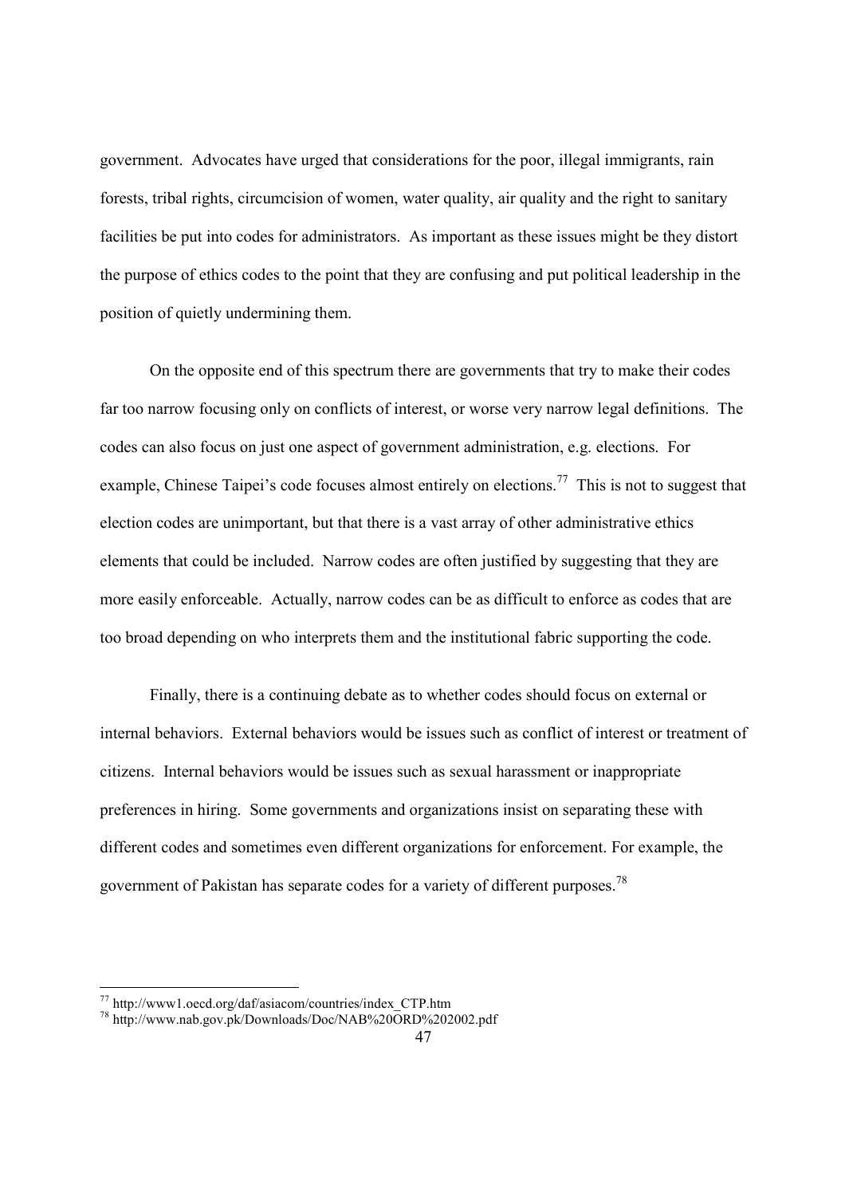government. Advocates have urged that considerations for the poor, illegal immigrants, rain forests, tribal rights, circumcision of women, water quality, air quality and the right to sanitary facilities be put into codes for administrators. As important as these issues might be they distort the purpose of ethics codes to the point that they are confusing and put political leadership in the position of quietly undermining them.

On the opposite end of this spectrum there are governments that try to make their codes far too narrow focusing only on conflicts of interest, or worse very narrow legal definitions. The codes can also focus on just one aspect of government administration, e.g. elections. For example, Chinese Taipei's code focuses almost entirely on elections.[77] This is not to suggest that election codes are unimportant, but that there is a vast array of other administrative ethics elements that could be included. Narrow codes are often justified by suggesting that they are more easily enforceable. Actually, narrow codes can be as difficult to enforce as codes that are too broad depending on who interprets them and the institutional fabric supporting the code.

Finally, there is a continuing debate as to whether codes should focus on external or internal behaviors. External behaviors would be issues such as conflict of interest or treatment of citizens. Internal behaviors would be issues such as sexual harassment or inappropriate preferences in hiring. Some governments and organizations insist on separating these with different codes and sometimes even different organizations for enforcement. For example, the government of Pakistan has separate codes for a variety of different purposes.[78]

---

[77] http://www1.oecd.org/daf/asiacom/countries/index_CTP.htm

[78] http://www.nab.gov.pk/Downloads/Doc/NAB%20ORD%202002.pdf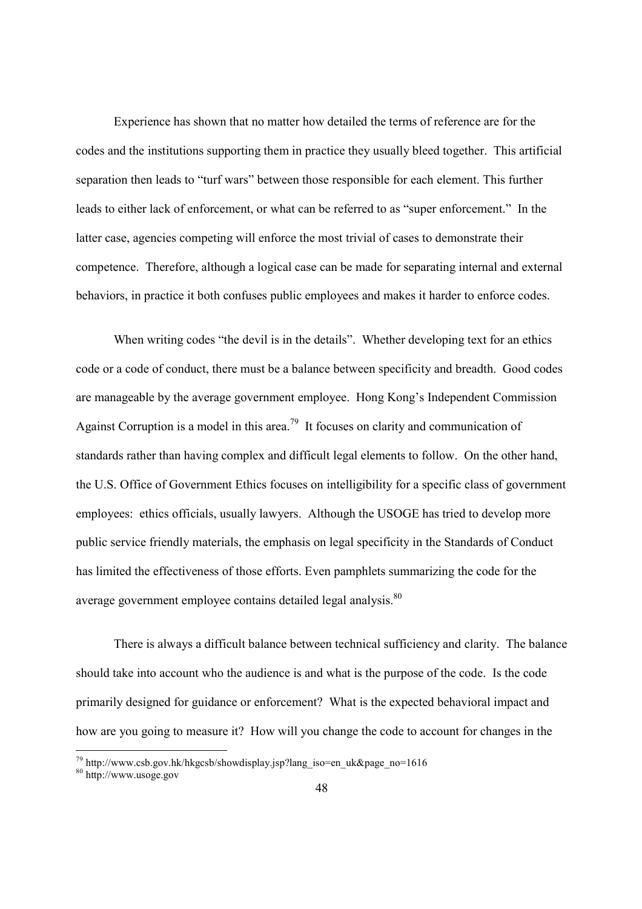Experience has shown that no matter how detailed the terms of reference are for the codes and the institutions supporting them in practice they usually bleed together. This artificial separation then leads to "turf wars" between those responsible for each element. This further leads to either lack of enforcement, or what can be referred to as "super enforcement." In the latter case, agencies competing will enforce the most trivial of cases to demonstrate their competence. Therefore, although a logical case can be made for separating internal and external behaviors, in practice it both confuses public employees and makes it harder to enforce codes.

When writing codes "the devil is in the details". Whether developing text for an ethics code or a code of conduct, there must be a balance between specificity and breadth. Good codes are manageable by the average government employee. Hong Kong's Independent Commission Against Corruption is a model in this area.[79] It focuses on clarity and communication of standards rather than having complex and difficult legal elements to follow. On the other hand, the U.S. Office of Government Ethics focuses on intelligibility for a specific class of government employees: ethics officials, usually lawyers. Although the USOGE has tried to develop more public service friendly materials, the emphasis on legal specificity in the Standards of Conduct has limited the effectiveness of those efforts. Even pamphlets summarizing the code for the average government employee contains detailed legal analysis.[80]

There is always a difficult balance between technical sufficiency and clarity. The balance should take into account who the audience is and what is the purpose of the code. Is the code primarily designed for guidance or enforcement? What is the expected behavioral impact and how are you going to measure it? How will you change the code to account for changes in the

---

[79] http://www.csb.gov.hk/hkgcsb/showdisplay.jsp?lang_iso=en_uk&page_no=1616

[80] http://www.usoge.gov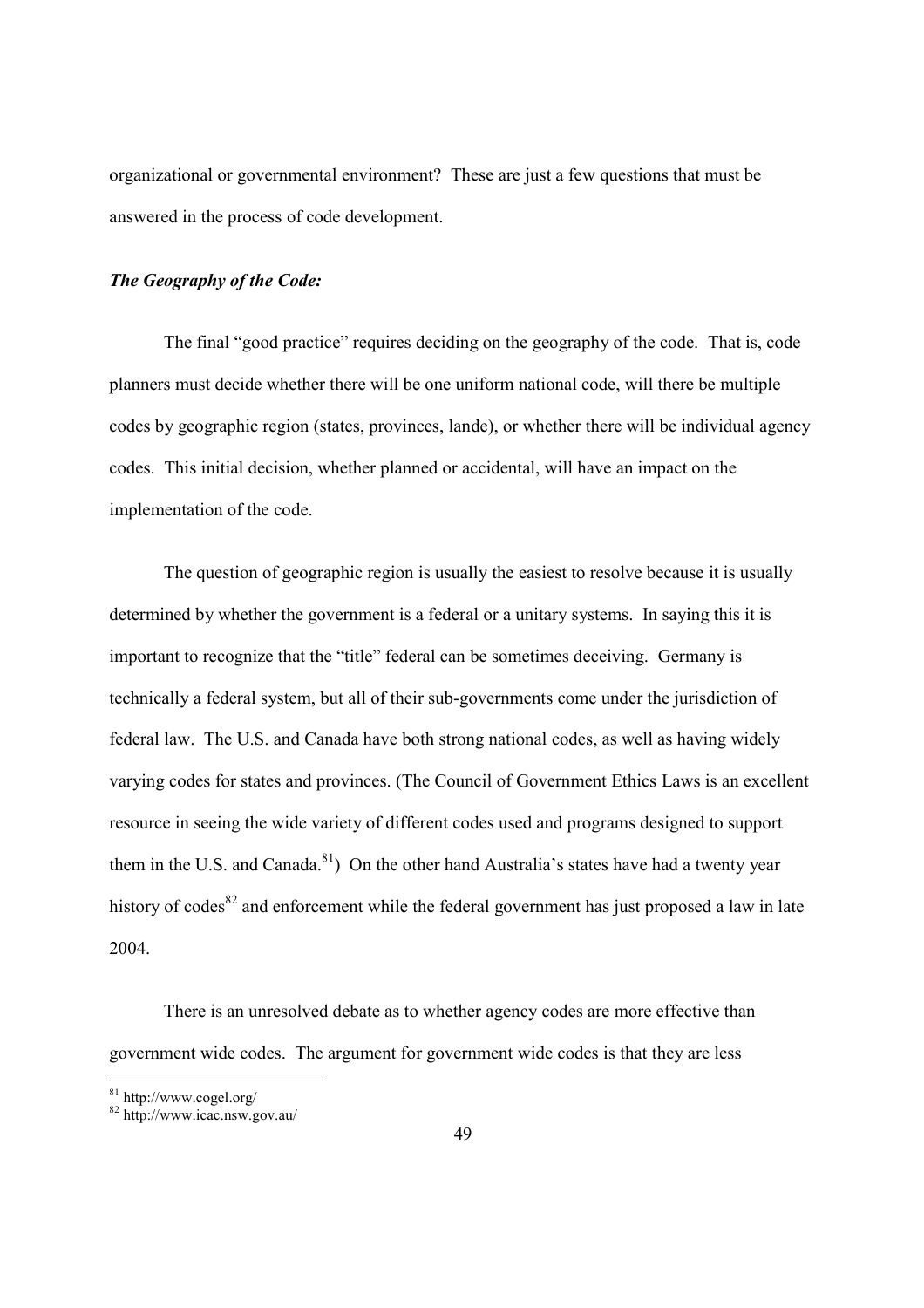organizational or governmental environment? These are just a few questions that must be answered in the process of code development.

***The Geography of the Code:***

The final "good practice" requires deciding on the geography of the code. That is, code planners must decide whether there will be one uniform national code, will there be multiple codes by geographic region (states, provinces, lande), or whether there will be individual agency codes. This initial decision, whether planned or accidental, will have an impact on the implementation of the code.

The question of geographic region is usually the easiest to resolve because it is usually determined by whether the government is a federal or a unitary systems. In saying this it is important to recognize that the "title" federal can be sometimes deceiving. Germany is technically a federal system, but all of their sub-governments come under the jurisdiction of federal law. The U.S. and Canada have both strong national codes, as well as having widely varying codes for states and provinces. (The Council of Government Ethics Laws is an excellent resource in seeing the wide variety of different codes used and programs designed to support them in the U.S. and Canada.[81]) On the other hand Australia's states have had a twenty year history of codes[82] and enforcement while the federal government has just proposed a law in late 2004.

There is an unresolved debate as to whether agency codes are more effective than government wide codes. The argument for government wide codes is that they are less

[81] http://www.cogel.org/
[82] http://www.icac.nsw.gov.au/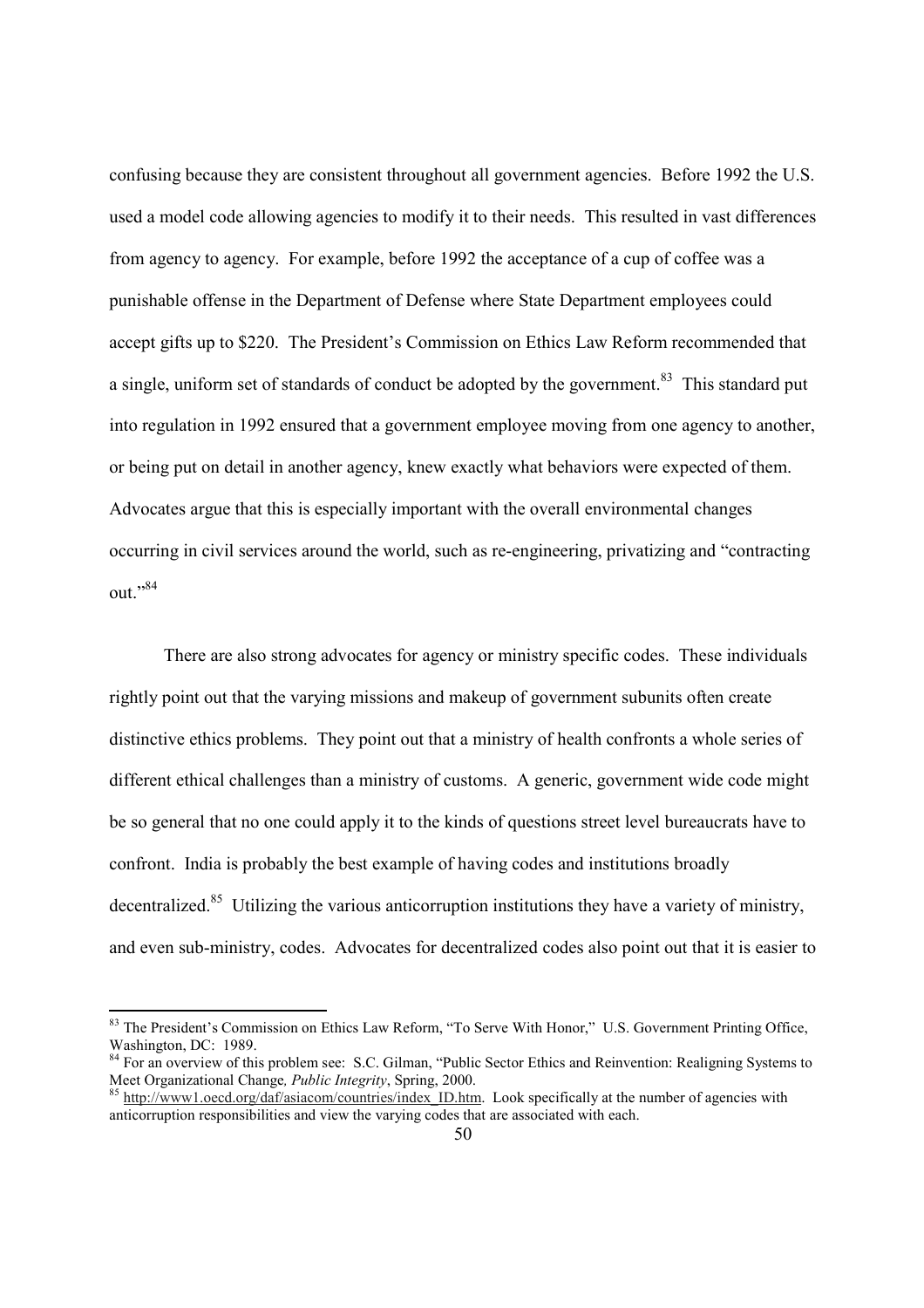confusing because they are consistent throughout all government agencies. Before 1992 the U.S. used a model code allowing agencies to modify it to their needs. This resulted in vast differences from agency to agency. For example, before 1992 the acceptance of a cup of coffee was a punishable offense in the Department of Defense where State Department employees could accept gifts up to $220. The President's Commission on Ethics Law Reform recommended that a single, uniform set of standards of conduct be adopted by the government.[83] This standard put into regulation in 1992 ensured that a government employee moving from one agency to another, or being put on detail in another agency, knew exactly what behaviors were expected of them. Advocates argue that this is especially important with the overall environmental changes occurring in civil services around the world, such as re-engineering, privatizing and "contracting out."[84]

There are also strong advocates for agency or ministry specific codes. These individuals rightly point out that the varying missions and makeup of government subunits often create distinctive ethics problems. They point out that a ministry of health confronts a whole series of different ethical challenges than a ministry of customs. A generic, government wide code might be so general that no one could apply it to the kinds of questions street level bureaucrats have to confront. India is probably the best example of having codes and institutions broadly decentralized.[85] Utilizing the various anticorruption institutions they have a variety of ministry, and even sub-ministry, codes. Advocates for decentralized codes also point out that it is easier to

---

[83] The President's Commission on Ethics Law Reform, "To Serve With Honor," U.S. Government Printing Office, Washington, DC: 1989.

[84] For an overview of this problem see: S.C. Gilman, "Public Sector Ethics and Reinvention: Realigning Systems to Meet Organizational Change, *Public Integrity*, Spring, 2000.

[85] http://www1.oecd.org/daf/asiacom/countries/index_ID.htm. Look specifically at the number of agencies with anticorruption responsibilities and view the varying codes that are associated with each.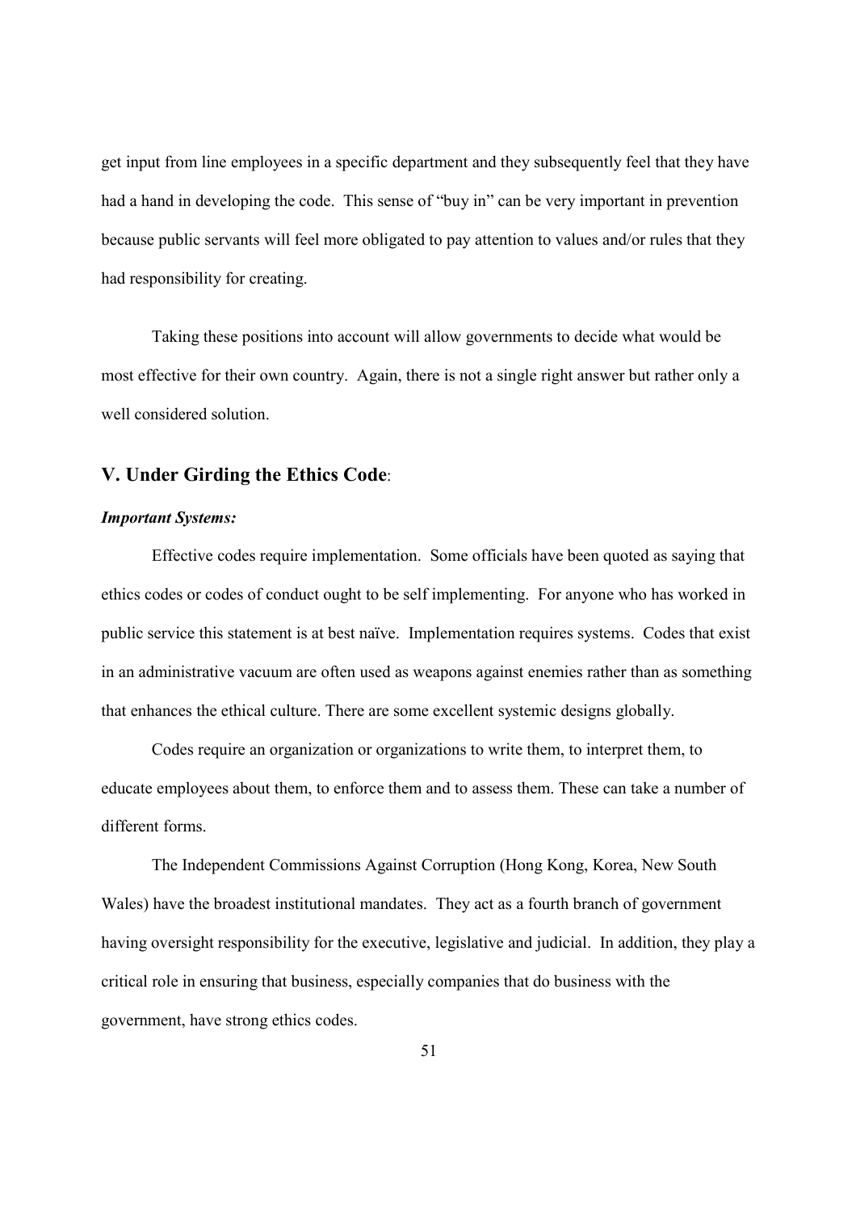get input from line employees in a specific department and they subsequently feel that they have had a hand in developing the code. This sense of "buy in" can be very important in prevention because public servants will feel more obligated to pay attention to values and/or rules that they had responsibility for creating.

Taking these positions into account will allow governments to decide what would be most effective for their own country. Again, there is not a single right answer but rather only a well considered solution.

## V. Under Girding the Ethics Code:

### *Important Systems:*

Effective codes require implementation. Some officials have been quoted as saying that ethics codes or codes of conduct ought to be self implementing. For anyone who has worked in public service this statement is at best naïve. Implementation requires systems. Codes that exist in an administrative vacuum are often used as weapons against enemies rather than as something that enhances the ethical culture. There are some excellent systemic designs globally.

Codes require an organization or organizations to write them, to interpret them, to educate employees about them, to enforce them and to assess them. These can take a number of different forms.

The Independent Commissions Against Corruption (Hong Kong, Korea, New South Wales) have the broadest institutional mandates. They act as a fourth branch of government having oversight responsibility for the executive, legislative and judicial. In addition, they play a critical role in ensuring that business, especially companies that do business with the government, have strong ethics codes.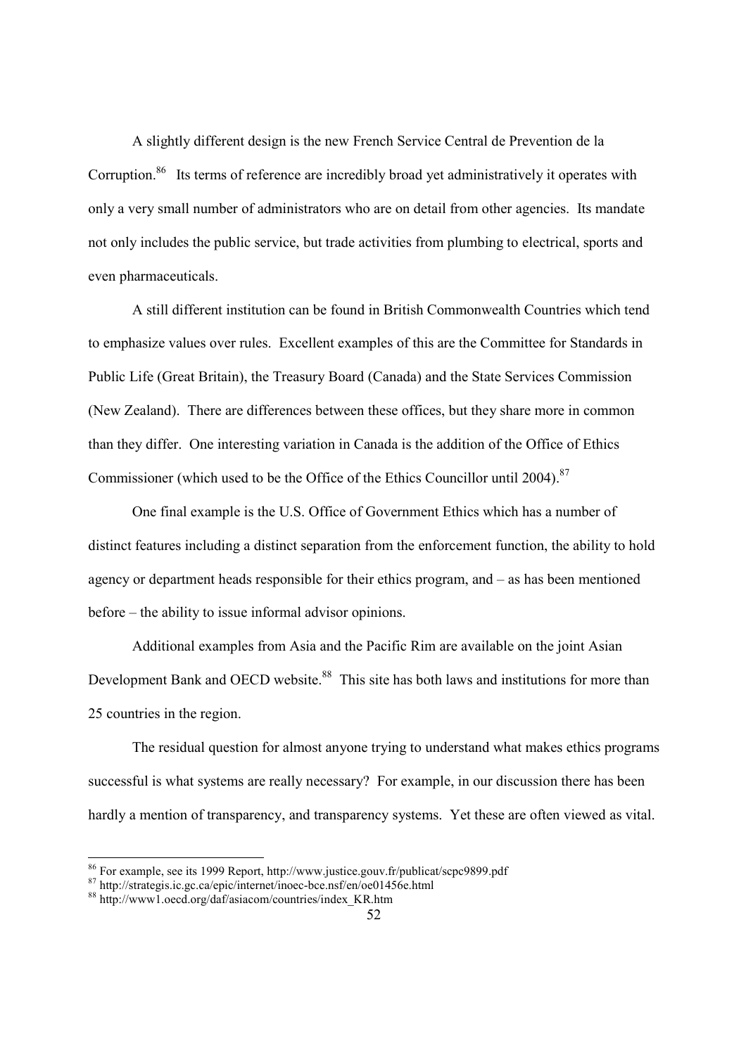A slightly different design is the new French Service Central de Prevention de la Corruption.[86] Its terms of reference are incredibly broad yet administratively it operates with only a very small number of administrators who are on detail from other agencies. Its mandate not only includes the public service, but trade activities from plumbing to electrical, sports and even pharmaceuticals.

A still different institution can be found in British Commonwealth Countries which tend to emphasize values over rules. Excellent examples of this are the Committee for Standards in Public Life (Great Britain), the Treasury Board (Canada) and the State Services Commission (New Zealand). There are differences between these offices, but they share more in common than they differ. One interesting variation in Canada is the addition of the Office of Ethics Commissioner (which used to be the Office of the Ethics Councillor until 2004).[87]

One final example is the U.S. Office of Government Ethics which has a number of distinct features including a distinct separation from the enforcement function, the ability to hold agency or department heads responsible for their ethics program, and – as has been mentioned before – the ability to issue informal advisor opinions.

Additional examples from Asia and the Pacific Rim are available on the joint Asian Development Bank and OECD website.[88] This site has both laws and institutions for more than 25 countries in the region.

The residual question for almost anyone trying to understand what makes ethics programs successful is what systems are really necessary? For example, in our discussion there has been hardly a mention of transparency, and transparency systems. Yet these are often viewed as vital.

---

[86] For example, see its 1999 Report, http://www.justice.gouv.fr/publicat/scpc9899.pdf

[87] http://strategis.ic.gc.ca/epic/internet/inoec-bce.nsf/en/oe01456e.html

[88] http://www1.oecd.org/daf/asiacom/countries/index_KR.htm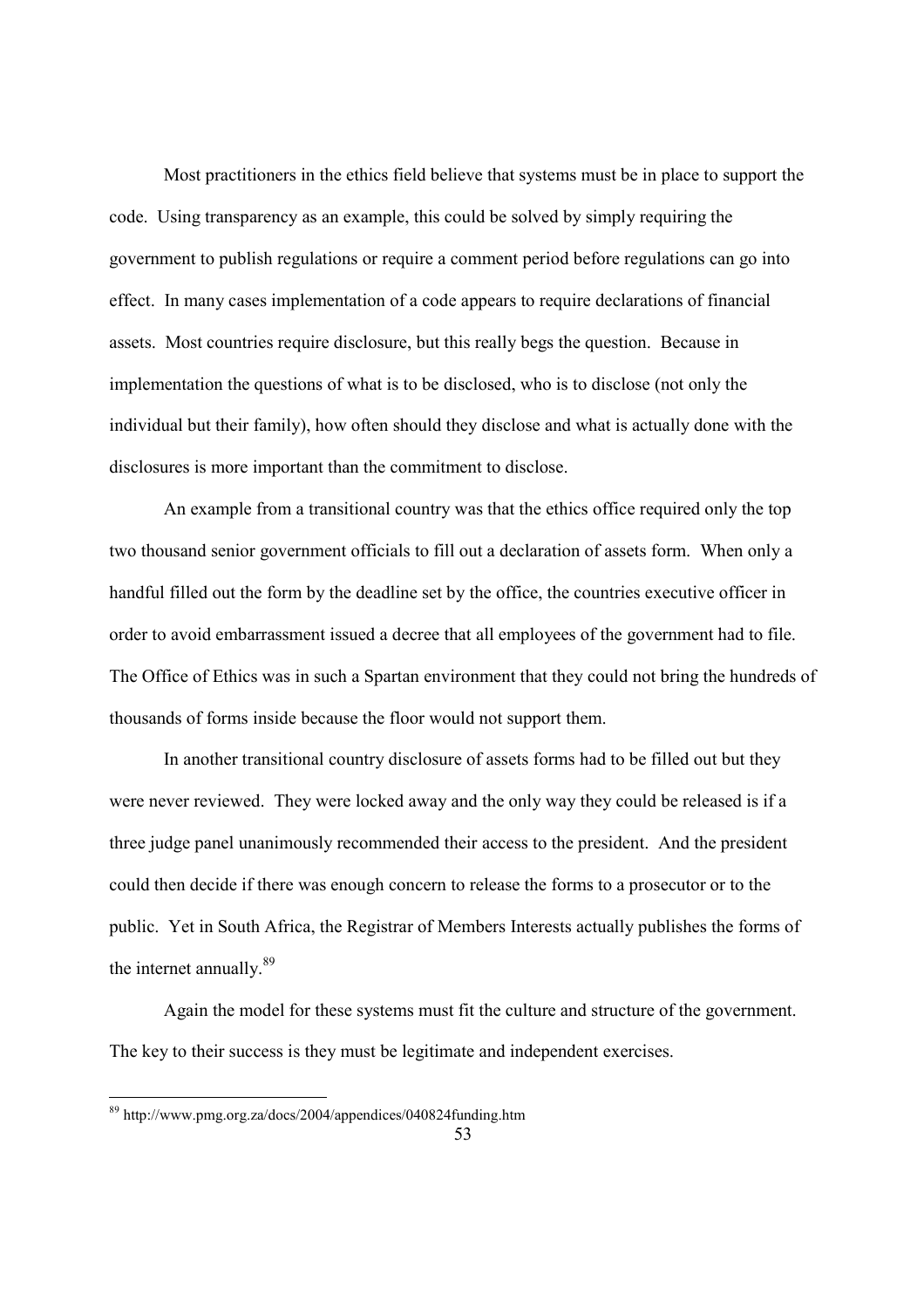Most practitioners in the ethics field believe that systems must be in place to support the code. Using transparency as an example, this could be solved by simply requiring the government to publish regulations or require a comment period before regulations can go into effect. In many cases implementation of a code appears to require declarations of financial assets. Most countries require disclosure, but this really begs the question. Because in implementation the questions of what is to be disclosed, who is to disclose (not only the individual but their family), how often should they disclose and what is actually done with the disclosures is more important than the commitment to disclose.

An example from a transitional country was that the ethics office required only the top two thousand senior government officials to fill out a declaration of assets form. When only a handful filled out the form by the deadline set by the office, the countries executive officer in order to avoid embarrassment issued a decree that all employees of the government had to file. The Office of Ethics was in such a Spartan environment that they could not bring the hundreds of thousands of forms inside because the floor would not support them.

In another transitional country disclosure of assets forms had to be filled out but they were never reviewed. They were locked away and the only way they could be released is if a three judge panel unanimously recommended their access to the president. And the president could then decide if there was enough concern to release the forms to a prosecutor or to the public. Yet in South Africa, the Registrar of Members Interests actually publishes the forms of the internet annually.[89]

Again the model for these systems must fit the culture and structure of the government. The key to their success is they must be legitimate and independent exercises.

[89] http://www.pmg.org.za/docs/2004/appendices/040824funding.htm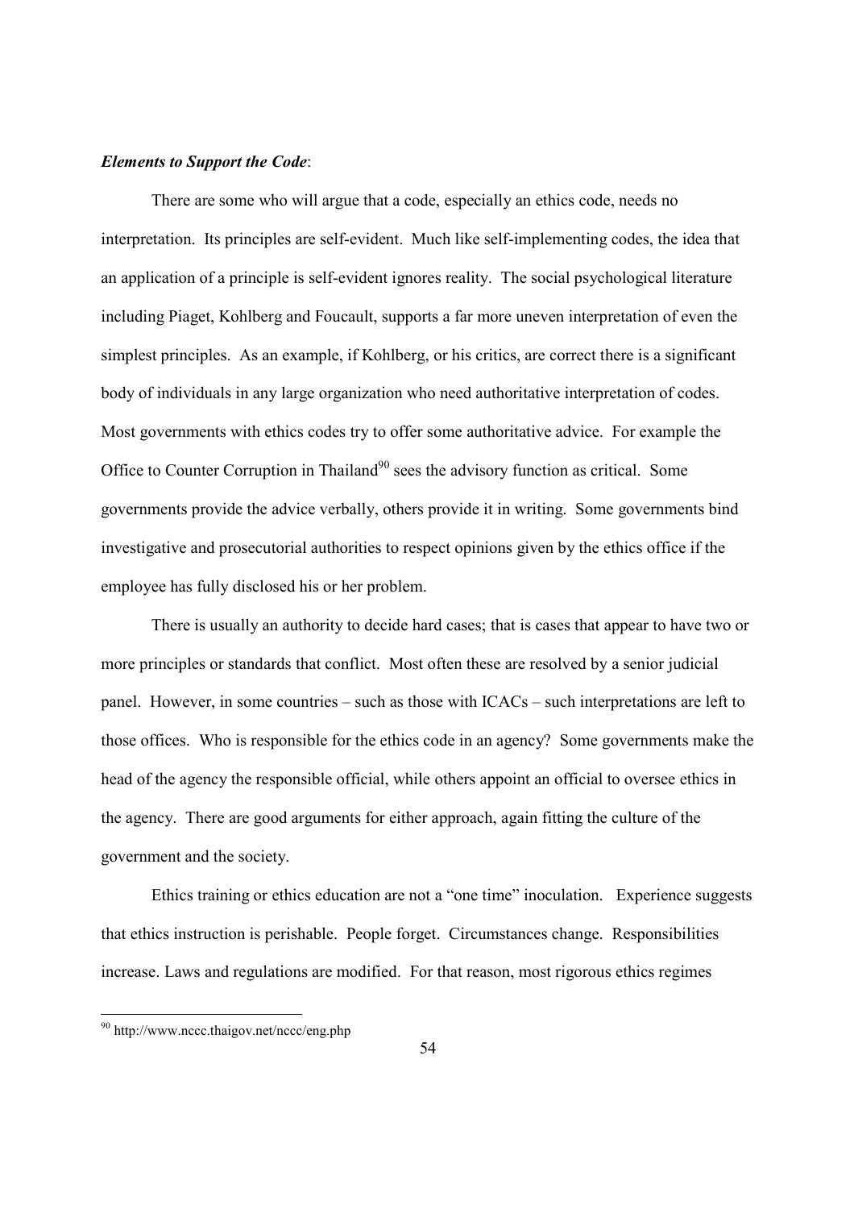***Elements to Support the Code***:

There are some who will argue that a code, especially an ethics code, needs no interpretation. Its principles are self-evident. Much like self-implementing codes, the idea that an application of a principle is self-evident ignores reality. The social psychological literature including Piaget, Kohlberg and Foucault, supports a far more uneven interpretation of even the simplest principles. As an example, if Kohlberg, or his critics, are correct there is a significant body of individuals in any large organization who need authoritative interpretation of codes. Most governments with ethics codes try to offer some authoritative advice. For example the Office to Counter Corruption in Thailand[90] sees the advisory function as critical. Some governments provide the advice verbally, others provide it in writing. Some governments bind investigative and prosecutorial authorities to respect opinions given by the ethics office if the employee has fully disclosed his or her problem.

There is usually an authority to decide hard cases; that is cases that appear to have two or more principles or standards that conflict. Most often these are resolved by a senior judicial panel. However, in some countries – such as those with ICACs – such interpretations are left to those offices. Who is responsible for the ethics code in an agency? Some governments make the head of the agency the responsible official, while others appoint an official to oversee ethics in the agency. There are good arguments for either approach, again fitting the culture of the government and the society.

Ethics training or ethics education are not a "one time" inoculation. Experience suggests that ethics instruction is perishable. People forget. Circumstances change. Responsibilities increase. Laws and regulations are modified. For that reason, most rigorous ethics regimes

[90] http://www.nccc.thaigov.net/nccc/eng.php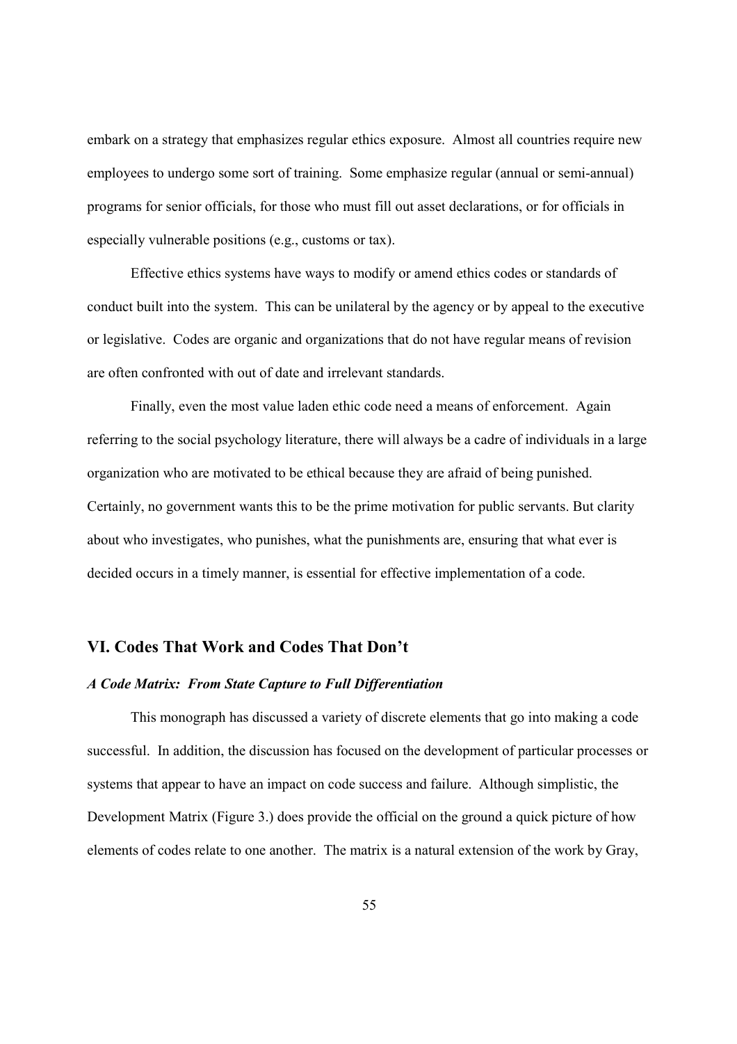embark on a strategy that emphasizes regular ethics exposure. Almost all countries require new employees to undergo some sort of training. Some emphasize regular (annual or semi-annual) programs for senior officials, for those who must fill out asset declarations, or for officials in especially vulnerable positions (e.g., customs or tax).

Effective ethics systems have ways to modify or amend ethics codes or standards of conduct built into the system. This can be unilateral by the agency or by appeal to the executive or legislative. Codes are organic and organizations that do not have regular means of revision are often confronted with out of date and irrelevant standards.

Finally, even the most value laden ethic code need a means of enforcement. Again referring to the social psychology literature, there will always be a cadre of individuals in a large organization who are motivated to be ethical because they are afraid of being punished. Certainly, no government wants this to be the prime motivation for public servants. But clarity about who investigates, who punishes, what the punishments are, ensuring that what ever is decided occurs in a timely manner, is essential for effective implementation of a code.

## VI. Codes That Work and Codes That Don't

### *A Code Matrix: From State Capture to Full Differentiation*

This monograph has discussed a variety of discrete elements that go into making a code successful. In addition, the discussion has focused on the development of particular processes or systems that appear to have an impact on code success and failure. Although simplistic, the Development Matrix (Figure 3.) does provide the official on the ground a quick picture of how elements of codes relate to one another. The matrix is a natural extension of the work by Gray,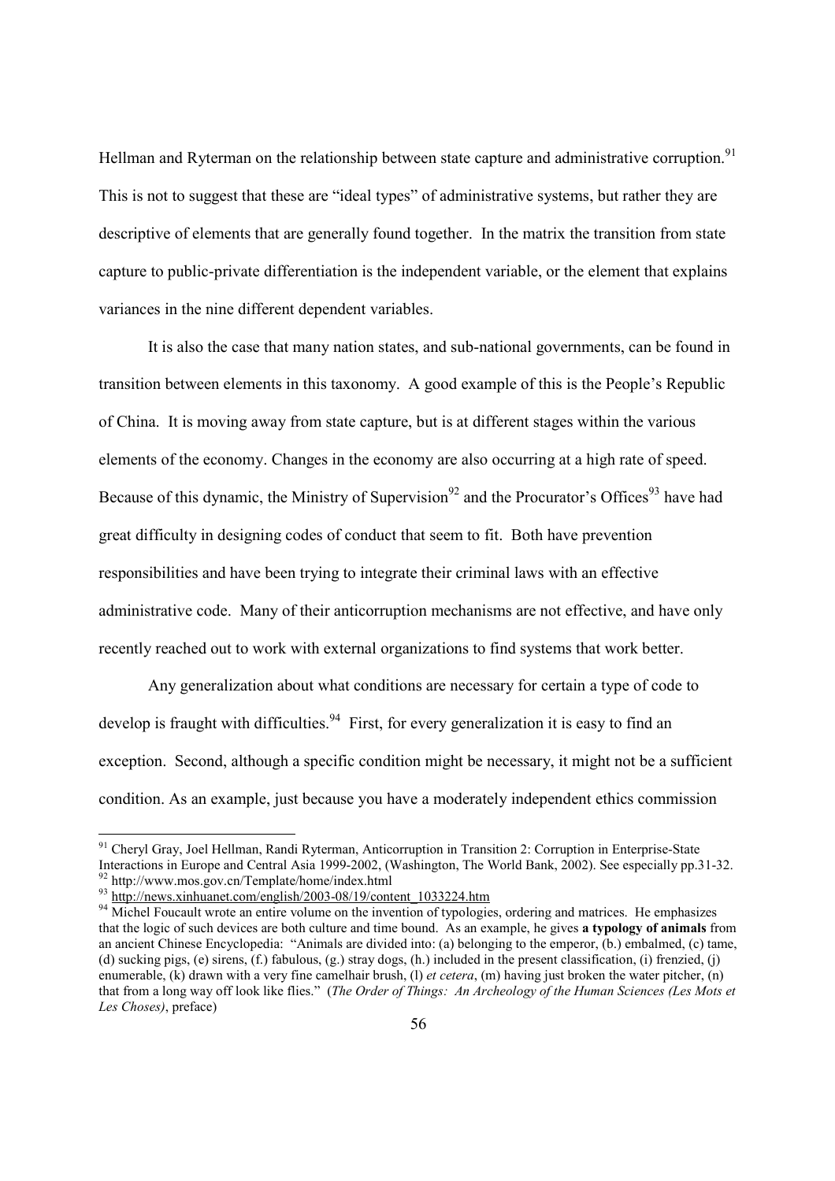Hellman and Ryterman on the relationship between state capture and administrative corruption.[91] This is not to suggest that these are "ideal types" of administrative systems, but rather they are descriptive of elements that are generally found together. In the matrix the transition from state capture to public-private differentiation is the independent variable, or the element that explains variances in the nine different dependent variables.

It is also the case that many nation states, and sub-national governments, can be found in transition between elements in this taxonomy. A good example of this is the People's Republic of China. It is moving away from state capture, but is at different stages within the various elements of the economy. Changes in the economy are also occurring at a high rate of speed. Because of this dynamic, the Ministry of Supervision[92] and the Procurator's Offices[93] have had great difficulty in designing codes of conduct that seem to fit. Both have prevention responsibilities and have been trying to integrate their criminal laws with an effective administrative code. Many of their anticorruption mechanisms are not effective, and have only recently reached out to work with external organizations to find systems that work better.

Any generalization about what conditions are necessary for certain a type of code to develop is fraught with difficulties.[94] First, for every generalization it is easy to find an exception. Second, although a specific condition might be necessary, it might not be a sufficient condition. As an example, just because you have a moderately independent ethics commission

---

[91] Cheryl Gray, Joel Hellman, Randi Ryterman, Anticorruption in Transition 2: Corruption in Enterprise-State Interactions in Europe and Central Asia 1999-2002, (Washington, The World Bank, 2002). See especially pp.31-32.

[92] http://www.mos.gov.cn/Template/home/index.html

[93] http://news.xinhuanet.com/english/2003-08/19/content_1033224.htm

[94] Michel Foucault wrote an entire volume on the invention of typologies, ordering and matrices. He emphasizes that the logic of such devices are both culture and time bound. As an example, he gives **a typology of animals** from an ancient Chinese Encyclopedia: "Animals are divided into: (a) belonging to the emperor, (b.) embalmed, (c) tame, (d) sucking pigs, (e) sirens, (f.) fabulous, (g.) stray dogs, (h.) included in the present classification, (i) frenzied, (j) enumerable, (k) drawn with a very fine camelhair brush, (l) *et cetera*, (m) having just broken the water pitcher, (n) that from a long way off look like flies." (*The Order of Things: An Archeology of the Human Sciences (Les Mots et Les Choses)*, preface)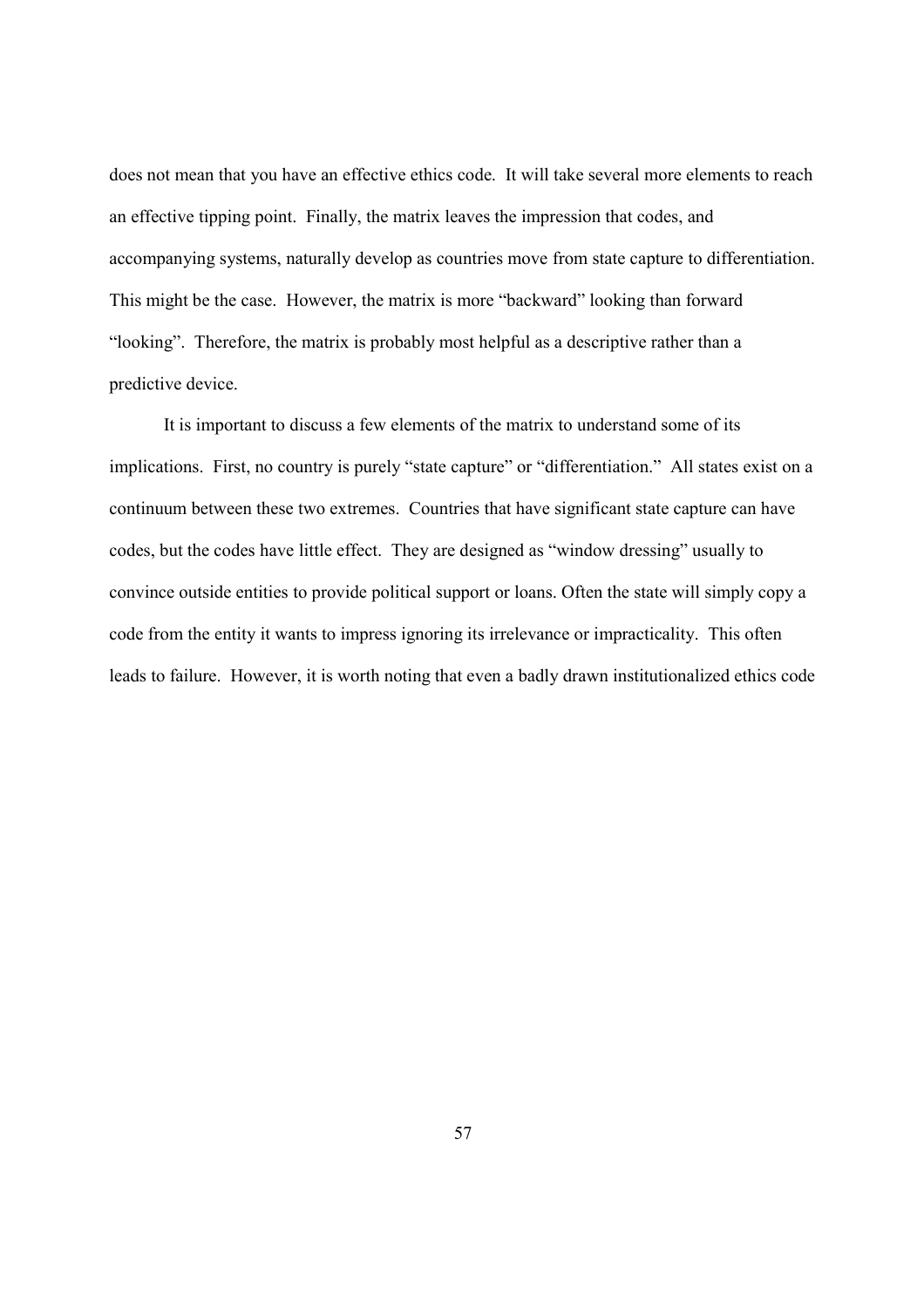does not mean that you have an effective ethics code. It will take several more elements to reach an effective tipping point. Finally, the matrix leaves the impression that codes, and accompanying systems, naturally develop as countries move from state capture to differentiation. This might be the case. However, the matrix is more "backward" looking than forward "looking". Therefore, the matrix is probably most helpful as a descriptive rather than a predictive device.

It is important to discuss a few elements of the matrix to understand some of its implications. First, no country is purely "state capture" or "differentiation." All states exist on a continuum between these two extremes. Countries that have significant state capture can have codes, but the codes have little effect. They are designed as "window dressing" usually to convince outside entities to provide political support or loans. Often the state will simply copy a code from the entity it wants to impress ignoring its irrelevance or impracticality. This often leads to failure. However, it is worth noting that even a badly drawn institutionalized ethics code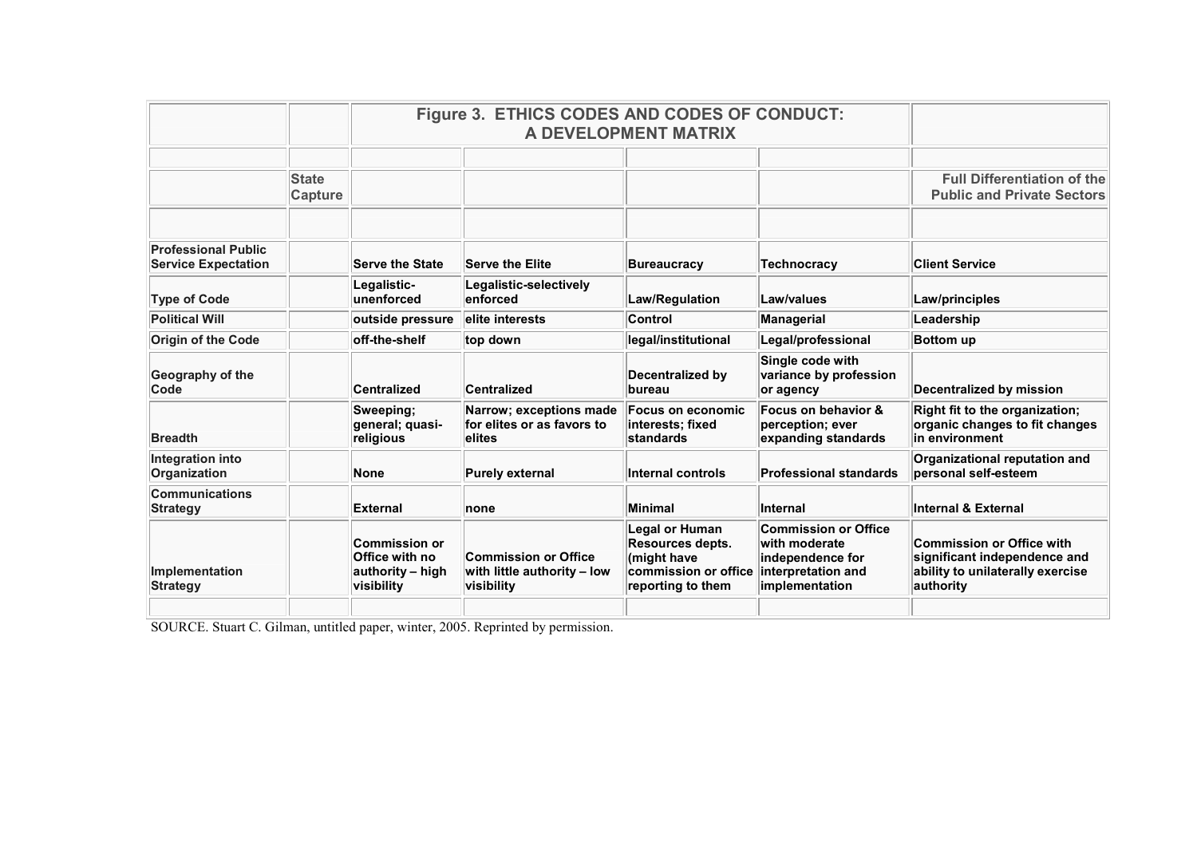**Figure 3. ETHICS CODES AND CODES OF CONDUCT: A DEVELOPMENT MATRIX**

| | State Capture | | | | | Full Differentiation of the Public and Private Sectors |
|---|---|---|---|---|---|---|
| **Professional Public Service Expectation** | | **Serve the State** | **Serve the Elite** | **Bureaucracy** | **Technocracy** | **Client Service** |
| **Type of Code** | | **Legalistic-unenforced** | **Legalistic-selectively enforced** | **Law/Regulation** | **Law/values** | **Law/principles** |
| **Political Will** | | **outside pressure** | **elite interests** | **Control** | **Managerial** | **Leadership** |
| **Origin of the Code** | | **off-the-shelf** | **top down** | **legal/institutional** | **Legal/professional** | **Bottom up** |
| **Geography of the Code** | | **Centralized** | **Centralized** | **Decentralized by bureau** | **Single code with variance by profession or agency** | **Decentralized by mission** |
| **Breadth** | | **Sweeping; general; quasi-religious** | **Narrow; exceptions made for elites or as favors to elites** | **Focus on economic interests; fixed standards** | **Focus on behavior & perception; ever expanding standards** | **Right fit to the organization; organic changes to fit changes in environment** |
| **Integration into Organization** | | **None** | **Purely external** | **Internal controls** | **Professional standards** | **Organizational reputation and personal self-esteem** |
| **Communications Strategy** | | **External** | **none** | **Minimal** | **Internal** | **Internal & External** |
| **Implementation Strategy** | | **Commission or Office with no authority – high visibility** | **Commission or Office with little authority – low visibility** | **Legal or Human Resources depts. (might have commission or office reporting to them** | **Commission or Office with moderate independence for interpretation and implementation** | **Commission or Office with significant independence and ability to unilaterally exercise authority** |

SOURCE. Stuart C. Gilman, untitled paper, winter, 2005. Reprinted by permission.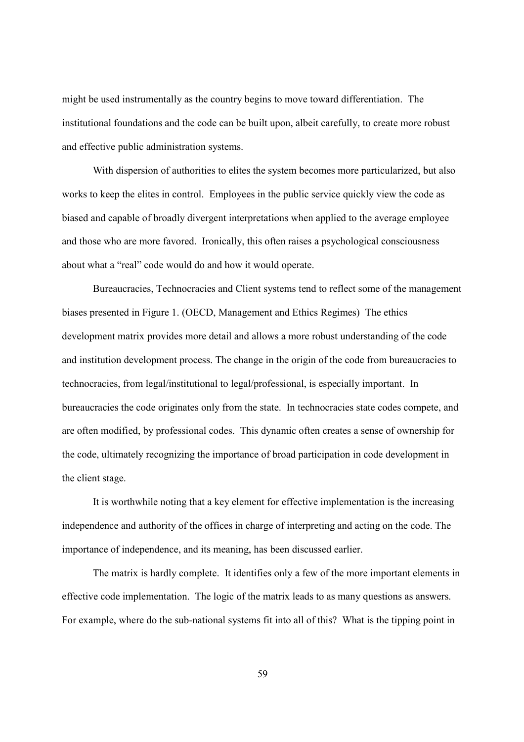might be used instrumentally as the country begins to move toward differentiation. The institutional foundations and the code can be built upon, albeit carefully, to create more robust and effective public administration systems.

With dispersion of authorities to elites the system becomes more particularized, but also works to keep the elites in control. Employees in the public service quickly view the code as biased and capable of broadly divergent interpretations when applied to the average employee and those who are more favored. Ironically, this often raises a psychological consciousness about what a "real" code would do and how it would operate.

Bureaucracies, Technocracies and Client systems tend to reflect some of the management biases presented in Figure 1. (OECD, Management and Ethics Regimes) The ethics development matrix provides more detail and allows a more robust understanding of the code and institution development process. The change in the origin of the code from bureaucracies to technocracies, from legal/institutional to legal/professional, is especially important. In bureaucracies the code originates only from the state. In technocracies state codes compete, and are often modified, by professional codes. This dynamic often creates a sense of ownership for the code, ultimately recognizing the importance of broad participation in code development in the client stage.

It is worthwhile noting that a key element for effective implementation is the increasing independence and authority of the offices in charge of interpreting and acting on the code. The importance of independence, and its meaning, has been discussed earlier.

The matrix is hardly complete. It identifies only a few of the more important elements in effective code implementation. The logic of the matrix leads to as many questions as answers. For example, where do the sub-national systems fit into all of this? What is the tipping point in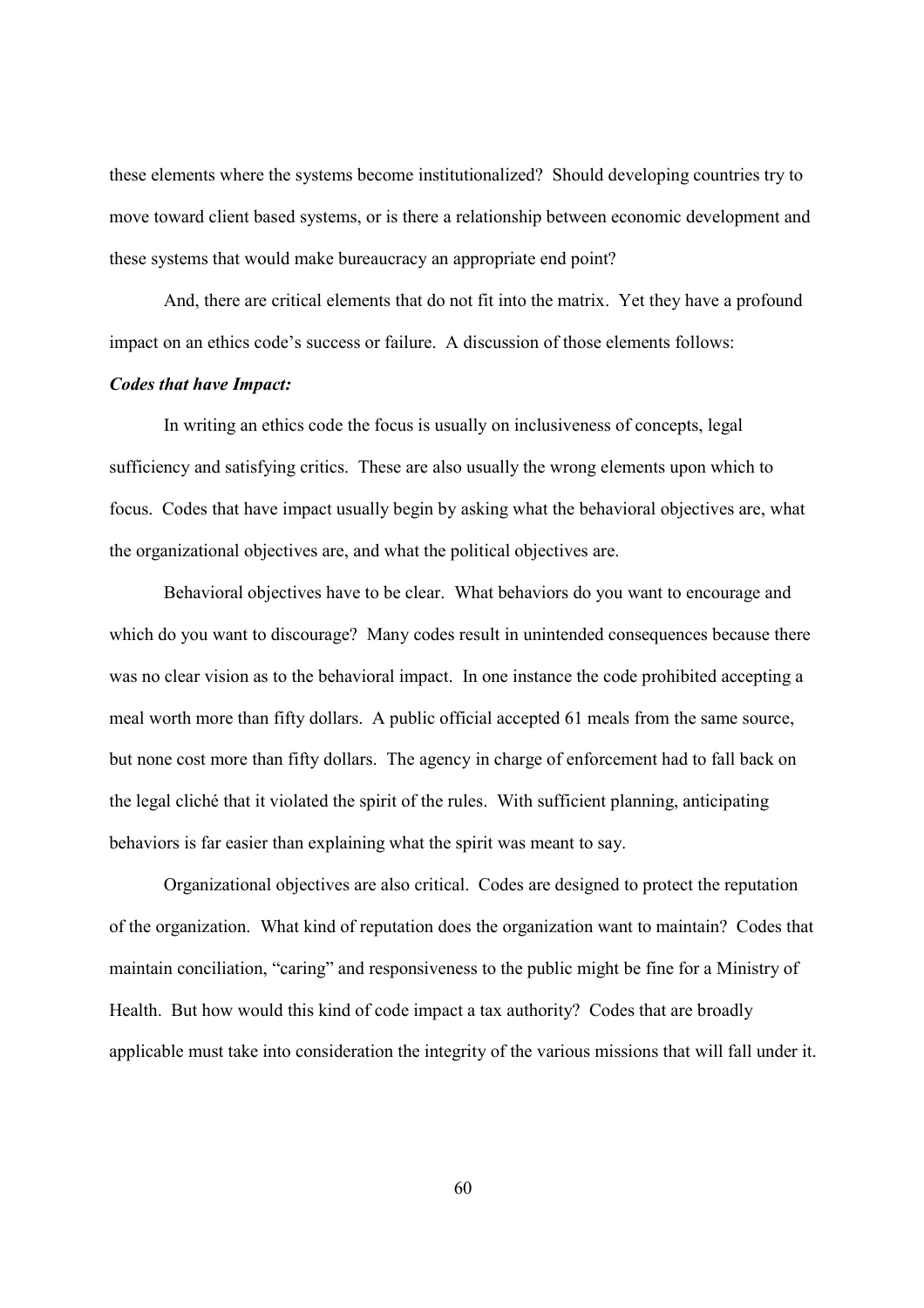these elements where the systems become institutionalized? Should developing countries try to move toward client based systems, or is there a relationship between economic development and these systems that would make bureaucracy an appropriate end point?

And, there are critical elements that do not fit into the matrix. Yet they have a profound impact on an ethics code's success or failure. A discussion of those elements follows:

***Codes that have Impact:***

In writing an ethics code the focus is usually on inclusiveness of concepts, legal sufficiency and satisfying critics. These are also usually the wrong elements upon which to focus. Codes that have impact usually begin by asking what the behavioral objectives are, what the organizational objectives are, and what the political objectives are.

Behavioral objectives have to be clear. What behaviors do you want to encourage and which do you want to discourage? Many codes result in unintended consequences because there was no clear vision as to the behavioral impact. In one instance the code prohibited accepting a meal worth more than fifty dollars. A public official accepted 61 meals from the same source, but none cost more than fifty dollars. The agency in charge of enforcement had to fall back on the legal cliché that it violated the spirit of the rules. With sufficient planning, anticipating behaviors is far easier than explaining what the spirit was meant to say.

Organizational objectives are also critical. Codes are designed to protect the reputation of the organization. What kind of reputation does the organization want to maintain? Codes that maintain conciliation, "caring" and responsiveness to the public might be fine for a Ministry of Health. But how would this kind of code impact a tax authority? Codes that are broadly applicable must take into consideration the integrity of the various missions that will fall under it.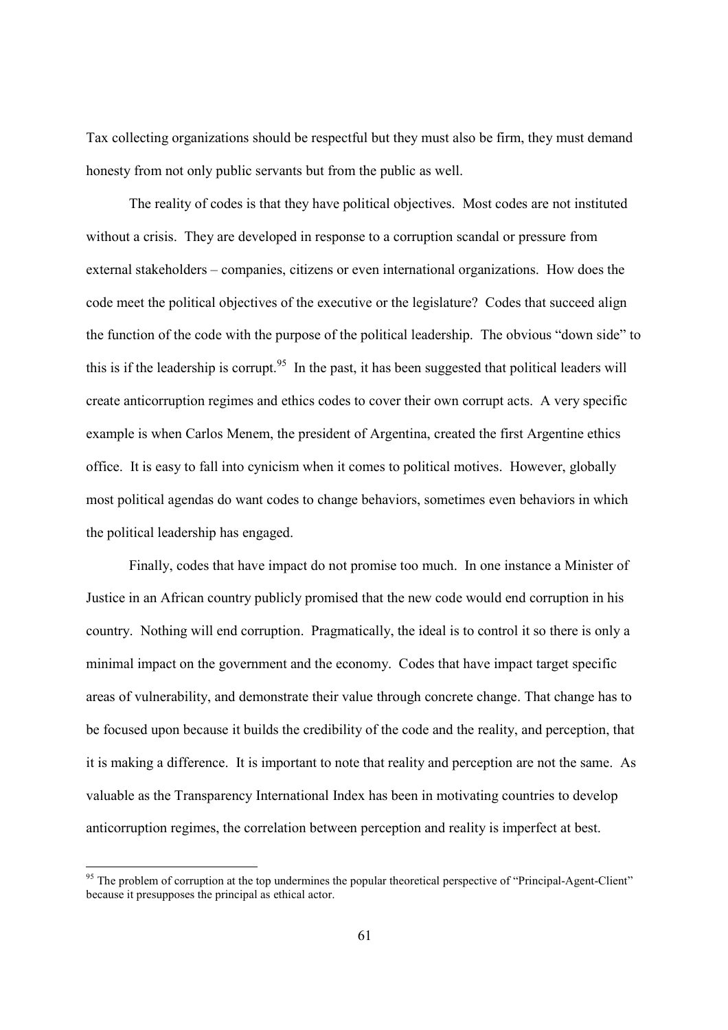Tax collecting organizations should be respectful but they must also be firm, they must demand honesty from not only public servants but from the public as well.

The reality of codes is that they have political objectives. Most codes are not instituted without a crisis. They are developed in response to a corruption scandal or pressure from external stakeholders – companies, citizens or even international organizations. How does the code meet the political objectives of the executive or the legislature? Codes that succeed align the function of the code with the purpose of the political leadership. The obvious "down side" to this is if the leadership is corrupt.[95] In the past, it has been suggested that political leaders will create anticorruption regimes and ethics codes to cover their own corrupt acts. A very specific example is when Carlos Menem, the president of Argentina, created the first Argentine ethics office. It is easy to fall into cynicism when it comes to political motives. However, globally most political agendas do want codes to change behaviors, sometimes even behaviors in which the political leadership has engaged.

Finally, codes that have impact do not promise too much. In one instance a Minister of Justice in an African country publicly promised that the new code would end corruption in his country. Nothing will end corruption. Pragmatically, the ideal is to control it so there is only a minimal impact on the government and the economy. Codes that have impact target specific areas of vulnerability, and demonstrate their value through concrete change. That change has to be focused upon because it builds the credibility of the code and the reality, and perception, that it is making a difference. It is important to note that reality and perception are not the same. As valuable as the Transparency International Index has been in motivating countries to develop anticorruption regimes, the correlation between perception and reality is imperfect at best.

[95] The problem of corruption at the top undermines the popular theoretical perspective of "Principal-Agent-Client" because it presupposes the principal as ethical actor.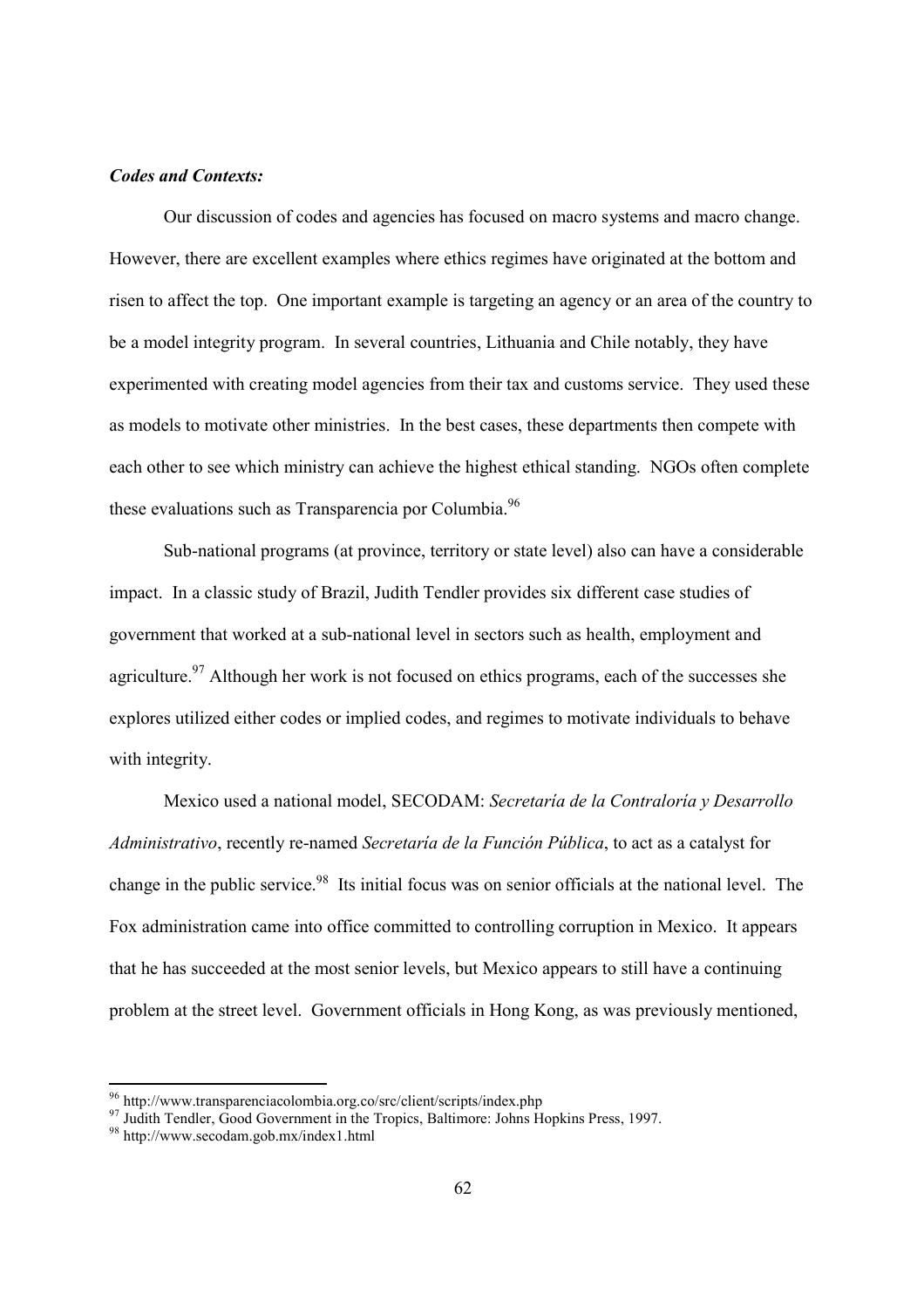***Codes and Contexts:***

Our discussion of codes and agencies has focused on macro systems and macro change. However, there are excellent examples where ethics regimes have originated at the bottom and risen to affect the top. One important example is targeting an agency or an area of the country to be a model integrity program. In several countries, Lithuania and Chile notably, they have experimented with creating model agencies from their tax and customs service. They used these as models to motivate other ministries. In the best cases, these departments then compete with each other to see which ministry can achieve the highest ethical standing. NGOs often complete these evaluations such as Transparencia por Columbia.[96]

Sub-national programs (at province, territory or state level) also can have a considerable impact. In a classic study of Brazil, Judith Tendler provides six different case studies of government that worked at a sub-national level in sectors such as health, employment and agriculture.[97] Although her work is not focused on ethics programs, each of the successes she explores utilized either codes or implied codes, and regimes to motivate individuals to behave with integrity.

Mexico used a national model, SECODAM: *Secretaría de la Contraloría y Desarrollo Administrativo*, recently re-named *Secretaría de la Función Pública*, to act as a catalyst for change in the public service.[98] Its initial focus was on senior officials at the national level. The Fox administration came into office committed to controlling corruption in Mexico. It appears that he has succeeded at the most senior levels, but Mexico appears to still have a continuing problem at the street level. Government officials in Hong Kong, as was previously mentioned,

---

[96] http://www.transparenciacolombia.org.co/src/client/scripts/index.php

[97] Judith Tendler, Good Government in the Tropics, Baltimore: Johns Hopkins Press, 1997.

[98] http://www.secodam.gob.mx/index1.html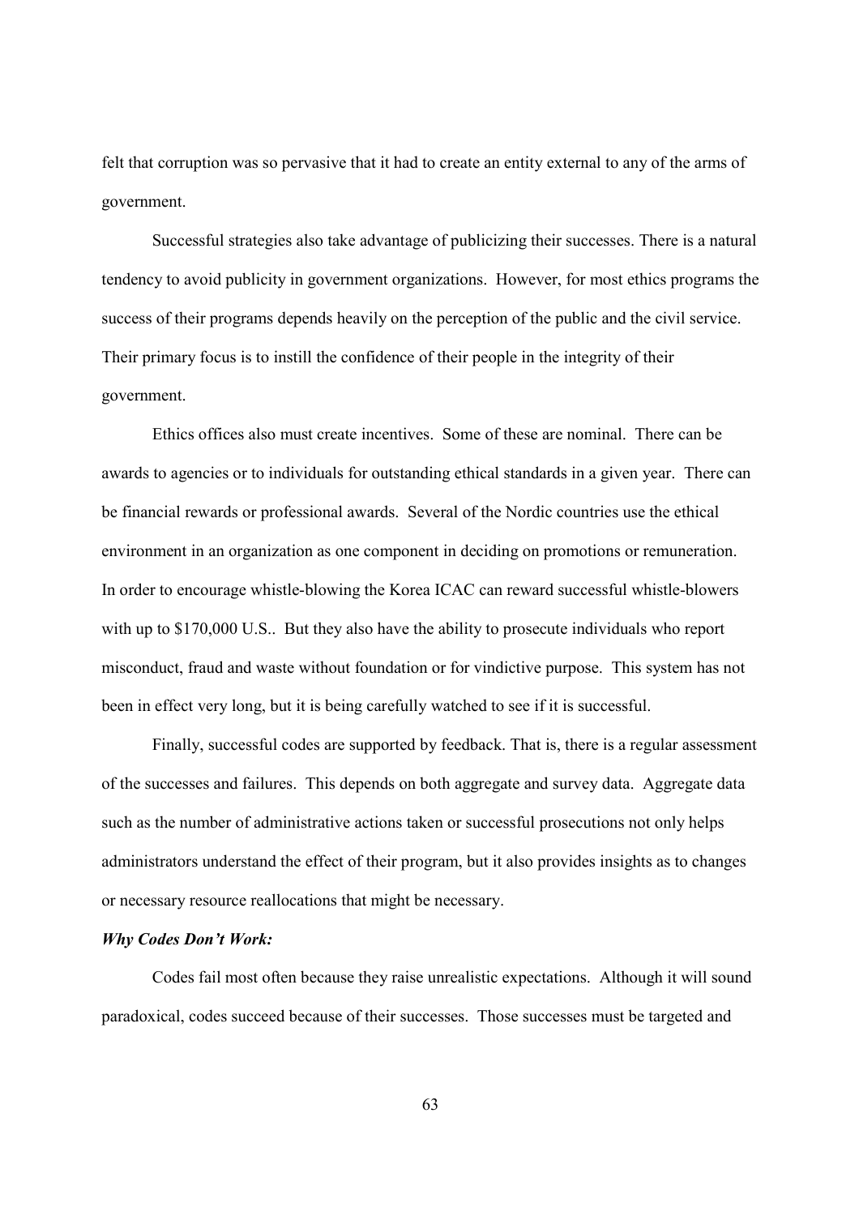felt that corruption was so pervasive that it had to create an entity external to any of the arms of government.

Successful strategies also take advantage of publicizing their successes. There is a natural tendency to avoid publicity in government organizations. However, for most ethics programs the success of their programs depends heavily on the perception of the public and the civil service. Their primary focus is to instill the confidence of their people in the integrity of their government.

Ethics offices also must create incentives. Some of these are nominal. There can be awards to agencies or to individuals for outstanding ethical standards in a given year. There can be financial rewards or professional awards. Several of the Nordic countries use the ethical environment in an organization as one component in deciding on promotions or remuneration. In order to encourage whistle-blowing the Korea ICAC can reward successful whistle-blowers with up to $170,000 U.S.. But they also have the ability to prosecute individuals who report misconduct, fraud and waste without foundation or for vindictive purpose. This system has not been in effect very long, but it is being carefully watched to see if it is successful.

Finally, successful codes are supported by feedback. That is, there is a regular assessment of the successes and failures. This depends on both aggregate and survey data. Aggregate data such as the number of administrative actions taken or successful prosecutions not only helps administrators understand the effect of their program, but it also provides insights as to changes or necessary resource reallocations that might be necessary.

***Why Codes Don't Work:***

Codes fail most often because they raise unrealistic expectations. Although it will sound paradoxical, codes succeed because of their successes. Those successes must be targeted and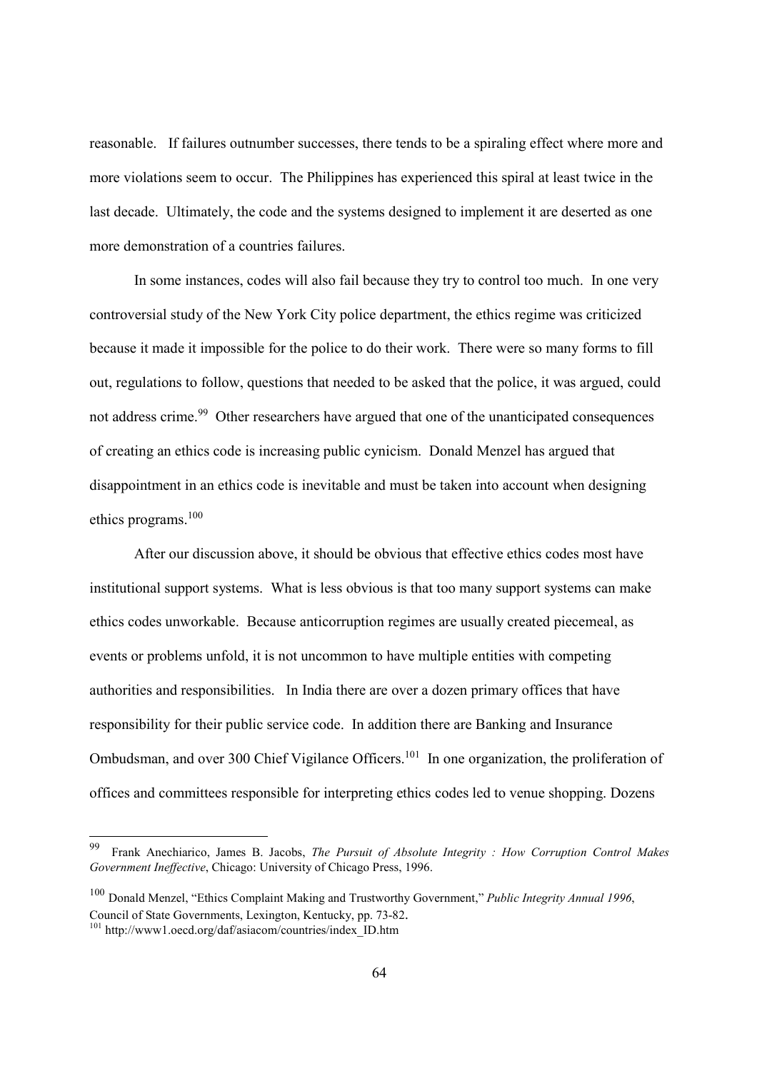reasonable. If failures outnumber successes, there tends to be a spiraling effect where more and more violations seem to occur. The Philippines has experienced this spiral at least twice in the last decade. Ultimately, the code and the systems designed to implement it are deserted as one more demonstration of a countries failures.

In some instances, codes will also fail because they try to control too much. In one very controversial study of the New York City police department, the ethics regime was criticized because it made it impossible for the police to do their work. There were so many forms to fill out, regulations to follow, questions that needed to be asked that the police, it was argued, could not address crime.[99] Other researchers have argued that one of the unanticipated consequences of creating an ethics code is increasing public cynicism. Donald Menzel has argued that disappointment in an ethics code is inevitable and must be taken into account when designing ethics programs.[100]

After our discussion above, it should be obvious that effective ethics codes most have institutional support systems. What is less obvious is that too many support systems can make ethics codes unworkable. Because anticorruption regimes are usually created piecemeal, as events or problems unfold, it is not uncommon to have multiple entities with competing authorities and responsibilities. In India there are over a dozen primary offices that have responsibility for their public service code. In addition there are Banking and Insurance Ombudsman, and over 300 Chief Vigilance Officers.[101] In one organization, the proliferation of offices and committees responsible for interpreting ethics codes led to venue shopping. Dozens

---

[99] Frank Anechiarico, James B. Jacobs, *The Pursuit of Absolute Integrity : How Corruption Control Makes Government Ineffective*, Chicago: University of Chicago Press, 1996.

[100] Donald Menzel, "Ethics Complaint Making and Trustworthy Government," *Public Integrity Annual 1996*, Council of State Governments, Lexington, Kentucky, pp. 73-82.

[101] http://www1.oecd.org/daf/asiacom/countries/index_ID.htm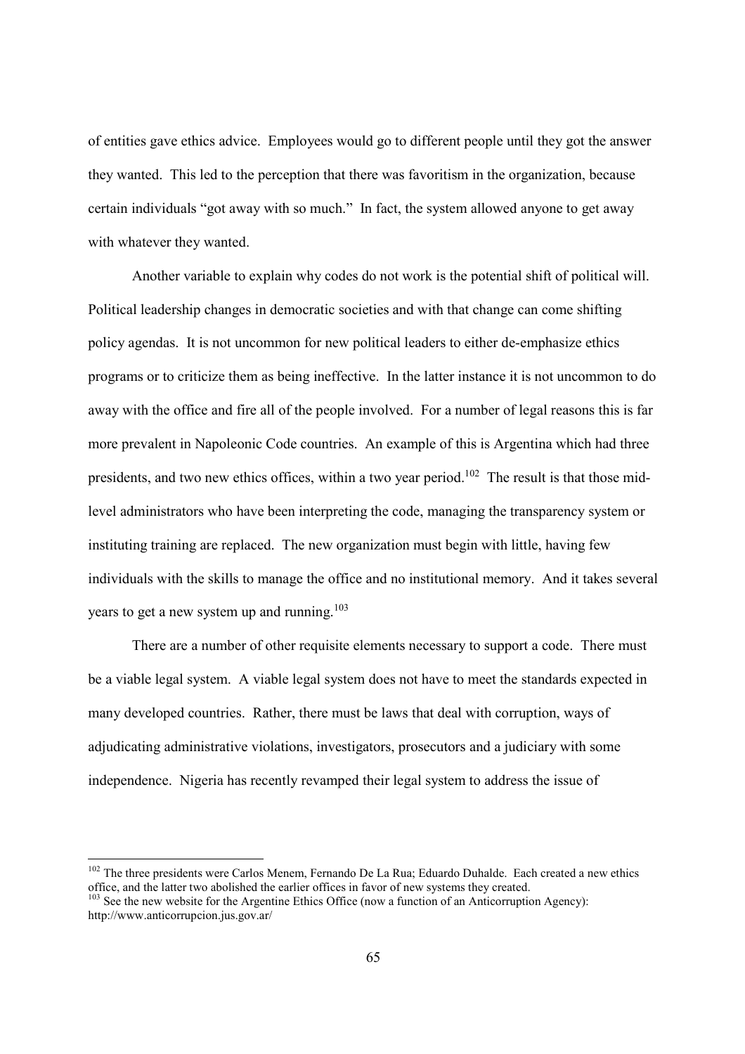of entities gave ethics advice. Employees would go to different people until they got the answer they wanted. This led to the perception that there was favoritism in the organization, because certain individuals "got away with so much." In fact, the system allowed anyone to get away with whatever they wanted.

Another variable to explain why codes do not work is the potential shift of political will. Political leadership changes in democratic societies and with that change can come shifting policy agendas. It is not uncommon for new political leaders to either de-emphasize ethics programs or to criticize them as being ineffective. In the latter instance it is not uncommon to do away with the office and fire all of the people involved. For a number of legal reasons this is far more prevalent in Napoleonic Code countries. An example of this is Argentina which had three presidents, and two new ethics offices, within a two year period.[102] The result is that those mid-level administrators who have been interpreting the code, managing the transparency system or instituting training are replaced. The new organization must begin with little, having few individuals with the skills to manage the office and no institutional memory. And it takes several years to get a new system up and running.[103]

There are a number of other requisite elements necessary to support a code. There must be a viable legal system. A viable legal system does not have to meet the standards expected in many developed countries. Rather, there must be laws that deal with corruption, ways of adjudicating administrative violations, investigators, prosecutors and a judiciary with some independence. Nigeria has recently revamped their legal system to address the issue of

---

[102] The three presidents were Carlos Menem, Fernando De La Rua; Eduardo Duhalde. Each created a new ethics office, and the latter two abolished the earlier offices in favor of new systems they created.

[103] See the new website for the Argentine Ethics Office (now a function of an Anticorruption Agency): http://www.anticorrupcion.jus.gov.ar/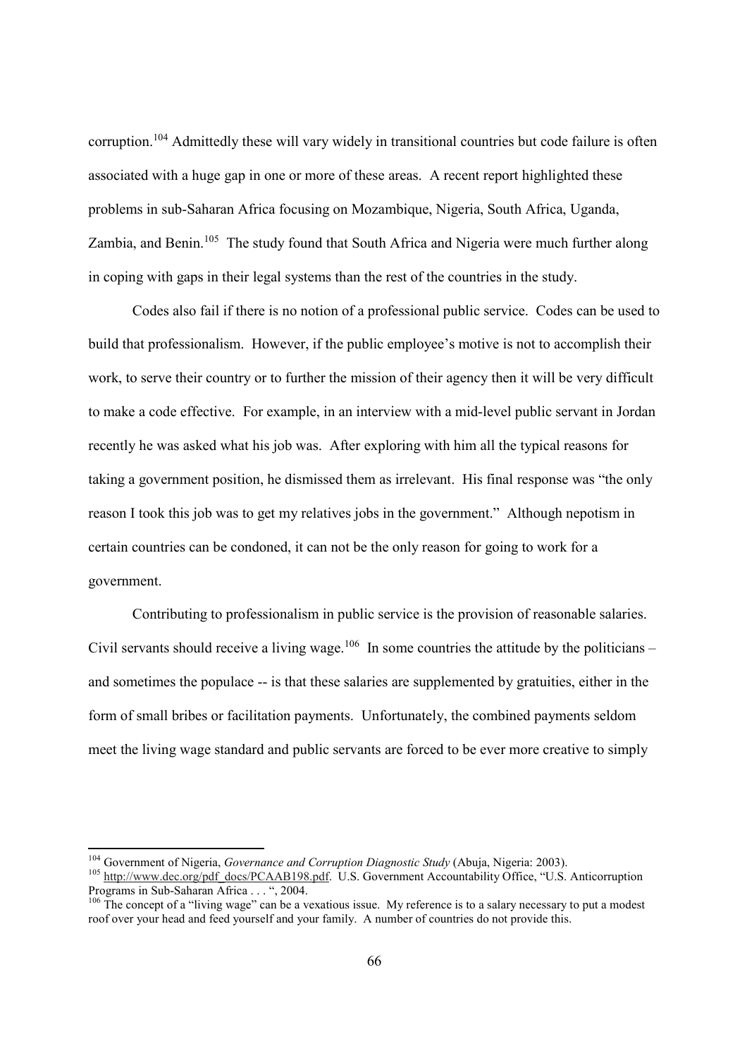corruption.[104] Admittedly these will vary widely in transitional countries but code failure is often associated with a huge gap in one or more of these areas. A recent report highlighted these problems in sub-Saharan Africa focusing on Mozambique, Nigeria, South Africa, Uganda, Zambia, and Benin.[105] The study found that South Africa and Nigeria were much further along in coping with gaps in their legal systems than the rest of the countries in the study.

Codes also fail if there is no notion of a professional public service. Codes can be used to build that professionalism. However, if the public employee's motive is not to accomplish their work, to serve their country or to further the mission of their agency then it will be very difficult to make a code effective. For example, in an interview with a mid-level public servant in Jordan recently he was asked what his job was. After exploring with him all the typical reasons for taking a government position, he dismissed them as irrelevant. His final response was "the only reason I took this job was to get my relatives jobs in the government." Although nepotism in certain countries can be condoned, it can not be the only reason for going to work for a government.

Contributing to professionalism in public service is the provision of reasonable salaries. Civil servants should receive a living wage.[106] In some countries the attitude by the politicians – and sometimes the populace -- is that these salaries are supplemented by gratuities, either in the form of small bribes or facilitation payments. Unfortunately, the combined payments seldom meet the living wage standard and public servants are forced to be ever more creative to simply

---

[104] Government of Nigeria, *Governance and Corruption Diagnostic Study* (Abuja, Nigeria: 2003).

[105] http://www.dec.org/pdf_docs/PCAAB198.pdf. U.S. Government Accountability Office, "U.S. Anticorruption Programs in Sub-Saharan Africa . . . ", 2004.

[106] The concept of a "living wage" can be a vexatious issue. My reference is to a salary necessary to put a modest roof over your head and feed yourself and your family. A number of countries do not provide this.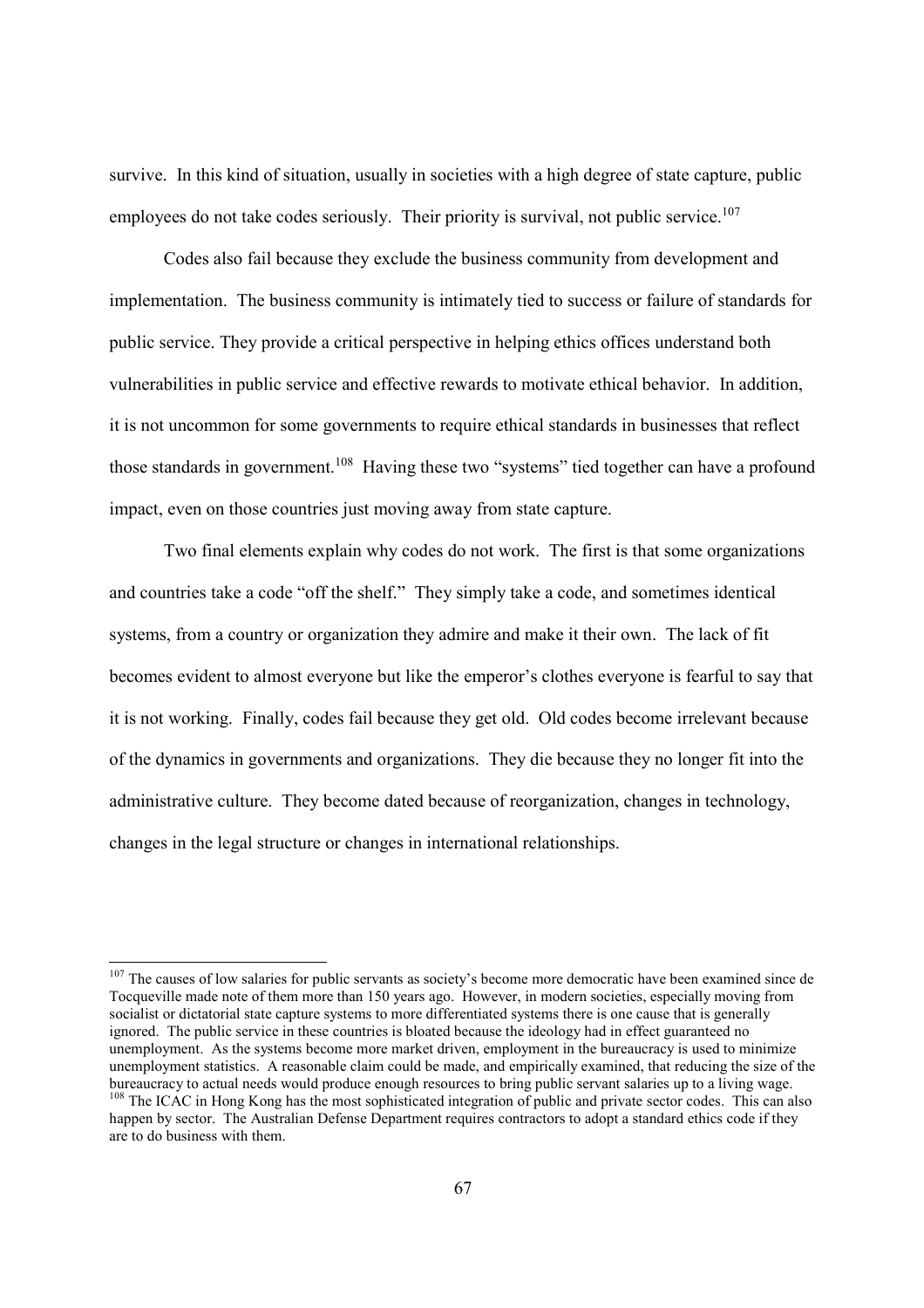survive. In this kind of situation, usually in societies with a high degree of state capture, public employees do not take codes seriously. Their priority is survival, not public service.[107]

Codes also fail because they exclude the business community from development and implementation. The business community is intimately tied to success or failure of standards for public service. They provide a critical perspective in helping ethics offices understand both vulnerabilities in public service and effective rewards to motivate ethical behavior. In addition, it is not uncommon for some governments to require ethical standards in businesses that reflect those standards in government.[108] Having these two "systems" tied together can have a profound impact, even on those countries just moving away from state capture.

Two final elements explain why codes do not work. The first is that some organizations and countries take a code "off the shelf." They simply take a code, and sometimes identical systems, from a country or organization they admire and make it their own. The lack of fit becomes evident to almost everyone but like the emperor's clothes everyone is fearful to say that it is not working. Finally, codes fail because they get old. Old codes become irrelevant because of the dynamics in governments and organizations. They die because they no longer fit into the administrative culture. They become dated because of reorganization, changes in technology, changes in the legal structure or changes in international relationships.

---

[107] The causes of low salaries for public servants as society's become more democratic have been examined since de Tocqueville made note of them more than 150 years ago. However, in modern societies, especially moving from socialist or dictatorial state capture systems to more differentiated systems there is one cause that is generally ignored. The public service in these countries is bloated because the ideology had in effect guaranteed no unemployment. As the systems become more market driven, employment in the bureaucracy is used to minimize unemployment statistics. A reasonable claim could be made, and empirically examined, that reducing the size of the bureaucracy to actual needs would produce enough resources to bring public servant salaries up to a living wage.

[108] The ICAC in Hong Kong has the most sophisticated integration of public and private sector codes. This can also happen by sector. The Australian Defense Department requires contractors to adopt a standard ethics code if they are to do business with them.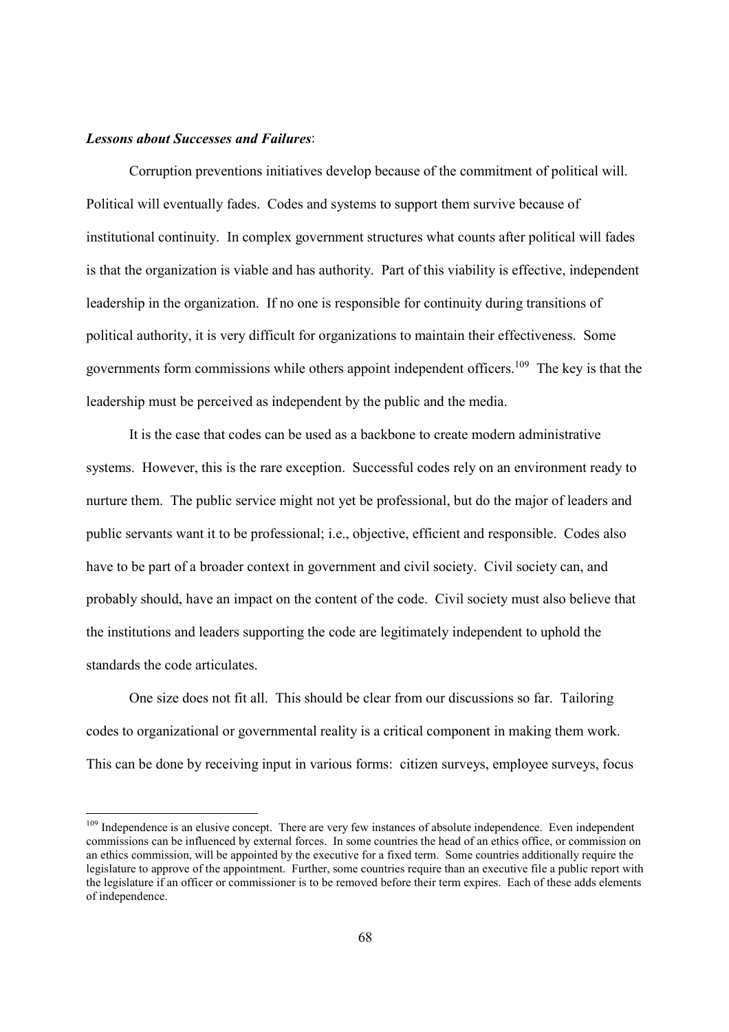***Lessons about Successes and Failures***:

Corruption preventions initiatives develop because of the commitment of political will. Political will eventually fades. Codes and systems to support them survive because of institutional continuity. In complex government structures what counts after political will fades is that the organization is viable and has authority. Part of this viability is effective, independent leadership in the organization. If no one is responsible for continuity during transitions of political authority, it is very difficult for organizations to maintain their effectiveness. Some governments form commissions while others appoint independent officers.[109] The key is that the leadership must be perceived as independent by the public and the media.

It is the case that codes can be used as a backbone to create modern administrative systems. However, this is the rare exception. Successful codes rely on an environment ready to nurture them. The public service might not yet be professional, but do the major of leaders and public servants want it to be professional; i.e., objective, efficient and responsible. Codes also have to be part of a broader context in government and civil society. Civil society can, and probably should, have an impact on the content of the code. Civil society must also believe that the institutions and leaders supporting the code are legitimately independent to uphold the standards the code articulates.

One size does not fit all. This should be clear from our discussions so far. Tailoring codes to organizational or governmental reality is a critical component in making them work. This can be done by receiving input in various forms: citizen surveys, employee surveys, focus

---

[109] Independence is an elusive concept. There are very few instances of absolute independence. Even independent commissions can be influenced by external forces. In some countries the head of an ethics office, or commission on an ethics commission, will be appointed by the executive for a fixed term. Some countries additionally require the legislature to approve of the appointment. Further, some countries require than an executive file a public report with the legislature if an officer or commissioner is to be removed before their term expires. Each of these adds elements of independence.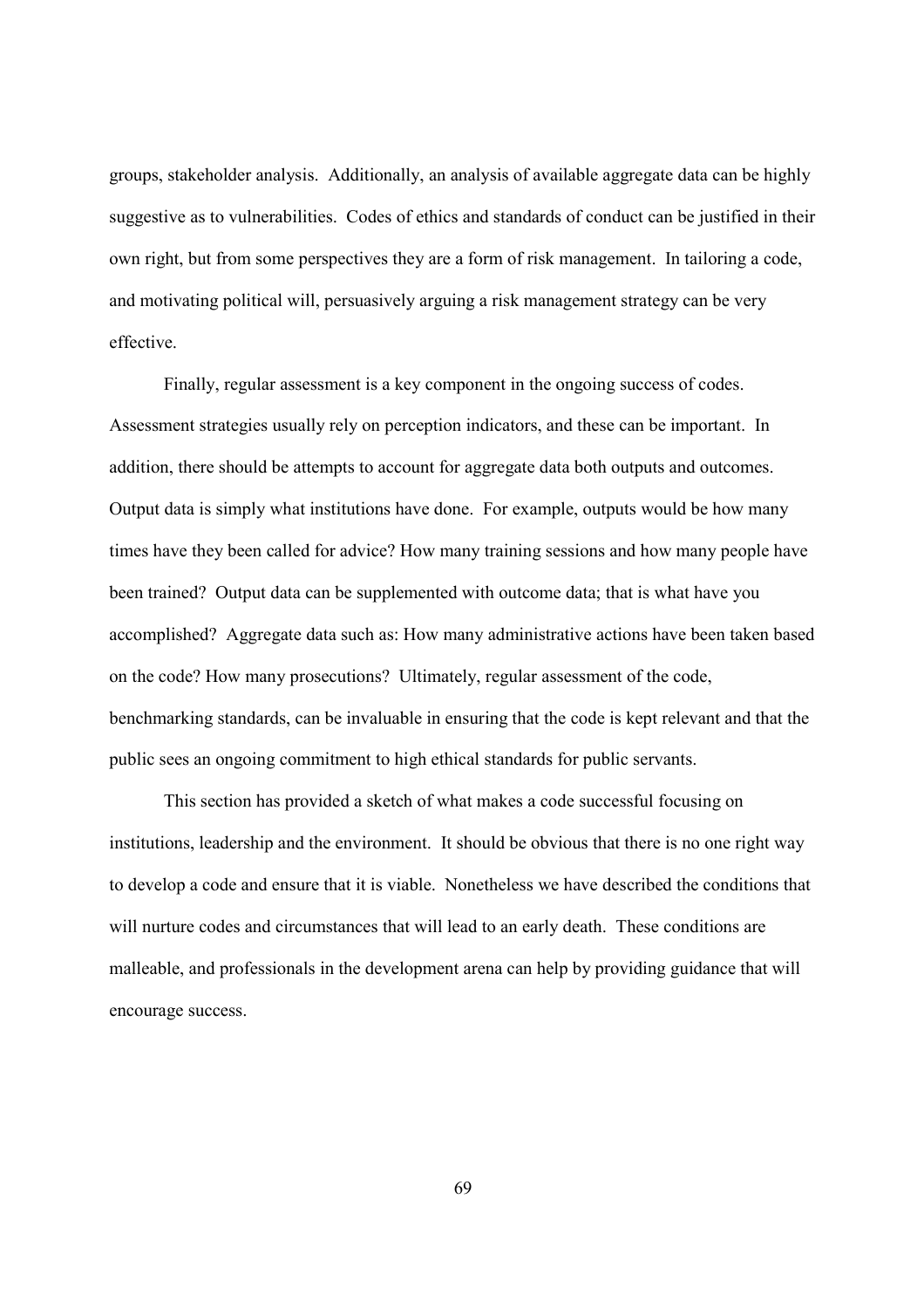groups, stakeholder analysis. Additionally, an analysis of available aggregate data can be highly suggestive as to vulnerabilities. Codes of ethics and standards of conduct can be justified in their own right, but from some perspectives they are a form of risk management. In tailoring a code, and motivating political will, persuasively arguing a risk management strategy can be very effective.

Finally, regular assessment is a key component in the ongoing success of codes. Assessment strategies usually rely on perception indicators, and these can be important. In addition, there should be attempts to account for aggregate data both outputs and outcomes. Output data is simply what institutions have done. For example, outputs would be how many times have they been called for advice? How many training sessions and how many people have been trained? Output data can be supplemented with outcome data; that is what have you accomplished? Aggregate data such as: How many administrative actions have been taken based on the code? How many prosecutions? Ultimately, regular assessment of the code, benchmarking standards, can be invaluable in ensuring that the code is kept relevant and that the public sees an ongoing commitment to high ethical standards for public servants.

This section has provided a sketch of what makes a code successful focusing on institutions, leadership and the environment. It should be obvious that there is no one right way to develop a code and ensure that it is viable. Nonetheless we have described the conditions that will nurture codes and circumstances that will lead to an early death. These conditions are malleable, and professionals in the development arena can help by providing guidance that will encourage success.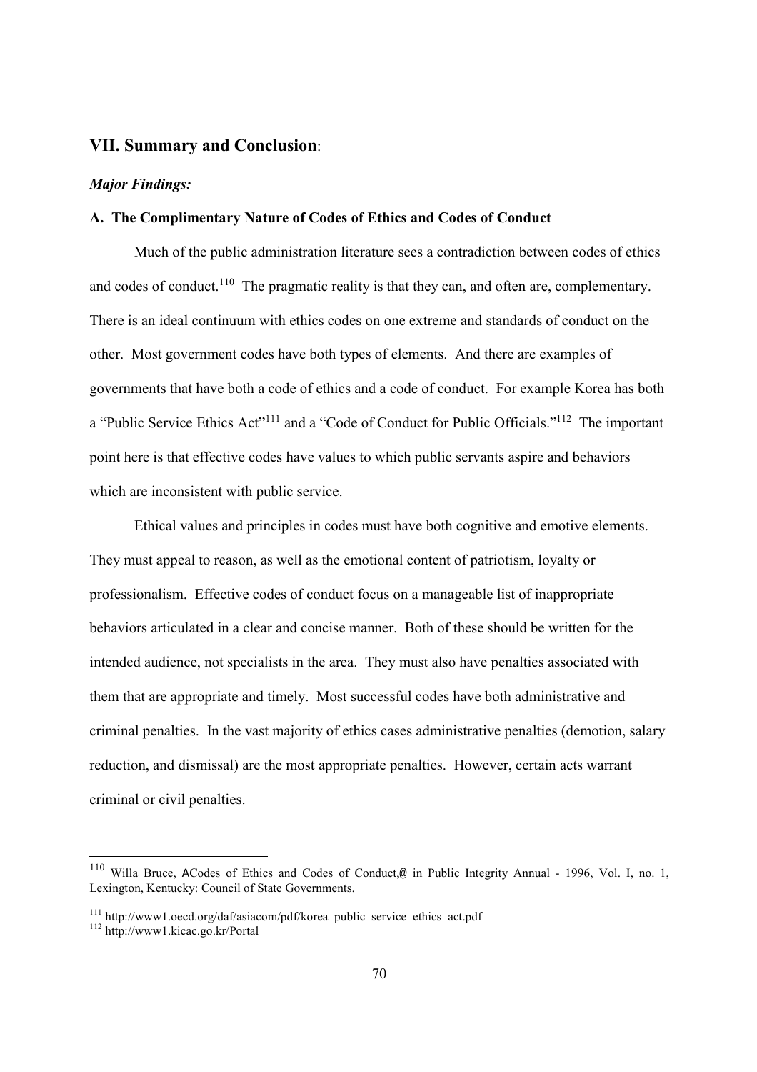## VII. Summary and Conclusion:

### *Major Findings:*

**A. The Complimentary Nature of Codes of Ethics and Codes of Conduct**

Much of the public administration literature sees a contradiction between codes of ethics and codes of conduct.[110] The pragmatic reality is that they can, and often are, complementary. There is an ideal continuum with ethics codes on one extreme and standards of conduct on the other. Most government codes have both types of elements. And there are examples of governments that have both a code of ethics and a code of conduct. For example Korea has both a "Public Service Ethics Act"[111] and a "Code of Conduct for Public Officials."[112] The important point here is that effective codes have values to which public servants aspire and behaviors which are inconsistent with public service.

Ethical values and principles in codes must have both cognitive and emotive elements. They must appeal to reason, as well as the emotional content of patriotism, loyalty or professionalism. Effective codes of conduct focus on a manageable list of inappropriate behaviors articulated in a clear and concise manner. Both of these should be written for the intended audience, not specialists in the area. They must also have penalties associated with them that are appropriate and timely. Most successful codes have both administrative and criminal penalties. In the vast majority of ethics cases administrative penalties (demotion, salary reduction, and dismissal) are the most appropriate penalties. However, certain acts warrant criminal or civil penalties.

---

[110] Willa Bruce, ACodes of Ethics and Codes of Conduct,@ in Public Integrity Annual - 1996, Vol. I, no. 1, Lexington, Kentucky: Council of State Governments.

[111] http://www1.oecd.org/daf/asiacom/pdf/korea_public_service_ethics_act.pdf

[112] http://www1.kicac.go.kr/Portal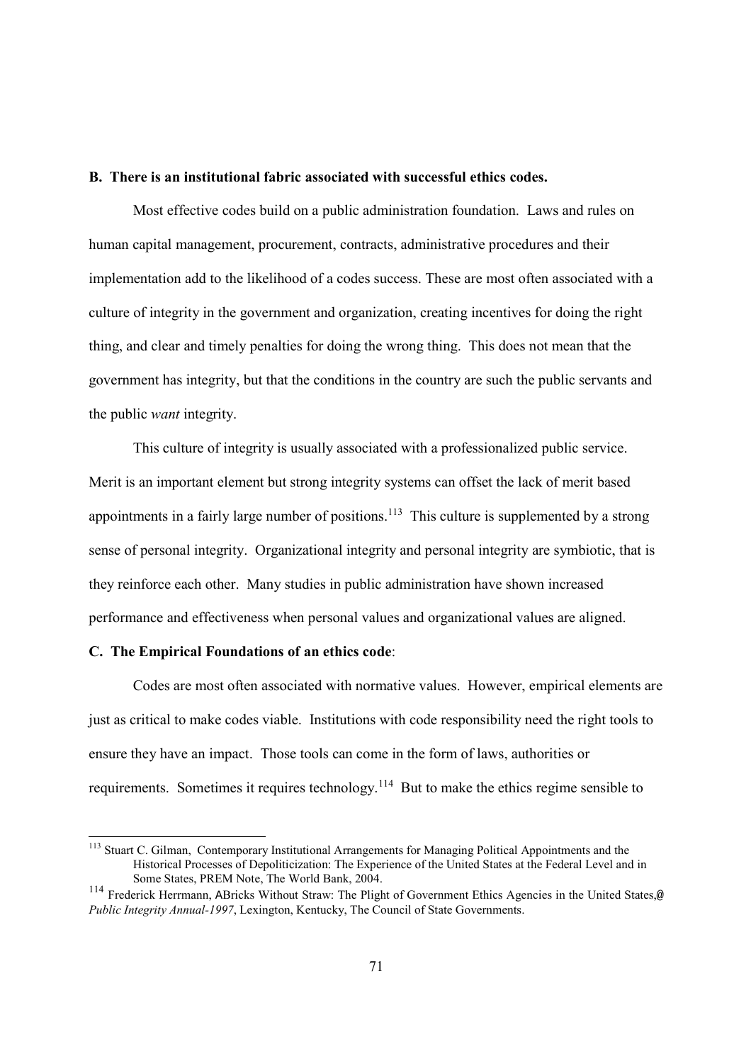**B. There is an institutional fabric associated with successful ethics codes.**

Most effective codes build on a public administration foundation. Laws and rules on human capital management, procurement, contracts, administrative procedures and their implementation add to the likelihood of a codes success. These are most often associated with a culture of integrity in the government and organization, creating incentives for doing the right thing, and clear and timely penalties for doing the wrong thing. This does not mean that the government has integrity, but that the conditions in the country are such the public servants and the public *want* integrity.

This culture of integrity is usually associated with a professionalized public service. Merit is an important element but strong integrity systems can offset the lack of merit based appointments in a fairly large number of positions.[113] This culture is supplemented by a strong sense of personal integrity. Organizational integrity and personal integrity are symbiotic, that is they reinforce each other. Many studies in public administration have shown increased performance and effectiveness when personal values and organizational values are aligned.

**C. The Empirical Foundations of an ethics code**:

Codes are most often associated with normative values. However, empirical elements are just as critical to make codes viable. Institutions with code responsibility need the right tools to ensure they have an impact. Those tools can come in the form of laws, authorities or requirements. Sometimes it requires technology.[114] But to make the ethics regime sensible to

---

[113] Stuart C. Gilman, Contemporary Institutional Arrangements for Managing Political Appointments and the Historical Processes of Depoliticization: The Experience of the United States at the Federal Level and in Some States, PREM Note, The World Bank, 2004.

[114] Frederick Herrmann, ABricks Without Straw: The Plight of Government Ethics Agencies in the United States,@ *Public Integrity Annual-1997*, Lexington, Kentucky, The Council of State Governments.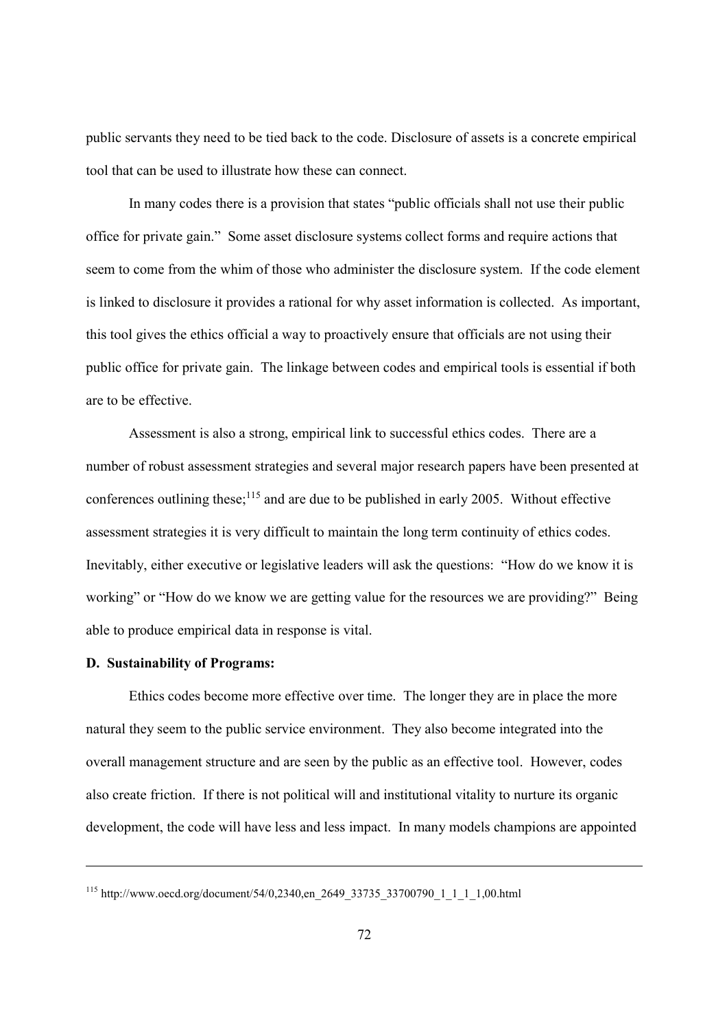public servants they need to be tied back to the code. Disclosure of assets is a concrete empirical tool that can be used to illustrate how these can connect.

In many codes there is a provision that states "public officials shall not use their public office for private gain." Some asset disclosure systems collect forms and require actions that seem to come from the whim of those who administer the disclosure system. If the code element is linked to disclosure it provides a rational for why asset information is collected. As important, this tool gives the ethics official a way to proactively ensure that officials are not using their public office for private gain. The linkage between codes and empirical tools is essential if both are to be effective.

Assessment is also a strong, empirical link to successful ethics codes. There are a number of robust assessment strategies and several major research papers have been presented at conferences outlining these;[115] and are due to be published in early 2005. Without effective assessment strategies it is very difficult to maintain the long term continuity of ethics codes. Inevitably, either executive or legislative leaders will ask the questions: "How do we know it is working" or "How do we know we are getting value for the resources we are providing?" Being able to produce empirical data in response is vital.

**D. Sustainability of Programs:**

Ethics codes become more effective over time. The longer they are in place the more natural they seem to the public service environment. They also become integrated into the overall management structure and are seen by the public as an effective tool. However, codes also create friction. If there is not political will and institutional vitality to nurture its organic development, the code will have less and less impact. In many models champions are appointed

---

[115] http://www.oecd.org/document/54/0,2340,en_2649_33735_33700790_1_1_1_1,00.html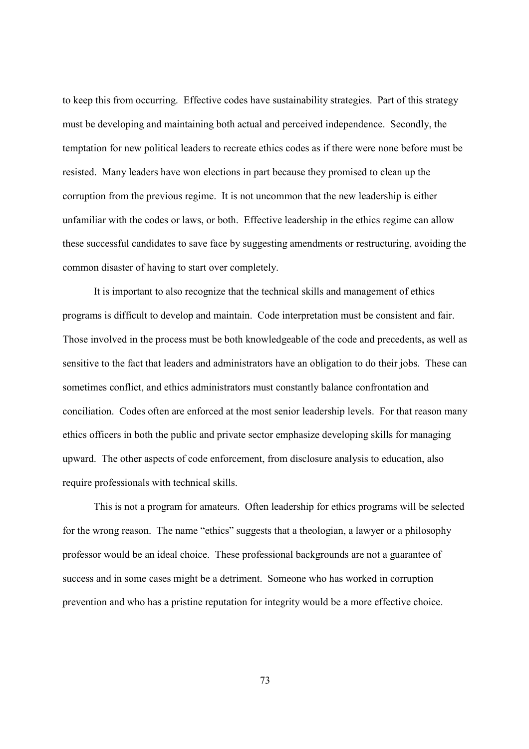to keep this from occurring. Effective codes have sustainability strategies. Part of this strategy must be developing and maintaining both actual and perceived independence. Secondly, the temptation for new political leaders to recreate ethics codes as if there were none before must be resisted. Many leaders have won elections in part because they promised to clean up the corruption from the previous regime. It is not uncommon that the new leadership is either unfamiliar with the codes or laws, or both. Effective leadership in the ethics regime can allow these successful candidates to save face by suggesting amendments or restructuring, avoiding the common disaster of having to start over completely.

It is important to also recognize that the technical skills and management of ethics programs is difficult to develop and maintain. Code interpretation must be consistent and fair. Those involved in the process must be both knowledgeable of the code and precedents, as well as sensitive to the fact that leaders and administrators have an obligation to do their jobs. These can sometimes conflict, and ethics administrators must constantly balance confrontation and conciliation. Codes often are enforced at the most senior leadership levels. For that reason many ethics officers in both the public and private sector emphasize developing skills for managing upward. The other aspects of code enforcement, from disclosure analysis to education, also require professionals with technical skills.

This is not a program for amateurs. Often leadership for ethics programs will be selected for the wrong reason. The name "ethics" suggests that a theologian, a lawyer or a philosophy professor would be an ideal choice. These professional backgrounds are not a guarantee of success and in some cases might be a detriment. Someone who has worked in corruption prevention and who has a pristine reputation for integrity would be a more effective choice.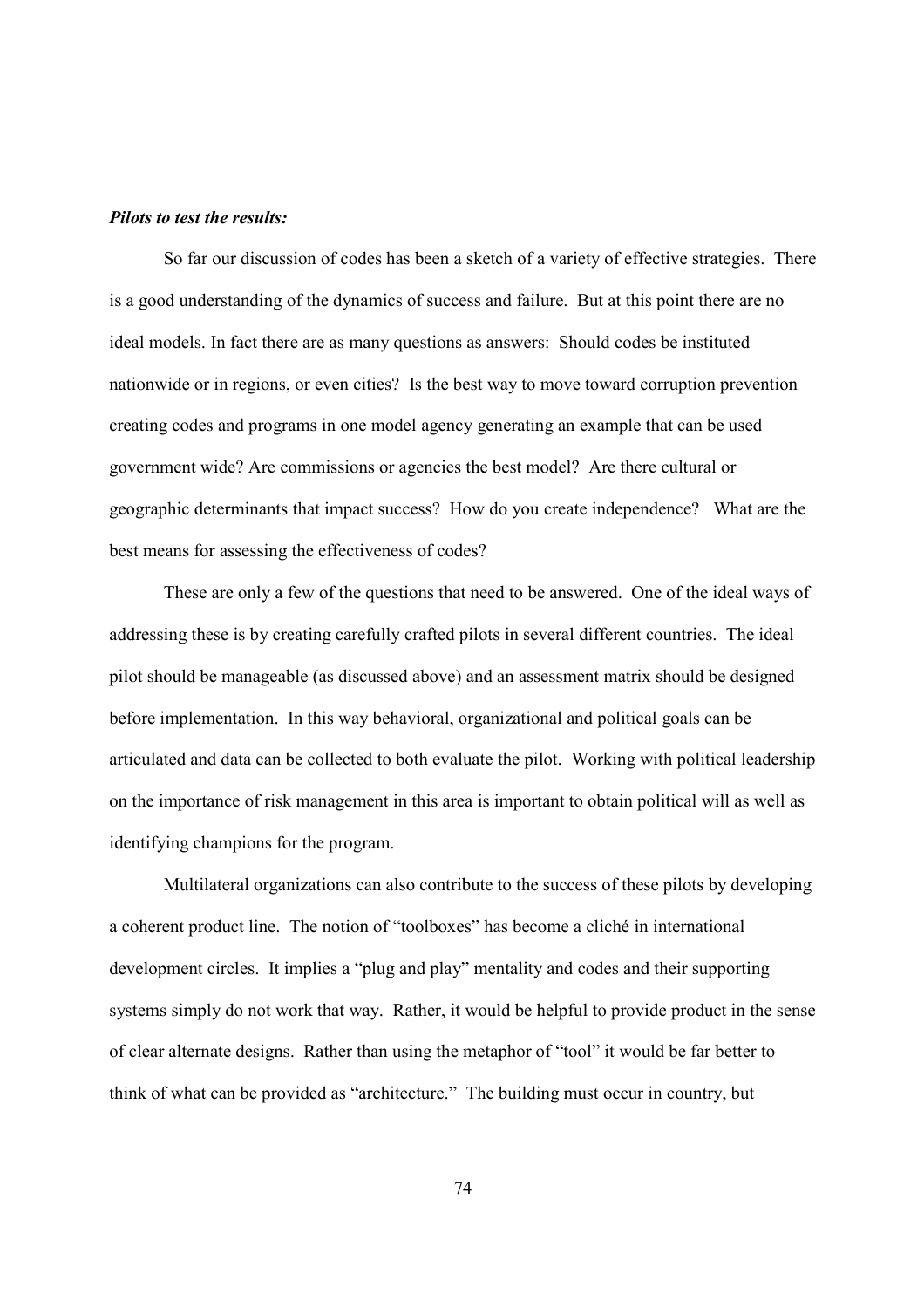***Pilots to test the results:***

So far our discussion of codes has been a sketch of a variety of effective strategies. There is a good understanding of the dynamics of success and failure. But at this point there are no ideal models. In fact there are as many questions as answers: Should codes be instituted nationwide or in regions, or even cities? Is the best way to move toward corruption prevention creating codes and programs in one model agency generating an example that can be used government wide? Are commissions or agencies the best model? Are there cultural or geographic determinants that impact success? How do you create independence? What are the best means for assessing the effectiveness of codes?

These are only a few of the questions that need to be answered. One of the ideal ways of addressing these is by creating carefully crafted pilots in several different countries. The ideal pilot should be manageable (as discussed above) and an assessment matrix should be designed before implementation. In this way behavioral, organizational and political goals can be articulated and data can be collected to both evaluate the pilot. Working with political leadership on the importance of risk management in this area is important to obtain political will as well as identifying champions for the program.

Multilateral organizations can also contribute to the success of these pilots by developing a coherent product line. The notion of "toolboxes" has become a cliché in international development circles. It implies a "plug and play" mentality and codes and their supporting systems simply do not work that way. Rather, it would be helpful to provide product in the sense of clear alternate designs. Rather than using the metaphor of "tool" it would be far better to think of what can be provided as "architecture." The building must occur in country, but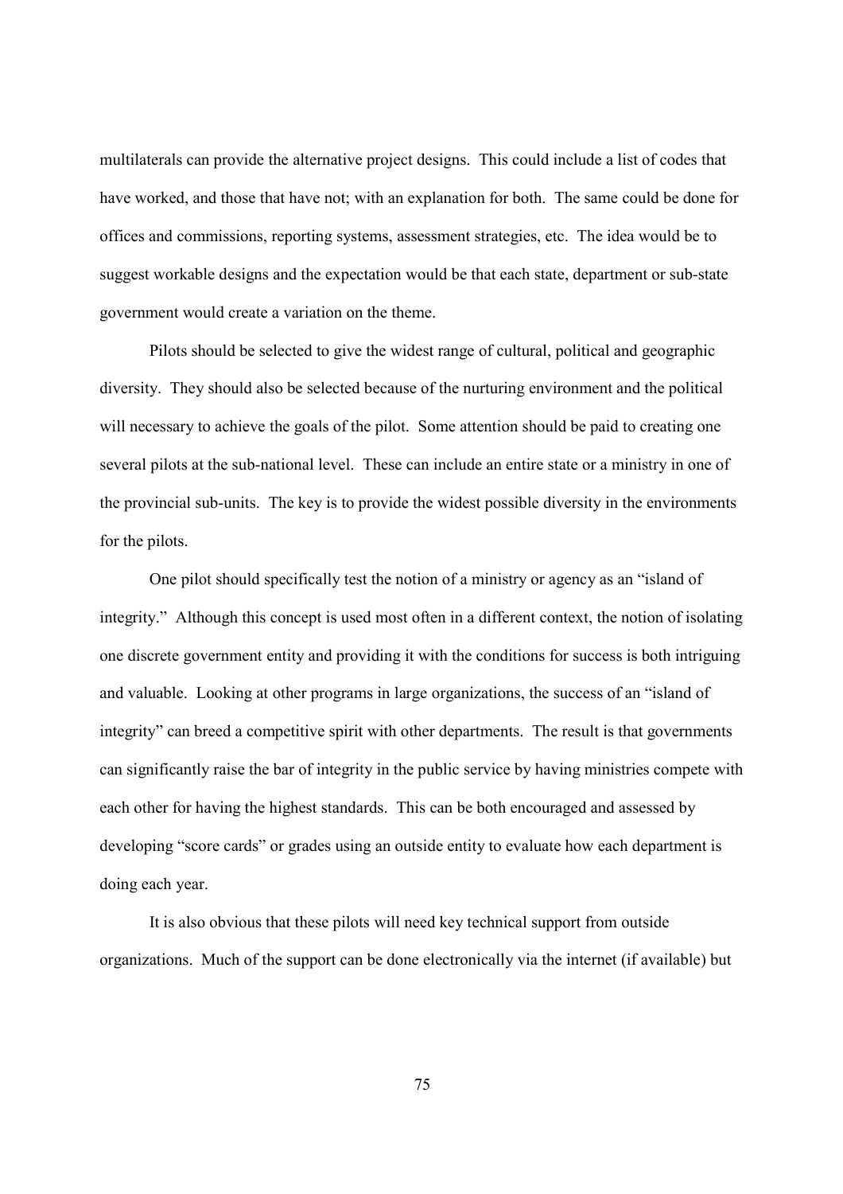multilaterals can provide the alternative project designs. This could include a list of codes that have worked, and those that have not; with an explanation for both. The same could be done for offices and commissions, reporting systems, assessment strategies, etc. The idea would be to suggest workable designs and the expectation would be that each state, department or sub-state government would create a variation on the theme.

Pilots should be selected to give the widest range of cultural, political and geographic diversity. They should also be selected because of the nurturing environment and the political will necessary to achieve the goals of the pilot. Some attention should be paid to creating one several pilots at the sub-national level. These can include an entire state or a ministry in one of the provincial sub-units. The key is to provide the widest possible diversity in the environments for the pilots.

One pilot should specifically test the notion of a ministry or agency as an "island of integrity." Although this concept is used most often in a different context, the notion of isolating one discrete government entity and providing it with the conditions for success is both intriguing and valuable. Looking at other programs in large organizations, the success of an "island of integrity" can breed a competitive spirit with other departments. The result is that governments can significantly raise the bar of integrity in the public service by having ministries compete with each other for having the highest standards. This can be both encouraged and assessed by developing "score cards" or grades using an outside entity to evaluate how each department is doing each year.

It is also obvious that these pilots will need key technical support from outside organizations. Much of the support can be done electronically via the internet (if available) but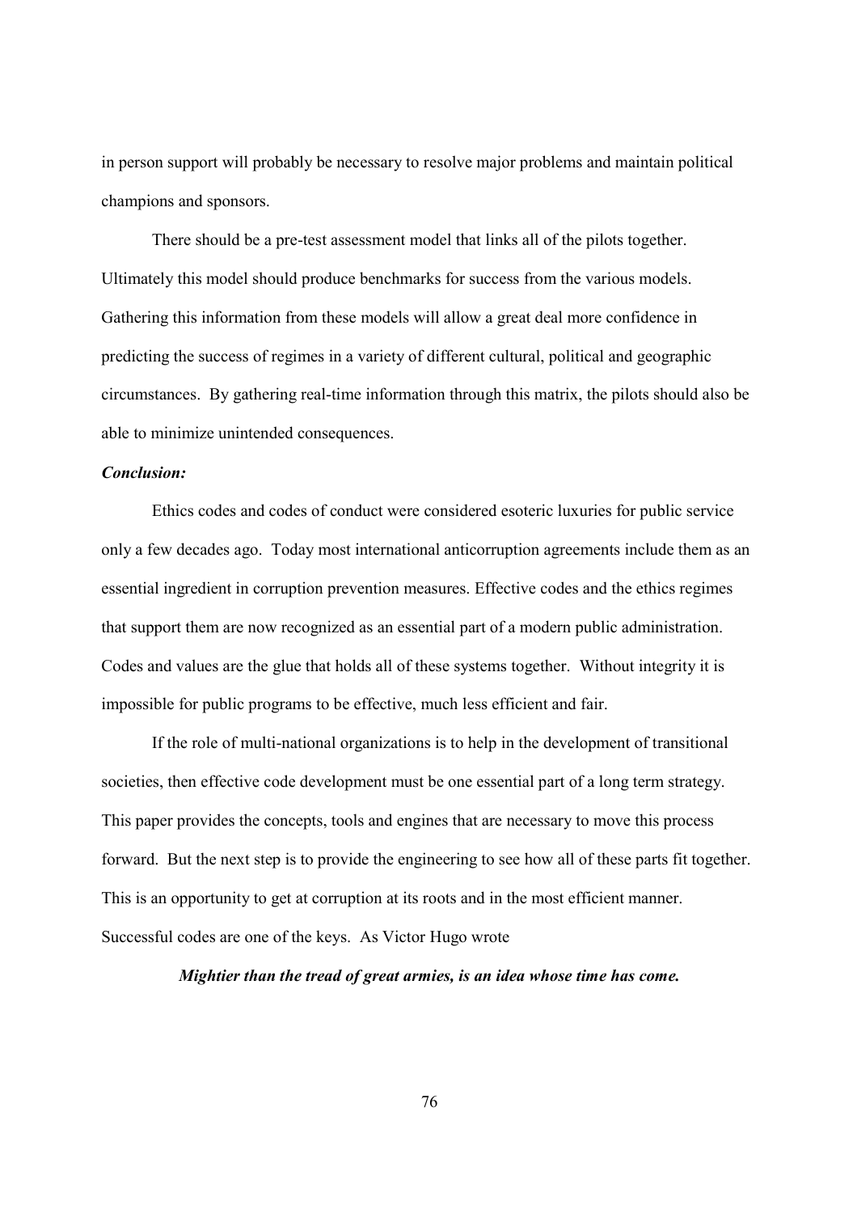in person support will probably be necessary to resolve major problems and maintain political champions and sponsors.

There should be a pre-test assessment model that links all of the pilots together. Ultimately this model should produce benchmarks for success from the various models. Gathering this information from these models will allow a great deal more confidence in predicting the success of regimes in a variety of different cultural, political and geographic circumstances. By gathering real-time information through this matrix, the pilots should also be able to minimize unintended consequences.

***Conclusion:***

Ethics codes and codes of conduct were considered esoteric luxuries for public service only a few decades ago. Today most international anticorruption agreements include them as an essential ingredient in corruption prevention measures. Effective codes and the ethics regimes that support them are now recognized as an essential part of a modern public administration. Codes and values are the glue that holds all of these systems together. Without integrity it is impossible for public programs to be effective, much less efficient and fair.

If the role of multi-national organizations is to help in the development of transitional societies, then effective code development must be one essential part of a long term strategy. This paper provides the concepts, tools and engines that are necessary to move this process forward. But the next step is to provide the engineering to see how all of these parts fit together. This is an opportunity to get at corruption at its roots and in the most efficient manner. Successful codes are one of the keys. As Victor Hugo wrote

***Mightier than the tread of great armies, is an idea whose time has come.***